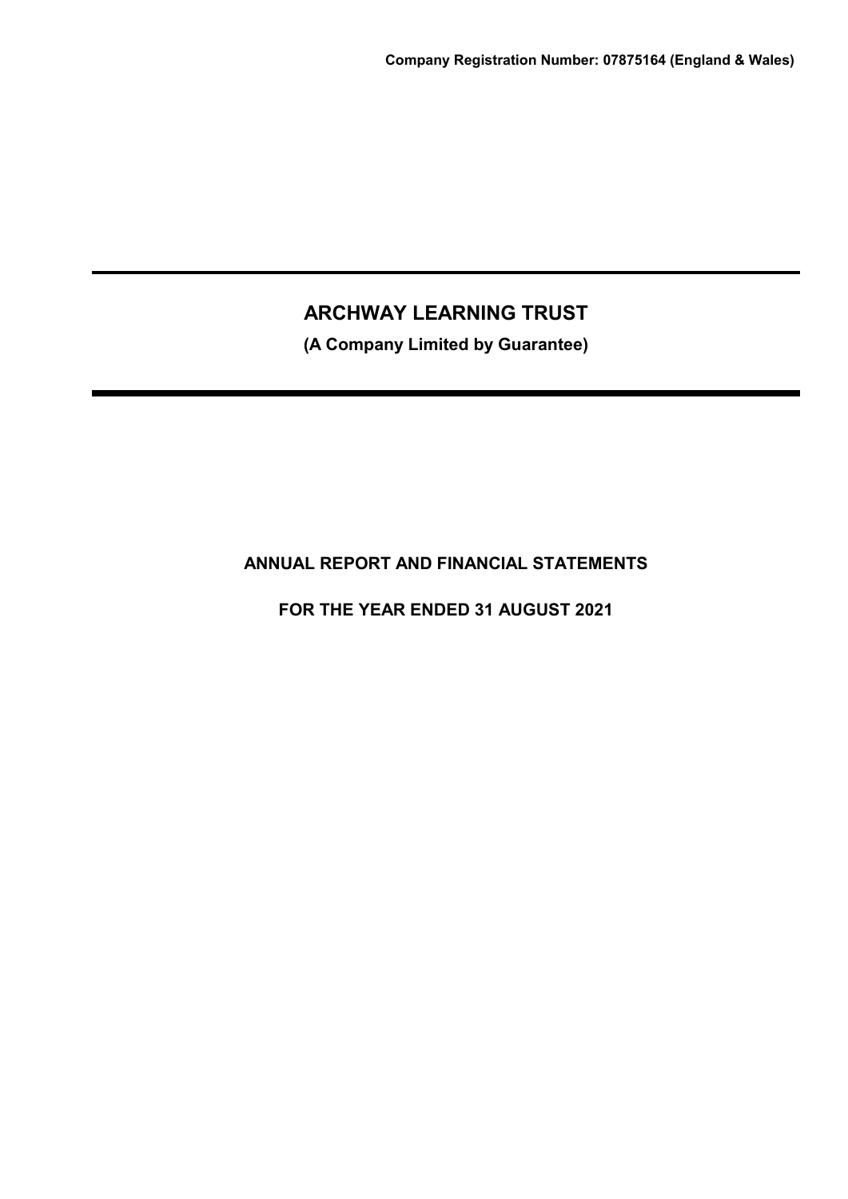**Company Registration Number: 07875164 (England & Wales)**

# ARCHWAY LEARNING TRUST

**(A Company Limited by Guarantee)**

## ANNUAL REPORT AND FINANCIAL STATEMENTS

## FOR THE YEAR ENDED 31 AUGUST 2021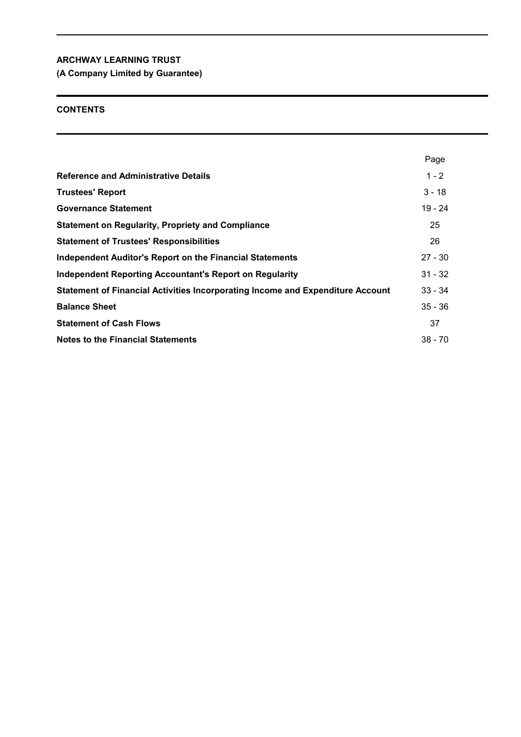**ARCHWAY LEARNING TRUST**
**(A Company Limited by Guarantee)**

## CONTENTS

| | Page |
|---|---|
| **Reference and Administrative Details** | 1 - 2 |
| **Trustees' Report** | 3 - 18 |
| **Governance Statement** | 19 - 24 |
| **Statement on Regularity, Propriety and Compliance** | 25 |
| **Statement of Trustees' Responsibilities** | 26 |
| **Independent Auditor's Report on the Financial Statements** | 27 - 30 |
| **Independent Reporting Accountant's Report on Regularity** | 31 - 32 |
| **Statement of Financial Activities Incorporating Income and Expenditure Account** | 33 - 34 |
| **Balance Sheet** | 35 - 36 |
| **Statement of Cash Flows** | 37 |
| **Notes to the Financial Statements** | 38 - 70 |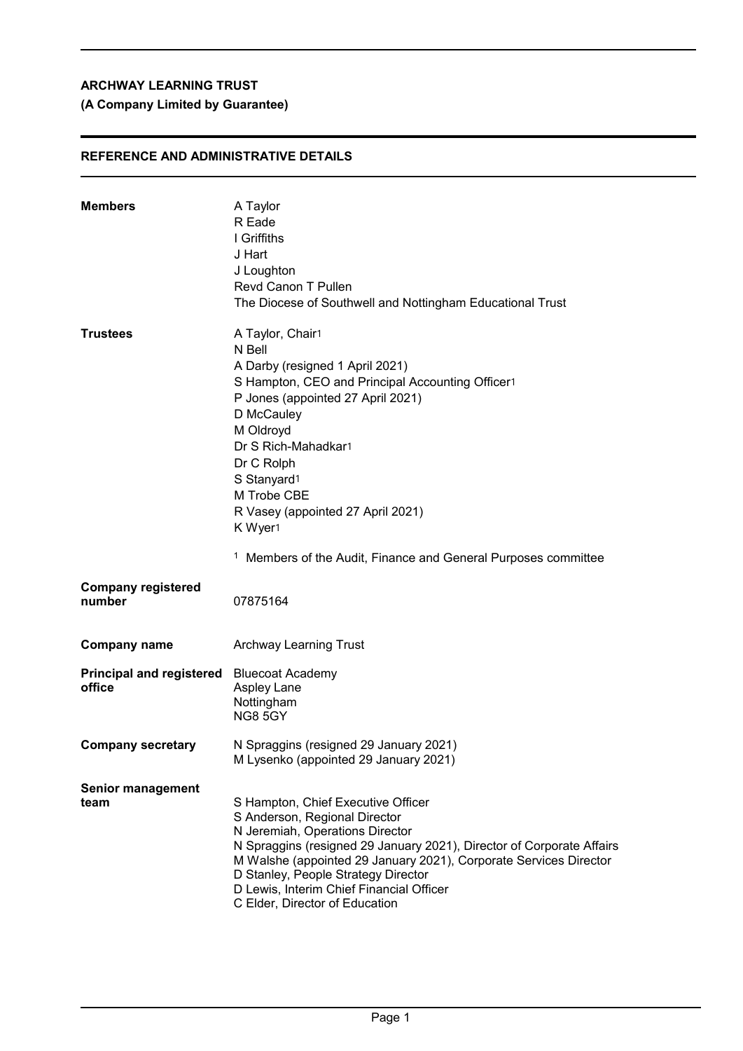**ARCHWAY LEARNING TRUST**

**(A Company Limited by Guarantee)**

## REFERENCE AND ADMINISTRATIVE DETAILS

| | |
|---|---|
| **Members** | A Taylor<br>R Eade<br>I Griffiths<br>J Hart<br>J Loughton<br>Revd Canon T Pullen<br>The Diocese of Southwell and Nottingham Educational Trust |
| **Trustees** | A Taylor, Chair[1]<br>N Bell<br>A Darby (resigned 1 April 2021)<br>S Hampton, CEO and Principal Accounting Officer[1]<br>P Jones (appointed 27 April 2021)<br>D McCauley<br>M Oldroyd<br>Dr S Rich-Mahadkar[1]<br>Dr C Rolph<br>S Stanyard[1]<br>M Trobe CBE<br>R Vasey (appointed 27 April 2021)<br>K Wyer[1]<br><br>[1] Members of the Audit, Finance and General Purposes committee |
| **Company registered number** | 07875164 |
| **Company name** | Archway Learning Trust |
| **Principal and registered office** | Bluecoat Academy<br>Aspley Lane<br>Nottingham<br>NG8 5GY |
| **Company secretary** | N Spraggins (resigned 29 January 2021)<br>M Lysenko (appointed 29 January 2021) |
| **Senior management team** | S Hampton, Chief Executive Officer<br>S Anderson, Regional Director<br>N Jeremiah, Operations Director<br>N Spraggins (resigned 29 January 2021), Director of Corporate Affairs<br>M Walshe (appointed 29 January 2021), Corporate Services Director<br>D Stanley, People Strategy Director<br>D Lewis, Interim Chief Financial Officer<br>C Elder, Director of Education |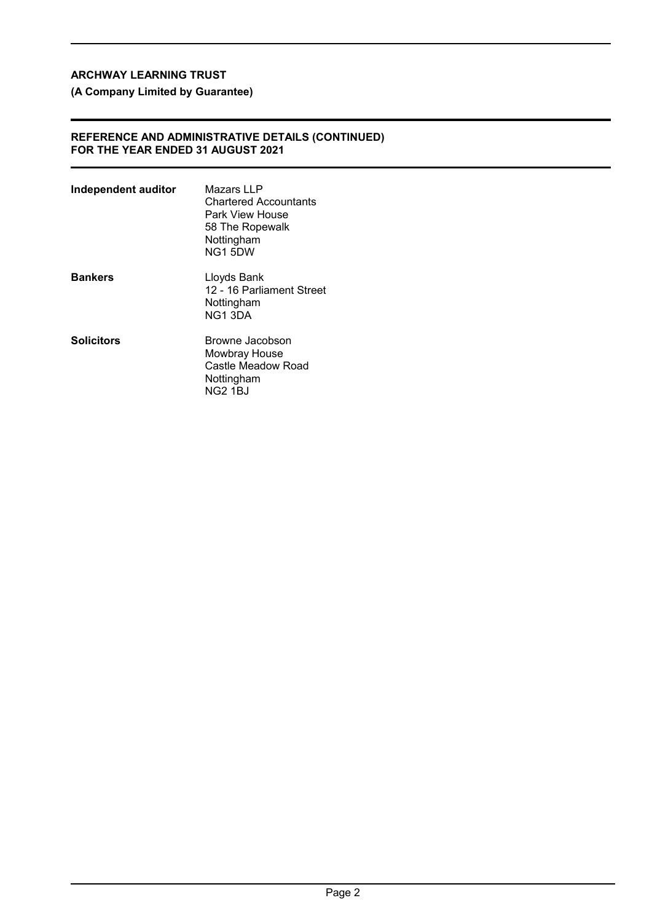## REFERENCE AND ADMINISTRATIVE DETAILS (CONTINUED)
## FOR THE YEAR ENDED 31 AUGUST 2021

| | |
|---|---|
| **Independent auditor** | Mazars LLP<br>Chartered Accountants<br>Park View House<br>58 The Ropewalk<br>Nottingham<br>NG1 5DW |
| **Bankers** | Lloyds Bank<br>12 - 16 Parliament Street<br>Nottingham<br>NG1 3DA |
| **Solicitors** | Browne Jacobson<br>Mowbray House<br>Castle Meadow Road<br>Nottingham<br>NG2 1BJ |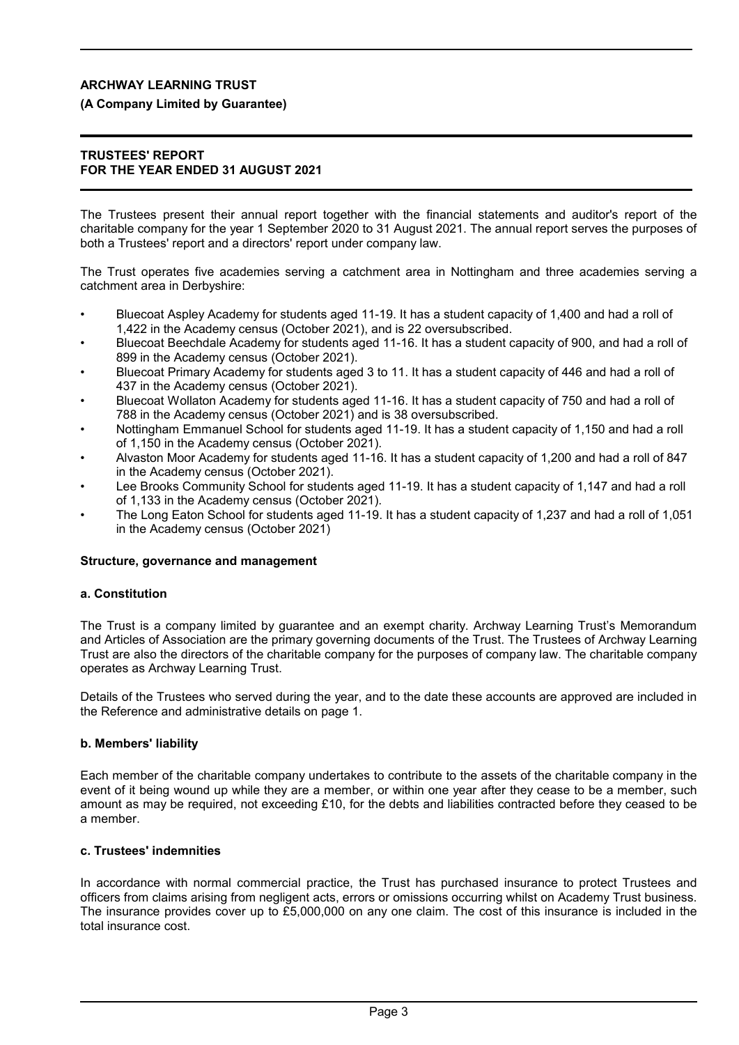**ARCHWAY LEARNING TRUST**

**(A Company Limited by Guarantee)**

**TRUSTEES' REPORT**
**FOR THE YEAR ENDED 31 AUGUST 2021**

The Trustees present their annual report together with the financial statements and auditor's report of the charitable company for the year 1 September 2020 to 31 August 2021. The annual report serves the purposes of both a Trustees' report and a directors' report under company law.

The Trust operates five academies serving a catchment area in Nottingham and three academies serving a catchment area in Derbyshire:

- Bluecoat Aspley Academy for students aged 11-19. It has a student capacity of 1,400 and had a roll of 1,422 in the Academy census (October 2021), and is 22 oversubscribed.
- Bluecoat Beechdale Academy for students aged 11-16. It has a student capacity of 900, and had a roll of 899 in the Academy census (October 2021).
- Bluecoat Primary Academy for students aged 3 to 11. It has a student capacity of 446 and had a roll of 437 in the Academy census (October 2021).
- Bluecoat Wollaton Academy for students aged 11-16. It has a student capacity of 750 and had a roll of 788 in the Academy census (October 2021) and is 38 oversubscribed.
- Nottingham Emmanuel School for students aged 11-19. It has a student capacity of 1,150 and had a roll of 1,150 in the Academy census (October 2021).
- Alvaston Moor Academy for students aged 11-16. It has a student capacity of 1,200 and had a roll of 847 in the Academy census (October 2021).
- Lee Brooks Community School for students aged 11-19. It has a student capacity of 1,147 and had a roll of 1,133 in the Academy census (October 2021).
- The Long Eaton School for students aged 11-19. It has a student capacity of 1,237 and had a roll of 1,051 in the Academy census (October 2021)

**Structure, governance and management**

**a. Constitution**

The Trust is a company limited by guarantee and an exempt charity. Archway Learning Trust's Memorandum and Articles of Association are the primary governing documents of the Trust. The Trustees of Archway Learning Trust are also the directors of the charitable company for the purposes of company law. The charitable company operates as Archway Learning Trust.

Details of the Trustees who served during the year, and to the date these accounts are approved are included in the Reference and administrative details on page 1.

**b. Members' liability**

Each member of the charitable company undertakes to contribute to the assets of the charitable company in the event of it being wound up while they are a member, or within one year after they cease to be a member, such amount as may be required, not exceeding £10, for the debts and liabilities contracted before they ceased to be a member.

**c. Trustees' indemnities**

In accordance with normal commercial practice, the Trust has purchased insurance to protect Trustees and officers from claims arising from negligent acts, errors or omissions occurring whilst on Academy Trust business. The insurance provides cover up to £5,000,000 on any one claim. The cost of this insurance is included in the total insurance cost.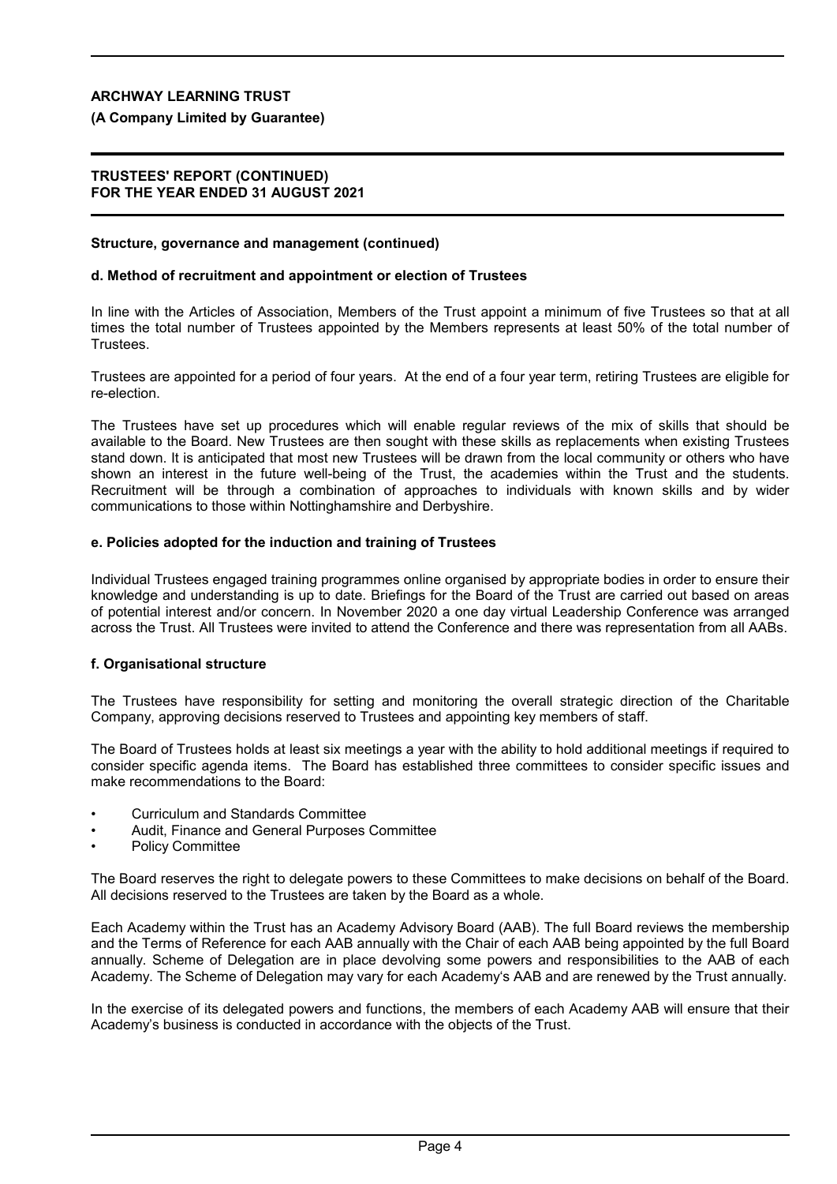**Structure, governance and management (continued)**

**d. Method of recruitment and appointment or election of Trustees**

In line with the Articles of Association, Members of the Trust appoint a minimum of five Trustees so that at all times the total number of Trustees appointed by the Members represents at least 50% of the total number of Trustees.

Trustees are appointed for a period of four years. At the end of a four year term, retiring Trustees are eligible for re-election.

The Trustees have set up procedures which will enable regular reviews of the mix of skills that should be available to the Board. New Trustees are then sought with these skills as replacements when existing Trustees stand down. It is anticipated that most new Trustees will be drawn from the local community or others who have shown an interest in the future well-being of the Trust, the academies within the Trust and the students. Recruitment will be through a combination of approaches to individuals with known skills and by wider communications to those within Nottinghamshire and Derbyshire.

**e. Policies adopted for the induction and training of Trustees**

Individual Trustees engaged training programmes online organised by appropriate bodies in order to ensure their knowledge and understanding is up to date. Briefings for the Board of the Trust are carried out based on areas of potential interest and/or concern. In November 2020 a one day virtual Leadership Conference was arranged across the Trust. All Trustees were invited to attend the Conference and there was representation from all AABs.

**f. Organisational structure**

The Trustees have responsibility for setting and monitoring the overall strategic direction of the Charitable Company, approving decisions reserved to Trustees and appointing key members of staff.

The Board of Trustees holds at least six meetings a year with the ability to hold additional meetings if required to consider specific agenda items. The Board has established three committees to consider specific issues and make recommendations to the Board:

- Curriculum and Standards Committee
- Audit, Finance and General Purposes Committee
- Policy Committee

The Board reserves the right to delegate powers to these Committees to make decisions on behalf of the Board. All decisions reserved to the Trustees are taken by the Board as a whole.

Each Academy within the Trust has an Academy Advisory Board (AAB). The full Board reviews the membership and the Terms of Reference for each AAB annually with the Chair of each AAB being appointed by the full Board annually. Scheme of Delegation are in place devolving some powers and responsibilities to the AAB of each Academy. The Scheme of Delegation may vary for each Academy's AAB and are renewed by the Trust annually.

In the exercise of its delegated powers and functions, the members of each Academy AAB will ensure that their Academy's business is conducted in accordance with the objects of the Trust.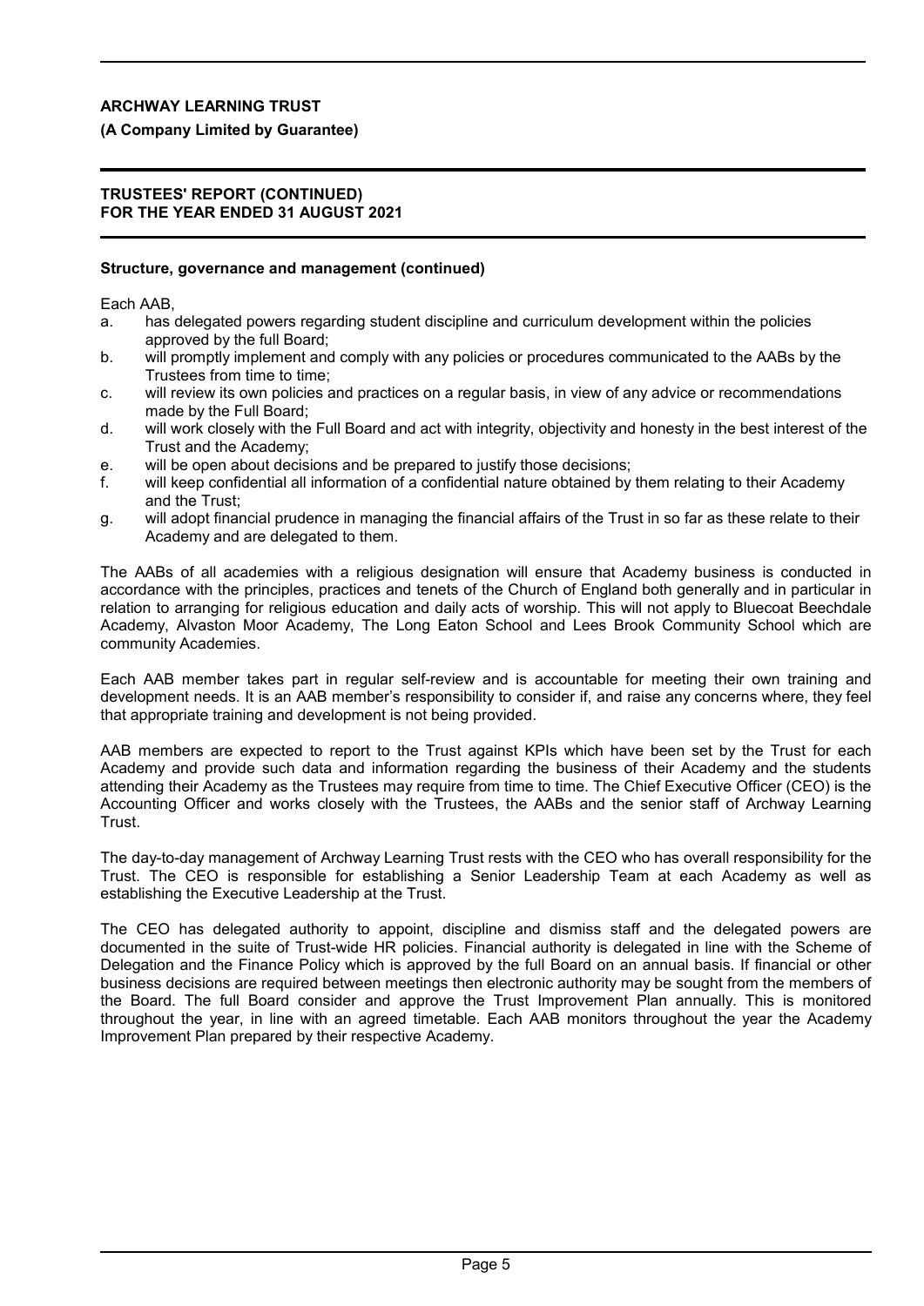**Structure, governance and management (continued)**

Each AAB,

a. has delegated powers regarding student discipline and curriculum development within the policies approved by the full Board;
b. will promptly implement and comply with any policies or procedures communicated to the AABs by the Trustees from time to time;
c. will review its own policies and practices on a regular basis, in view of any advice or recommendations made by the Full Board;
d. will work closely with the Full Board and act with integrity, objectivity and honesty in the best interest of the Trust and the Academy;
e. will be open about decisions and be prepared to justify those decisions;
f. will keep confidential all information of a confidential nature obtained by them relating to their Academy and the Trust;
g. will adopt financial prudence in managing the financial affairs of the Trust in so far as these relate to their Academy and are delegated to them.

The AABs of all academies with a religious designation will ensure that Academy business is conducted in accordance with the principles, practices and tenets of the Church of England both generally and in particular in relation to arranging for religious education and daily acts of worship. This will not apply to Bluecoat Beechdale Academy, Alvaston Moor Academy, The Long Eaton School and Lees Brook Community School which are community Academies.

Each AAB member takes part in regular self-review and is accountable for meeting their own training and development needs. It is an AAB member's responsibility to consider if, and raise any concerns where, they feel that appropriate training and development is not being provided.

AAB members are expected to report to the Trust against KPIs which have been set by the Trust for each Academy and provide such data and information regarding the business of their Academy and the students attending their Academy as the Trustees may require from time to time. The Chief Executive Officer (CEO) is the Accounting Officer and works closely with the Trustees, the AABs and the senior staff of Archway Learning Trust.

The day-to-day management of Archway Learning Trust rests with the CEO who has overall responsibility for the Trust. The CEO is responsible for establishing a Senior Leadership Team at each Academy as well as establishing the Executive Leadership at the Trust.

The CEO has delegated authority to appoint, discipline and dismiss staff and the delegated powers are documented in the suite of Trust-wide HR policies. Financial authority is delegated in line with the Scheme of Delegation and the Finance Policy which is approved by the full Board on an annual basis. If financial or other business decisions are required between meetings then electronic authority may be sought from the members of the Board. The full Board consider and approve the Trust Improvement Plan annually. This is monitored throughout the year, in line with an agreed timetable. Each AAB monitors throughout the year the Academy Improvement Plan prepared by their respective Academy.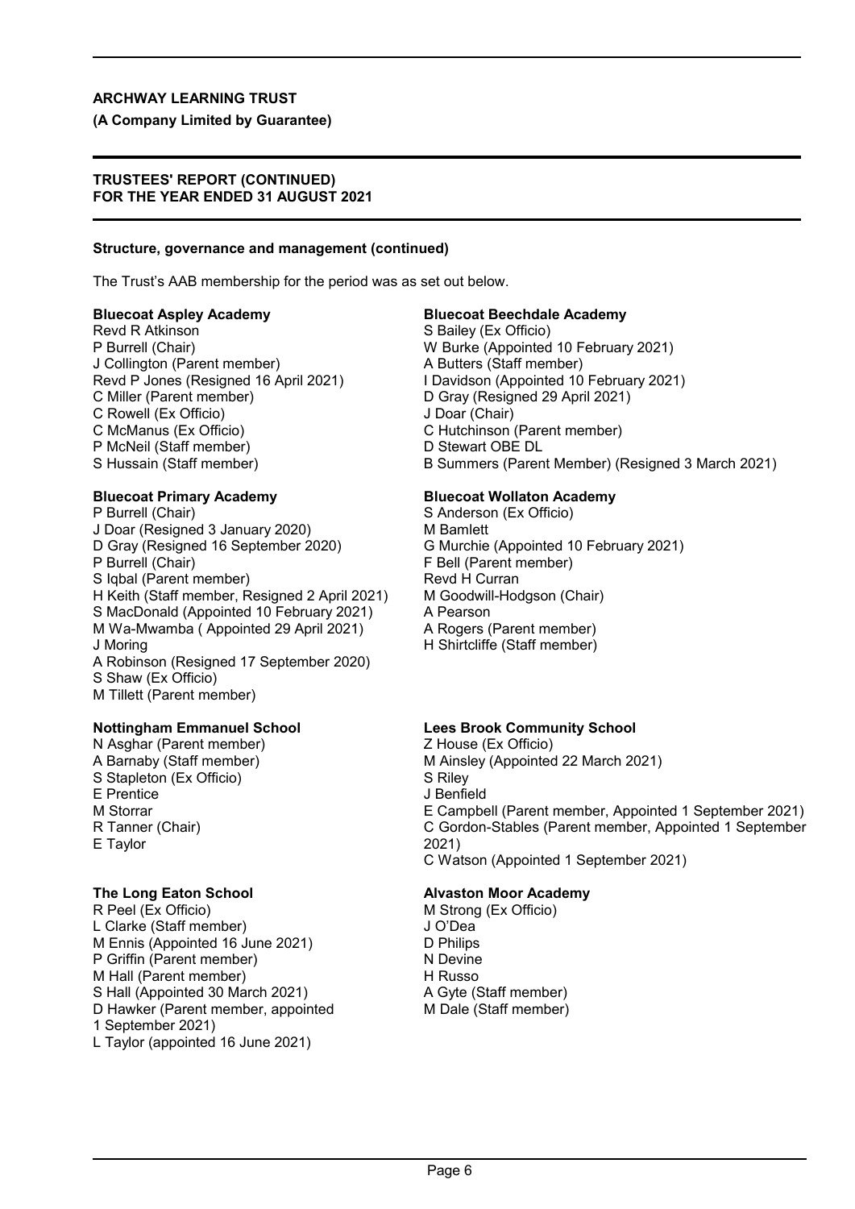**Structure, governance and management (continued)**

The Trust's AAB membership for the period was as set out below.

**Bluecoat Aspley Academy**

Revd R Atkinson
P Burrell (Chair)
J Collington (Parent member)
Revd P Jones (Resigned 16 April 2021)
C Miller (Parent member)
C Rowell (Ex Officio)
C McManus (Ex Officio)
P McNeil (Staff member)
S Hussain (Staff member)

**Bluecoat Beechdale Academy**

S Bailey (Ex Officio)
W Burke (Appointed 10 February 2021)
A Butters (Staff member)
I Davidson (Appointed 10 February 2021)
D Gray (Resigned 29 April 2021)
J Doar (Chair)
C Hutchinson (Parent member)
D Stewart OBE DL
B Summers (Parent Member) (Resigned 3 March 2021)

**Bluecoat Primary Academy**

P Burrell (Chair)
J Doar (Resigned 3 January 2020)
D Gray (Resigned 16 September 2020)
P Burrell (Chair)
S Iqbal (Parent member)
H Keith (Staff member, Resigned 2 April 2021)
S MacDonald (Appointed 10 February 2021)
M Wa-Mwamba ( Appointed 29 April 2021)
J Moring
A Robinson (Resigned 17 September 2020)
S Shaw (Ex Officio)
M Tillett (Parent member)

**Bluecoat Wollaton Academy**

S Anderson (Ex Officio)
M Bamlett
G Murchie (Appointed 10 February 2021)
F Bell (Parent member)
Revd H Curran
M Goodwill-Hodgson (Chair)
A Pearson
A Rogers (Parent member)
H Shirtcliffe (Staff member)

**Nottingham Emmanuel School**

N Asghar (Parent member)
A Barnaby (Staff member)
S Stapleton (Ex Officio)
E Prentice
M Storrar
R Tanner (Chair)
E Taylor

**Lees Brook Community School**

Z House (Ex Officio)
M Ainsley (Appointed 22 March 2021)
S Riley
J Benfield
E Campbell (Parent member, Appointed 1 September 2021)
C Gordon-Stables (Parent member, Appointed 1 September 2021)
C Watson (Appointed 1 September 2021)

**The Long Eaton School**

R Peel (Ex Officio)
L Clarke (Staff member)
M Ennis (Appointed 16 June 2021)
P Griffin (Parent member)
M Hall (Parent member)
S Hall (Appointed 30 March 2021)
D Hawker (Parent member, appointed 1 September 2021)
L Taylor (appointed 16 June 2021)

**Alvaston Moor Academy**

M Strong (Ex Officio)
J O'Dea
D Philips
N Devine
H Russo
A Gyte (Staff member)
M Dale (Staff member)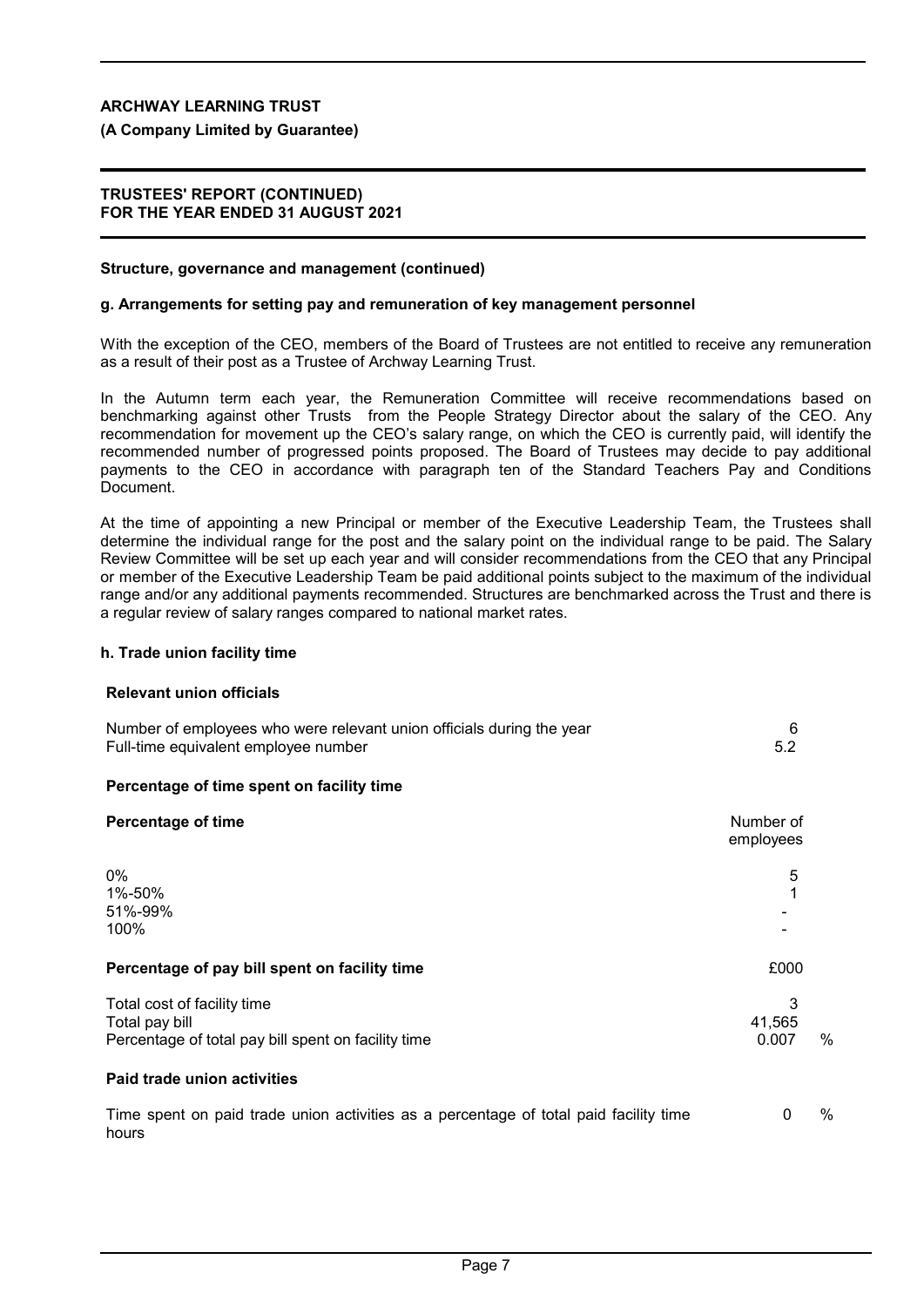## Structure, governance and management (continued)

### g. Arrangements for setting pay and remuneration of key management personnel

With the exception of the CEO, members of the Board of Trustees are not entitled to receive any remuneration as a result of their post as a Trustee of Archway Learning Trust.

In the Autumn term each year, the Remuneration Committee will receive recommendations based on benchmarking against other Trusts from the People Strategy Director about the salary of the CEO. Any recommendation for movement up the CEO's salary range, on which the CEO is currently paid, will identify the recommended number of progressed points proposed. The Board of Trustees may decide to pay additional payments to the CEO in accordance with paragraph ten of the Standard Teachers Pay and Conditions Document.

At the time of appointing a new Principal or member of the Executive Leadership Team, the Trustees shall determine the individual range for the post and the salary point on the individual range to be paid. The Salary Review Committee will be set up each year and will consider recommendations from the CEO that any Principal or member of the Executive Leadership Team be paid additional points subject to the maximum of the individual range and/or any additional payments recommended. Structures are benchmarked across the Trust and there is a regular review of salary ranges compared to national market rates.

### h. Trade union facility time

**Relevant union officials**

| | |
|---|---|
| Number of employees who were relevant union officials during the year | 6 |
| Full-time equivalent employee number | 5.2 |

**Percentage of time spent on facility time**

| **Percentage of time** | Number of employees |
|---|---|
| 0% | 5 |
| 1%-50% | 1 |
| 51%-99% | - |
| 100% | - |

**Percentage of pay bill spent on facility time**

| | £000 | |
|---|---|---|
| Total cost of facility time | 3 | |
| Total pay bill | 41,565 | |
| Percentage of total pay bill spent on facility time | 0.007 | % |

**Paid trade union activities**

| | | |
|---|---|---|
| Time spent on paid trade union activities as a percentage of total paid facility time hours | 0 | % |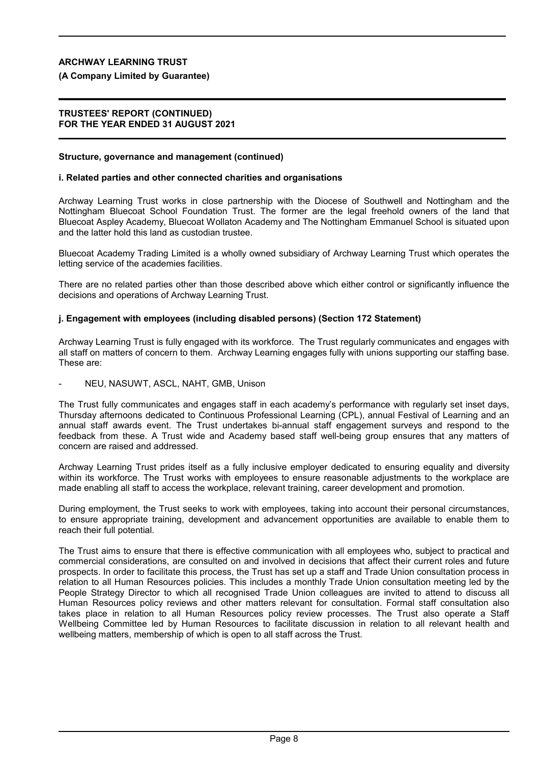**Structure, governance and management (continued)**

**i. Related parties and other connected charities and organisations**

Archway Learning Trust works in close partnership with the Diocese of Southwell and Nottingham and the Nottingham Bluecoat School Foundation Trust. The former are the legal freehold owners of the land that Bluecoat Aspley Academy, Bluecoat Wollaton Academy and The Nottingham Emmanuel School is situated upon and the latter hold this land as custodian trustee.

Bluecoat Academy Trading Limited is a wholly owned subsidiary of Archway Learning Trust which operates the letting service of the academies facilities.

There are no related parties other than those described above which either control or significantly influence the decisions and operations of Archway Learning Trust.

**j. Engagement with employees (including disabled persons) (Section 172 Statement)**

Archway Learning Trust is fully engaged with its workforce. The Trust regularly communicates and engages with all staff on matters of concern to them. Archway Learning engages fully with unions supporting our staffing base. These are:

- NEU, NASUWT, ASCL, NAHT, GMB, Unison

The Trust fully communicates and engages staff in each academy's performance with regularly set inset days, Thursday afternoons dedicated to Continuous Professional Learning (CPL), annual Festival of Learning and an annual staff awards event. The Trust undertakes bi-annual staff engagement surveys and respond to the feedback from these. A Trust wide and Academy based staff well-being group ensures that any matters of concern are raised and addressed.

Archway Learning Trust prides itself as a fully inclusive employer dedicated to ensuring equality and diversity within its workforce. The Trust works with employees to ensure reasonable adjustments to the workplace are made enabling all staff to access the workplace, relevant training, career development and promotion.

During employment, the Trust seeks to work with employees, taking into account their personal circumstances, to ensure appropriate training, development and advancement opportunities are available to enable them to reach their full potential.

The Trust aims to ensure that there is effective communication with all employees who, subject to practical and commercial considerations, are consulted on and involved in decisions that affect their current roles and future prospects. In order to facilitate this process, the Trust has set up a staff and Trade Union consultation process in relation to all Human Resources policies. This includes a monthly Trade Union consultation meeting led by the People Strategy Director to which all recognised Trade Union colleagues are invited to attend to discuss all Human Resources policy reviews and other matters relevant for consultation. Formal staff consultation also takes place in relation to all Human Resources policy review processes. The Trust also operate a Staff Wellbeing Committee led by Human Resources to facilitate discussion in relation to all relevant health and wellbeing matters, membership of which is open to all staff across the Trust.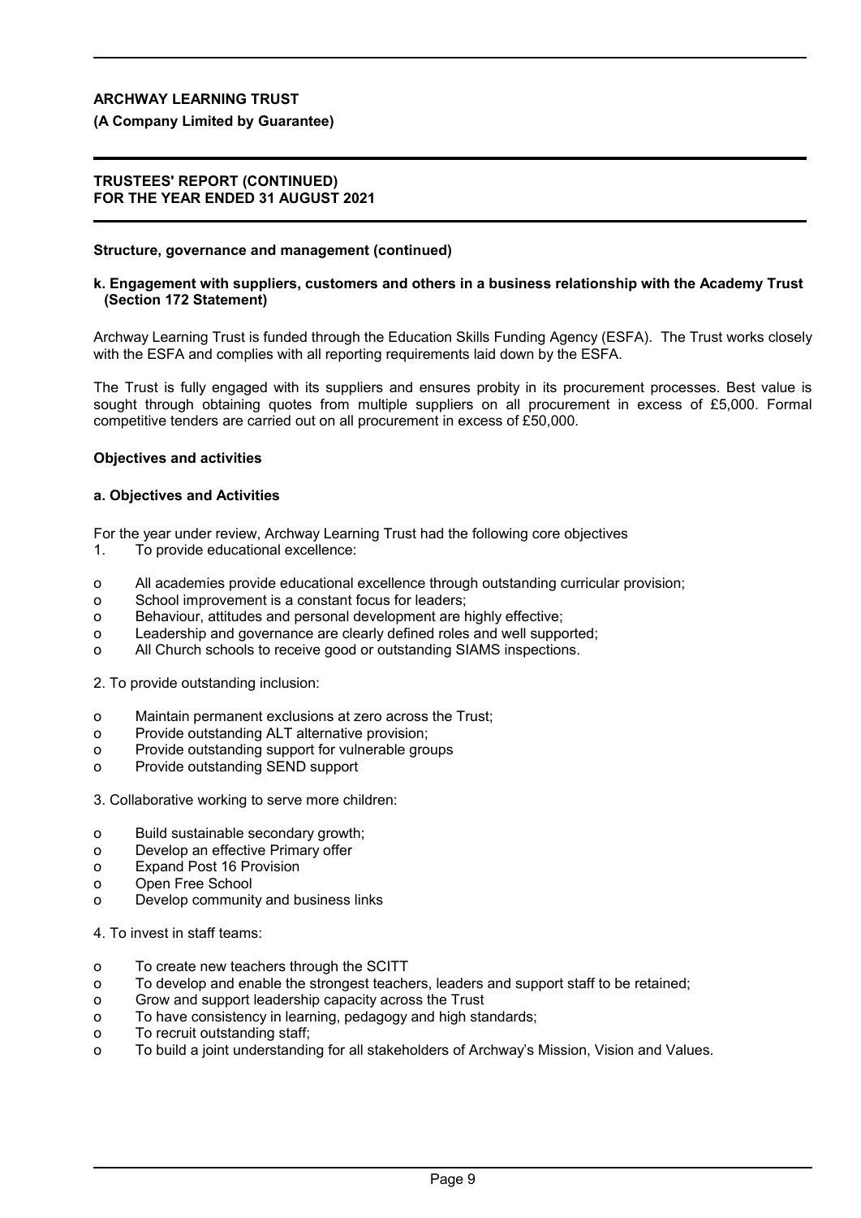**Structure, governance and management (continued)**

**k. Engagement with suppliers, customers and others in a business relationship with the Academy Trust (Section 172 Statement)**

Archway Learning Trust is funded through the Education Skills Funding Agency (ESFA). The Trust works closely with the ESFA and complies with all reporting requirements laid down by the ESFA.

The Trust is fully engaged with its suppliers and ensures probity in its procurement processes. Best value is sought through obtaining quotes from multiple suppliers on all procurement in excess of £5,000. Formal competitive tenders are carried out on all procurement in excess of £50,000.

**Objectives and activities**

**a. Objectives and Activities**

For the year under review, Archway Learning Trust had the following core objectives

1. To provide educational excellence:

- All academies provide educational excellence through outstanding curricular provision;
- School improvement is a constant focus for leaders;
- Behaviour, attitudes and personal development are highly effective;
- Leadership and governance are clearly defined roles and well supported;
- All Church schools to receive good or outstanding SIAMS inspections.

2. To provide outstanding inclusion:

- Maintain permanent exclusions at zero across the Trust;
- Provide outstanding ALT alternative provision;
- Provide outstanding support for vulnerable groups
- Provide outstanding SEND support

3. Collaborative working to serve more children:

- Build sustainable secondary growth;
- Develop an effective Primary offer
- Expand Post 16 Provision
- Open Free School
- Develop community and business links

4. To invest in staff teams:

- To create new teachers through the SCITT
- To develop and enable the strongest teachers, leaders and support staff to be retained;
- Grow and support leadership capacity across the Trust
- To have consistency in learning, pedagogy and high standards;
- To recruit outstanding staff;
- To build a joint understanding for all stakeholders of Archway's Mission, Vision and Values.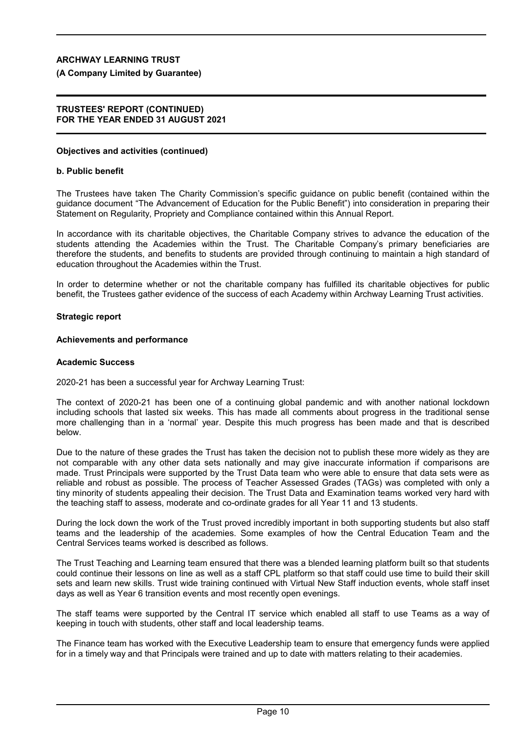**Objectives and activities (continued)**

**b. Public benefit**

The Trustees have taken The Charity Commission's specific guidance on public benefit (contained within the guidance document "The Advancement of Education for the Public Benefit") into consideration in preparing their Statement on Regularity, Propriety and Compliance contained within this Annual Report.

In accordance with its charitable objectives, the Charitable Company strives to advance the education of the students attending the Academies within the Trust. The Charitable Company's primary beneficiaries are therefore the students, and benefits to students are provided through continuing to maintain a high standard of education throughout the Academies within the Trust.

In order to determine whether or not the charitable company has fulfilled its charitable objectives for public benefit, the Trustees gather evidence of the success of each Academy within Archway Learning Trust activities.

## Strategic report

### Achievements and performance

#### Academic Success

2020-21 has been a successful year for Archway Learning Trust:

The context of 2020-21 has been one of a continuing global pandemic and with another national lockdown including schools that lasted six weeks. This has made all comments about progress in the traditional sense more challenging than in a 'normal' year. Despite this much progress has been made and that is described below.

Due to the nature of these grades the Trust has taken the decision not to publish these more widely as they are not comparable with any other data sets nationally and may give inaccurate information if comparisons are made. Trust Principals were supported by the Trust Data team who were able to ensure that data sets were as reliable and robust as possible. The process of Teacher Assessed Grades (TAGs) was completed with only a tiny minority of students appealing their decision. The Trust Data and Examination teams worked very hard with the teaching staff to assess, moderate and co-ordinate grades for all Year 11 and 13 students.

During the lock down the work of the Trust proved incredibly important in both supporting students but also staff teams and the leadership of the academies. Some examples of how the Central Education Team and the Central Services teams worked is described as follows.

The Trust Teaching and Learning team ensured that there was a blended learning platform built so that students could continue their lessons on line as well as a staff CPL platform so that staff could use time to build their skill sets and learn new skills. Trust wide training continued with Virtual New Staff induction events, whole staff inset days as well as Year 6 transition events and most recently open evenings.

The staff teams were supported by the Central IT service which enabled all staff to use Teams as a way of keeping in touch with students, other staff and local leadership teams.

The Finance team has worked with the Executive Leadership team to ensure that emergency funds were applied for in a timely way and that Principals were trained and up to date with matters relating to their academies.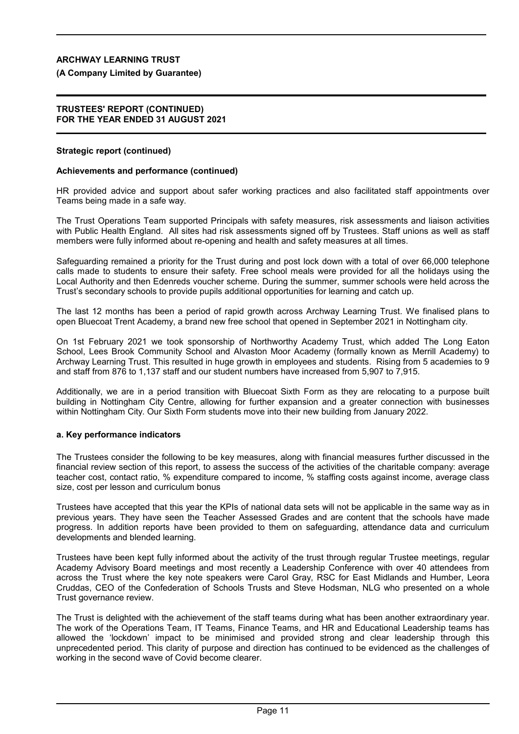**Strategic report (continued)**

**Achievements and performance (continued)**

HR provided advice and support about safer working practices and also facilitated staff appointments over Teams being made in a safe way.

The Trust Operations Team supported Principals with safety measures, risk assessments and liaison activities with Public Health England. All sites had risk assessments signed off by Trustees. Staff unions as well as staff members were fully informed about re-opening and health and safety measures at all times.

Safeguarding remained a priority for the Trust during and post lock down with a total of over 66,000 telephone calls made to students to ensure their safety. Free school meals were provided for all the holidays using the Local Authority and then Edenreds voucher scheme. During the summer, summer schools were held across the Trust's secondary schools to provide pupils additional opportunities for learning and catch up.

The last 12 months has been a period of rapid growth across Archway Learning Trust. We finalised plans to open Bluecoat Trent Academy, a brand new free school that opened in September 2021 in Nottingham city.

On 1st February 2021 we took sponsorship of Northworthy Academy Trust, which added The Long Eaton School, Lees Brook Community School and Alvaston Moor Academy (formally known as Merrill Academy) to Archway Learning Trust. This resulted in huge growth in employees and students. Rising from 5 academies to 9 and staff from 876 to 1,137 staff and our student numbers have increased from 5,907 to 7,915.

Additionally, we are in a period transition with Bluecoat Sixth Form as they are relocating to a purpose built building in Nottingham City Centre, allowing for further expansion and a greater connection with businesses within Nottingham City. Our Sixth Form students move into their new building from January 2022.

**a. Key performance indicators**

The Trustees consider the following to be key measures, along with financial measures further discussed in the financial review section of this report, to assess the success of the activities of the charitable company: average teacher cost, contact ratio, % expenditure compared to income, % staffing costs against income, average class size, cost per lesson and curriculum bonus

Trustees have accepted that this year the KPIs of national data sets will not be applicable in the same way as in previous years. They have seen the Teacher Assessed Grades and are content that the schools have made progress. In addition reports have been provided to them on safeguarding, attendance data and curriculum developments and blended learning.

Trustees have been kept fully informed about the activity of the trust through regular Trustee meetings, regular Academy Advisory Board meetings and most recently a Leadership Conference with over 40 attendees from across the Trust where the key note speakers were Carol Gray, RSC for East Midlands and Humber, Leora Cruddas, CEO of the Confederation of Schools Trusts and Steve Hodsman, NLG who presented on a whole Trust governance review.

The Trust is delighted with the achievement of the staff teams during what has been another extraordinary year. The work of the Operations Team, IT Teams, Finance Teams, and HR and Educational Leadership teams has allowed the 'lockdown' impact to be minimised and provided strong and clear leadership through this unprecedented period. This clarity of purpose and direction has continued to be evidenced as the challenges of working in the second wave of Covid become clearer.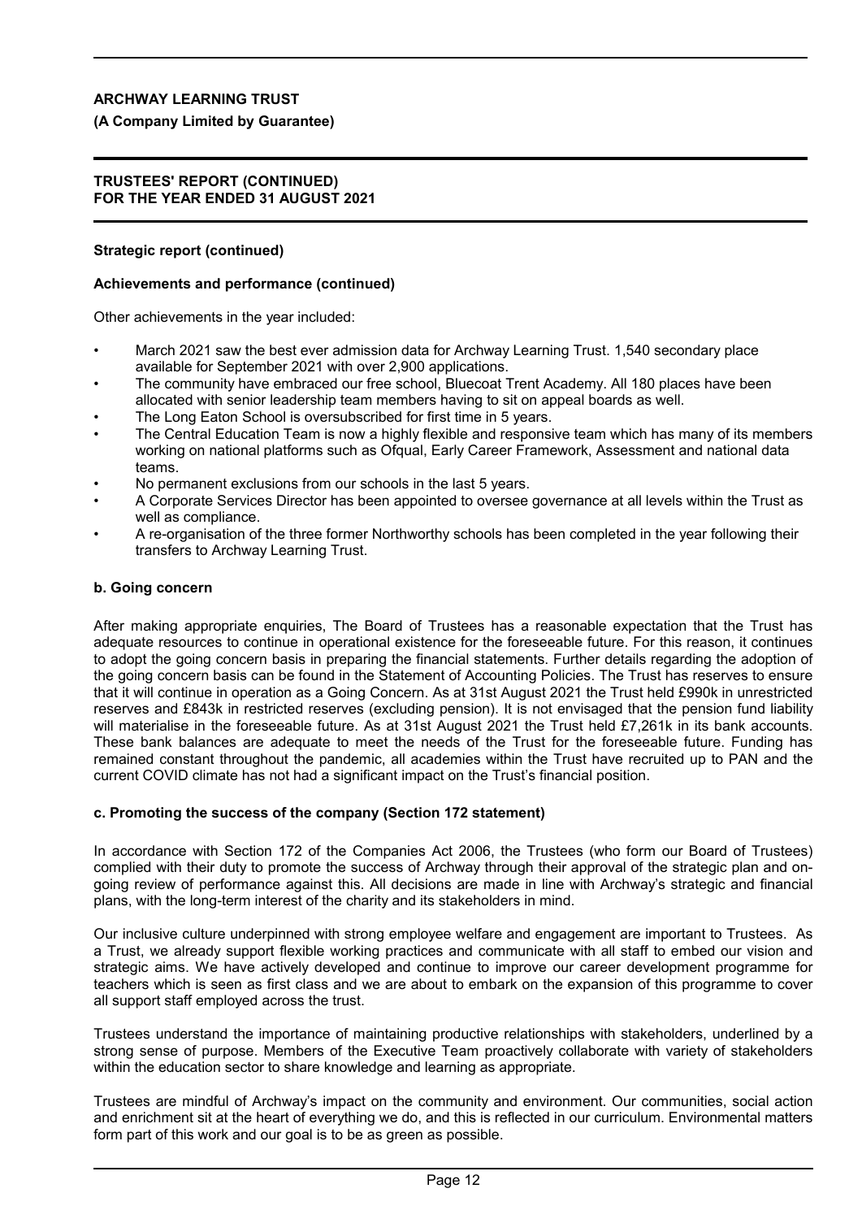**ARCHWAY LEARNING TRUST**

**(A Company Limited by Guarantee)**

**TRUSTEES' REPORT (CONTINUED)**
**FOR THE YEAR ENDED 31 AUGUST 2021**

**Strategic report (continued)**

**Achievements and performance (continued)**

Other achievements in the year included:

- March 2021 saw the best ever admission data for Archway Learning Trust. 1,540 secondary place available for September 2021 with over 2,900 applications.
- The community have embraced our free school, Bluecoat Trent Academy. All 180 places have been allocated with senior leadership team members having to sit on appeal boards as well.
- The Long Eaton School is oversubscribed for first time in 5 years.
- The Central Education Team is now a highly flexible and responsive team which has many of its members working on national platforms such as Ofqual, Early Career Framework, Assessment and national data teams.
- No permanent exclusions from our schools in the last 5 years.
- A Corporate Services Director has been appointed to oversee governance at all levels within the Trust as well as compliance.
- A re-organisation of the three former Northworthy schools has been completed in the year following their transfers to Archway Learning Trust.

**b. Going concern**

After making appropriate enquiries, The Board of Trustees has a reasonable expectation that the Trust has adequate resources to continue in operational existence for the foreseeable future. For this reason, it continues to adopt the going concern basis in preparing the financial statements. Further details regarding the adoption of the going concern basis can be found in the Statement of Accounting Policies. The Trust has reserves to ensure that it will continue in operation as a Going Concern. As at 31st August 2021 the Trust held £990k in unrestricted reserves and £843k in restricted reserves (excluding pension). It is not envisaged that the pension fund liability will materialise in the foreseeable future. As at 31st August 2021 the Trust held £7,261k in its bank accounts. These bank balances are adequate to meet the needs of the Trust for the foreseeable future. Funding has remained constant throughout the pandemic, all academies within the Trust have recruited up to PAN and the current COVID climate has not had a significant impact on the Trust's financial position.

**c. Promoting the success of the company (Section 172 statement)**

In accordance with Section 172 of the Companies Act 2006, the Trustees (who form our Board of Trustees) complied with their duty to promote the success of Archway through their approval of the strategic plan and on-going review of performance against this. All decisions are made in line with Archway's strategic and financial plans, with the long-term interest of the charity and its stakeholders in mind.

Our inclusive culture underpinned with strong employee welfare and engagement are important to Trustees. As a Trust, we already support flexible working practices and communicate with all staff to embed our vision and strategic aims. We have actively developed and continue to improve our career development programme for teachers which is seen as first class and we are about to embark on the expansion of this programme to cover all support staff employed across the trust.

Trustees understand the importance of maintaining productive relationships with stakeholders, underlined by a strong sense of purpose. Members of the Executive Team proactively collaborate with variety of stakeholders within the education sector to share knowledge and learning as appropriate.

Trustees are mindful of Archway's impact on the community and environment. Our communities, social action and enrichment sit at the heart of everything we do, and this is reflected in our curriculum. Environmental matters form part of this work and our goal is to be as green as possible.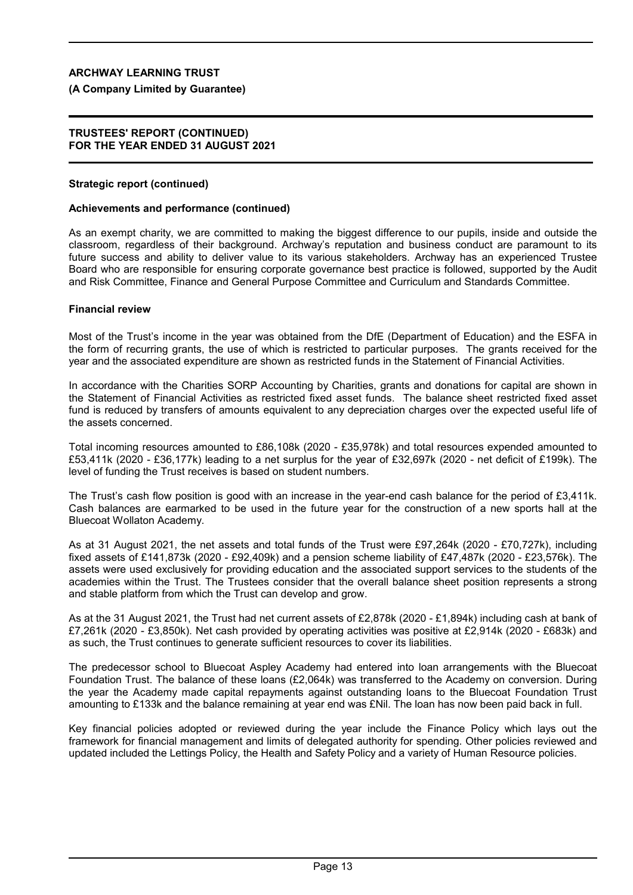## Strategic report (continued)

### Achievements and performance (continued)

As an exempt charity, we are committed to making the biggest difference to our pupils, inside and outside the classroom, regardless of their background. Archway's reputation and business conduct are paramount to its future success and ability to deliver value to its various stakeholders. Archway has an experienced Trustee Board who are responsible for ensuring corporate governance best practice is followed, supported by the Audit and Risk Committee, Finance and General Purpose Committee and Curriculum and Standards Committee.

### Financial review

Most of the Trust's income in the year was obtained from the DfE (Department of Education) and the ESFA in the form of recurring grants, the use of which is restricted to particular purposes. The grants received for the year and the associated expenditure are shown as restricted funds in the Statement of Financial Activities.

In accordance with the Charities SORP Accounting by Charities, grants and donations for capital are shown in the Statement of Financial Activities as restricted fixed asset funds. The balance sheet restricted fixed asset fund is reduced by transfers of amounts equivalent to any depreciation charges over the expected useful life of the assets concerned.

Total incoming resources amounted to £86,108k (2020 - £35,978k) and total resources expended amounted to £53,411k (2020 - £36,177k) leading to a net surplus for the year of £32,697k (2020 - net deficit of £199k). The level of funding the Trust receives is based on student numbers.

The Trust's cash flow position is good with an increase in the year-end cash balance for the period of £3,411k. Cash balances are earmarked to be used in the future year for the construction of a new sports hall at the Bluecoat Wollaton Academy.

As at 31 August 2021, the net assets and total funds of the Trust were £97,264k (2020 - £70,727k), including fixed assets of £141,873k (2020 - £92,409k) and a pension scheme liability of £47,487k (2020 - £23,576k). The assets were used exclusively for providing education and the associated support services to the students of the academies within the Trust. The Trustees consider that the overall balance sheet position represents a strong and stable platform from which the Trust can develop and grow.

As at the 31 August 2021, the Trust had net current assets of £2,878k (2020 - £1,894k) including cash at bank of £7,261k (2020 - £3,850k). Net cash provided by operating activities was positive at £2,914k (2020 - £683k) and as such, the Trust continues to generate sufficient resources to cover its liabilities.

The predecessor school to Bluecoat Aspley Academy had entered into loan arrangements with the Bluecoat Foundation Trust. The balance of these loans (£2,064k) was transferred to the Academy on conversion. During the year the Academy made capital repayments against outstanding loans to the Bluecoat Foundation Trust amounting to £133k and the balance remaining at year end was £Nil. The loan has now been paid back in full.

Key financial policies adopted or reviewed during the year include the Finance Policy which lays out the framework for financial management and limits of delegated authority for spending. Other policies reviewed and updated included the Lettings Policy, the Health and Safety Policy and a variety of Human Resource policies.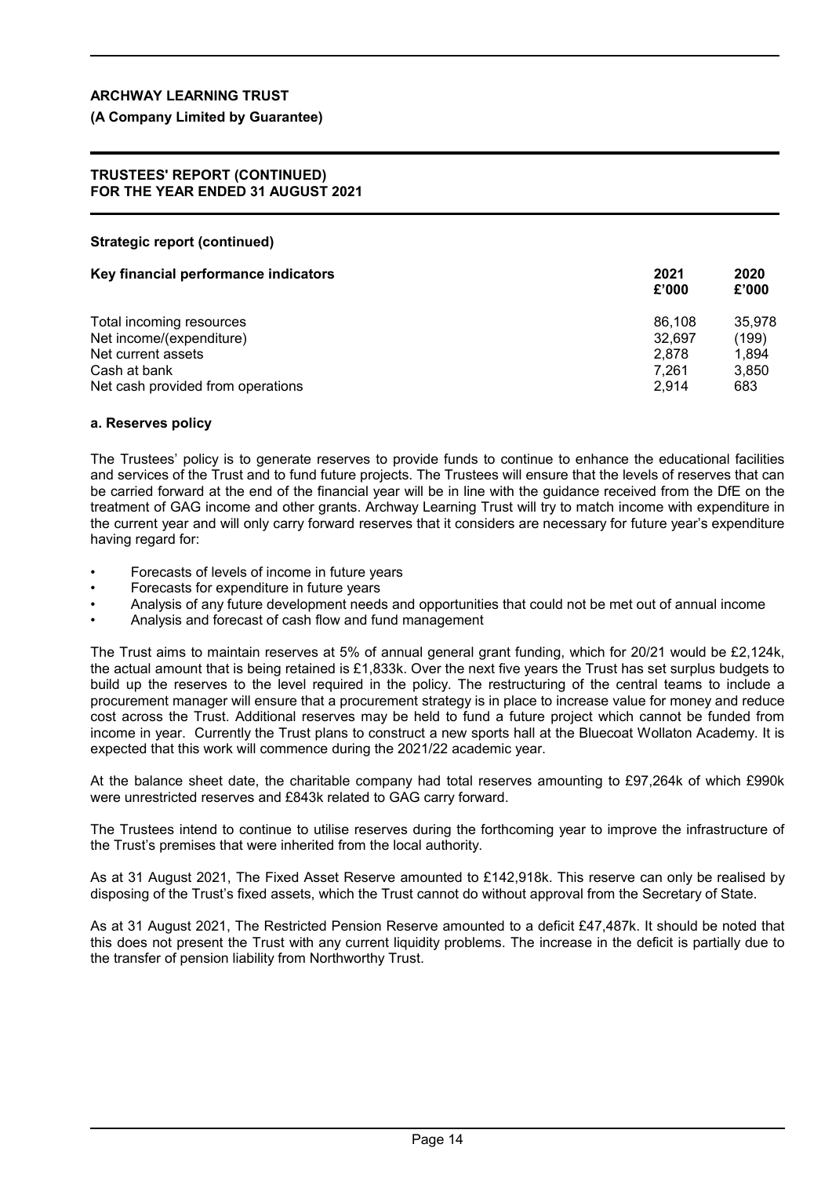**ARCHWAY LEARNING TRUST**

**(A Company Limited by Guarantee)**

**TRUSTEES' REPORT (CONTINUED)**
**FOR THE YEAR ENDED 31 AUGUST 2021**

**Strategic report (continued)**

| Key financial performance indicators | 2021 £'000 | 2020 £'000 |
|---|---|---|
| Total incoming resources | 86,108 | 35,978 |
| Net income/(expenditure) | 32,697 | (199) |
| Net current assets | 2,878 | 1,894 |
| Cash at bank | 7,261 | 3,850 |
| Net cash provided from operations | 2,914 | 683 |

**a. Reserves policy**

The Trustees' policy is to generate reserves to provide funds to continue to enhance the educational facilities and services of the Trust and to fund future projects. The Trustees will ensure that the levels of reserves that can be carried forward at the end of the financial year will be in line with the guidance received from the DfE on the treatment of GAG income and other grants. Archway Learning Trust will try to match income with expenditure in the current year and will only carry forward reserves that it considers are necessary for future year's expenditure having regard for:

- Forecasts of levels of income in future years
- Forecasts for expenditure in future years
- Analysis of any future development needs and opportunities that could not be met out of annual income
- Analysis and forecast of cash flow and fund management

The Trust aims to maintain reserves at 5% of annual general grant funding, which for 20/21 would be £2,124k, the actual amount that is being retained is £1,833k. Over the next five years the Trust has set surplus budgets to build up the reserves to the level required in the policy. The restructuring of the central teams to include a procurement manager will ensure that a procurement strategy is in place to increase value for money and reduce cost across the Trust. Additional reserves may be held to fund a future project which cannot be funded from income in year. Currently the Trust plans to construct a new sports hall at the Bluecoat Wollaton Academy. It is expected that this work will commence during the 2021/22 academic year.

At the balance sheet date, the charitable company had total reserves amounting to £97,264k of which £990k were unrestricted reserves and £843k related to GAG carry forward.

The Trustees intend to continue to utilise reserves during the forthcoming year to improve the infrastructure of the Trust's premises that were inherited from the local authority.

As at 31 August 2021, The Fixed Asset Reserve amounted to £142,918k. This reserve can only be realised by disposing of the Trust's fixed assets, which the Trust cannot do without approval from the Secretary of State.

As at 31 August 2021, The Restricted Pension Reserve amounted to a deficit £47,487k. It should be noted that this does not present the Trust with any current liquidity problems. The increase in the deficit is partially due to the transfer of pension liability from Northworthy Trust.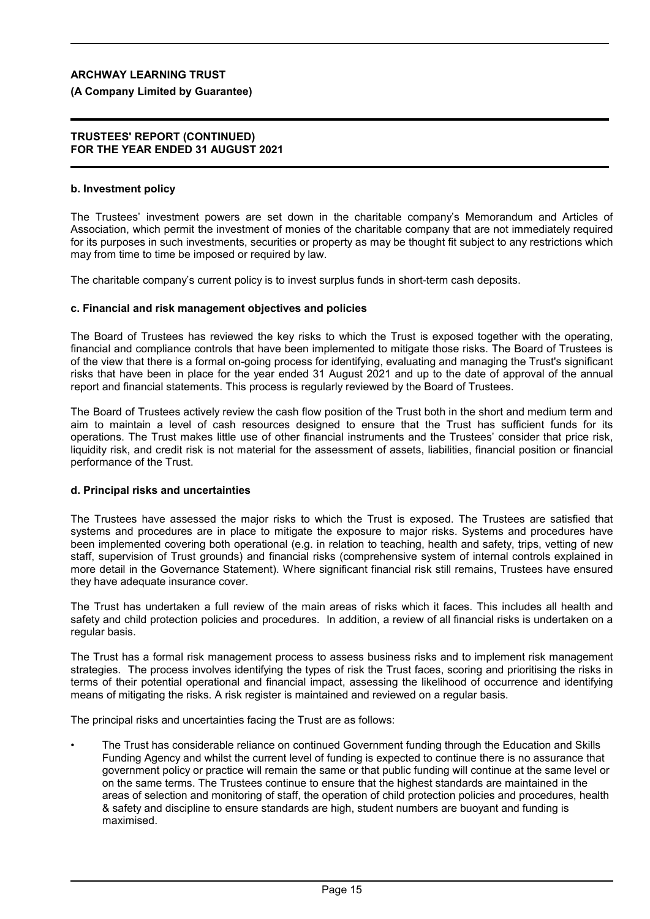#### b. Investment policy

The Trustees' investment powers are set down in the charitable company's Memorandum and Articles of Association, which permit the investment of monies of the charitable company that are not immediately required for its purposes in such investments, securities or property as may be thought fit subject to any restrictions which may from time to time be imposed or required by law.

The charitable company's current policy is to invest surplus funds in short-term cash deposits.

#### c. Financial and risk management objectives and policies

The Board of Trustees has reviewed the key risks to which the Trust is exposed together with the operating, financial and compliance controls that have been implemented to mitigate those risks. The Board of Trustees is of the view that there is a formal on-going process for identifying, evaluating and managing the Trust's significant risks that have been in place for the year ended 31 August 2021 and up to the date of approval of the annual report and financial statements. This process is regularly reviewed by the Board of Trustees.

The Board of Trustees actively review the cash flow position of the Trust both in the short and medium term and aim to maintain a level of cash resources designed to ensure that the Trust has sufficient funds for its operations. The Trust makes little use of other financial instruments and the Trustees' consider that price risk, liquidity risk, and credit risk is not material for the assessment of assets, liabilities, financial position or financial performance of the Trust.

#### d. Principal risks and uncertainties

The Trustees have assessed the major risks to which the Trust is exposed. The Trustees are satisfied that systems and procedures are in place to mitigate the exposure to major risks. Systems and procedures have been implemented covering both operational (e.g. in relation to teaching, health and safety, trips, vetting of new staff, supervision of Trust grounds) and financial risks (comprehensive system of internal controls explained in more detail in the Governance Statement). Where significant financial risk still remains, Trustees have ensured they have adequate insurance cover.

The Trust has undertaken a full review of the main areas of risks which it faces. This includes all health and safety and child protection policies and procedures. In addition, a review of all financial risks is undertaken on a regular basis.

The Trust has a formal risk management process to assess business risks and to implement risk management strategies. The process involves identifying the types of risk the Trust faces, scoring and prioritising the risks in terms of their potential operational and financial impact, assessing the likelihood of occurrence and identifying means of mitigating the risks. A risk register is maintained and reviewed on a regular basis.

The principal risks and uncertainties facing the Trust are as follows:

- The Trust has considerable reliance on continued Government funding through the Education and Skills Funding Agency and whilst the current level of funding is expected to continue there is no assurance that government policy or practice will remain the same or that public funding will continue at the same level or on the same terms. The Trustees continue to ensure that the highest standards are maintained in the areas of selection and monitoring of staff, the operation of child protection policies and procedures, health & safety and discipline to ensure standards are high, student numbers are buoyant and funding is maximised.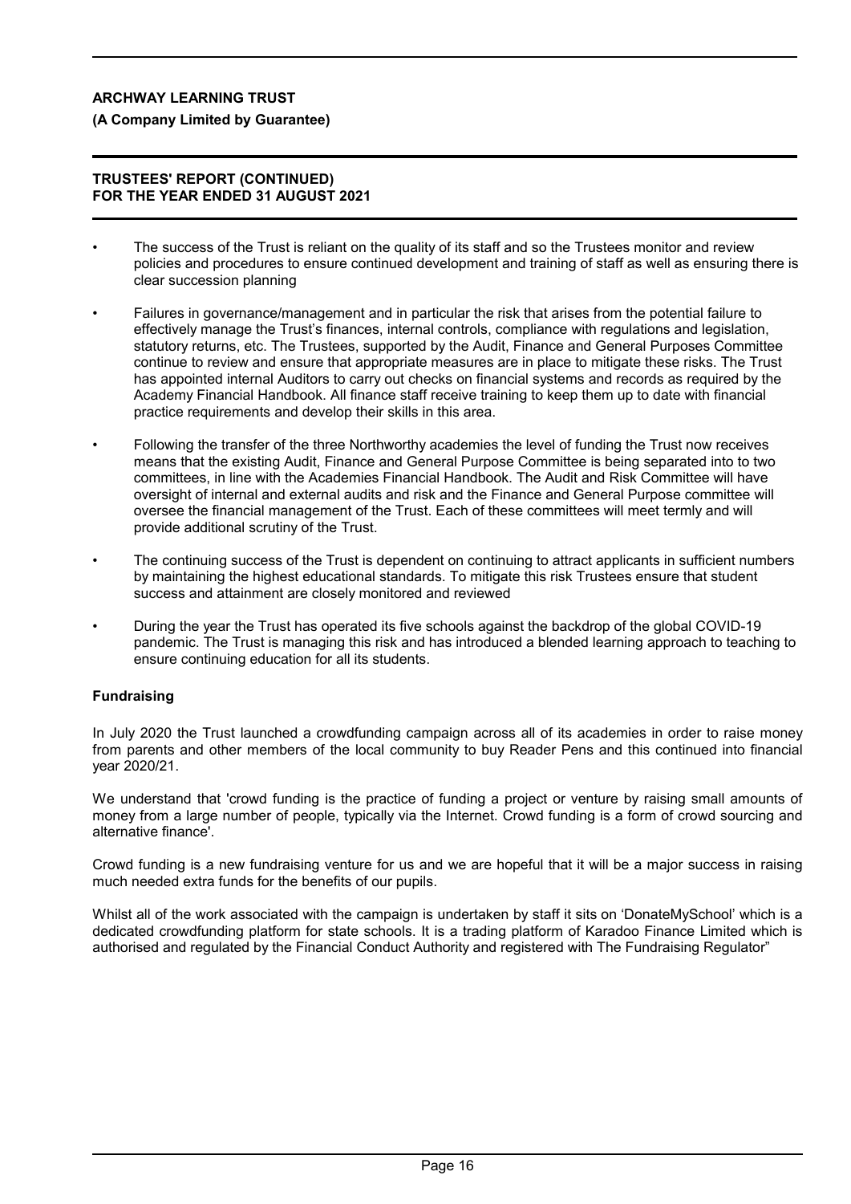- The success of the Trust is reliant on the quality of its staff and so the Trustees monitor and review policies and procedures to ensure continued development and training of staff as well as ensuring there is clear succession planning
- Failures in governance/management and in particular the risk that arises from the potential failure to effectively manage the Trust's finances, internal controls, compliance with regulations and legislation, statutory returns, etc. The Trustees, supported by the Audit, Finance and General Purposes Committee continue to review and ensure that appropriate measures are in place to mitigate these risks. The Trust has appointed internal Auditors to carry out checks on financial systems and records as required by the Academy Financial Handbook. All finance staff receive training to keep them up to date with financial practice requirements and develop their skills in this area.
- Following the transfer of the three Northworthy academies the level of funding the Trust now receives means that the existing Audit, Finance and General Purpose Committee is being separated into to two committees, in line with the Academies Financial Handbook. The Audit and Risk Committee will have oversight of internal and external audits and risk and the Finance and General Purpose committee will oversee the financial management of the Trust. Each of these committees will meet termly and will provide additional scrutiny of the Trust.
- The continuing success of the Trust is dependent on continuing to attract applicants in sufficient numbers by maintaining the highest educational standards. To mitigate this risk Trustees ensure that student success and attainment are closely monitored and reviewed
- During the year the Trust has operated its five schools against the backdrop of the global COVID-19 pandemic. The Trust is managing this risk and has introduced a blended learning approach to teaching to ensure continuing education for all its students.

**Fundraising**

In July 2020 the Trust launched a crowdfunding campaign across all of its academies in order to raise money from parents and other members of the local community to buy Reader Pens and this continued into financial year 2020/21.

We understand that 'crowd funding is the practice of funding a project or venture by raising small amounts of money from a large number of people, typically via the Internet. Crowd funding is a form of crowd sourcing and alternative finance'.

Crowd funding is a new fundraising venture for us and we are hopeful that it will be a major success in raising much needed extra funds for the benefits of our pupils.

Whilst all of the work associated with the campaign is undertaken by staff it sits on 'DonateMySchool' which is a dedicated crowdfunding platform for state schools. It is a trading platform of Karadoo Finance Limited which is authorised and regulated by the Financial Conduct Authority and registered with The Fundraising Regulator"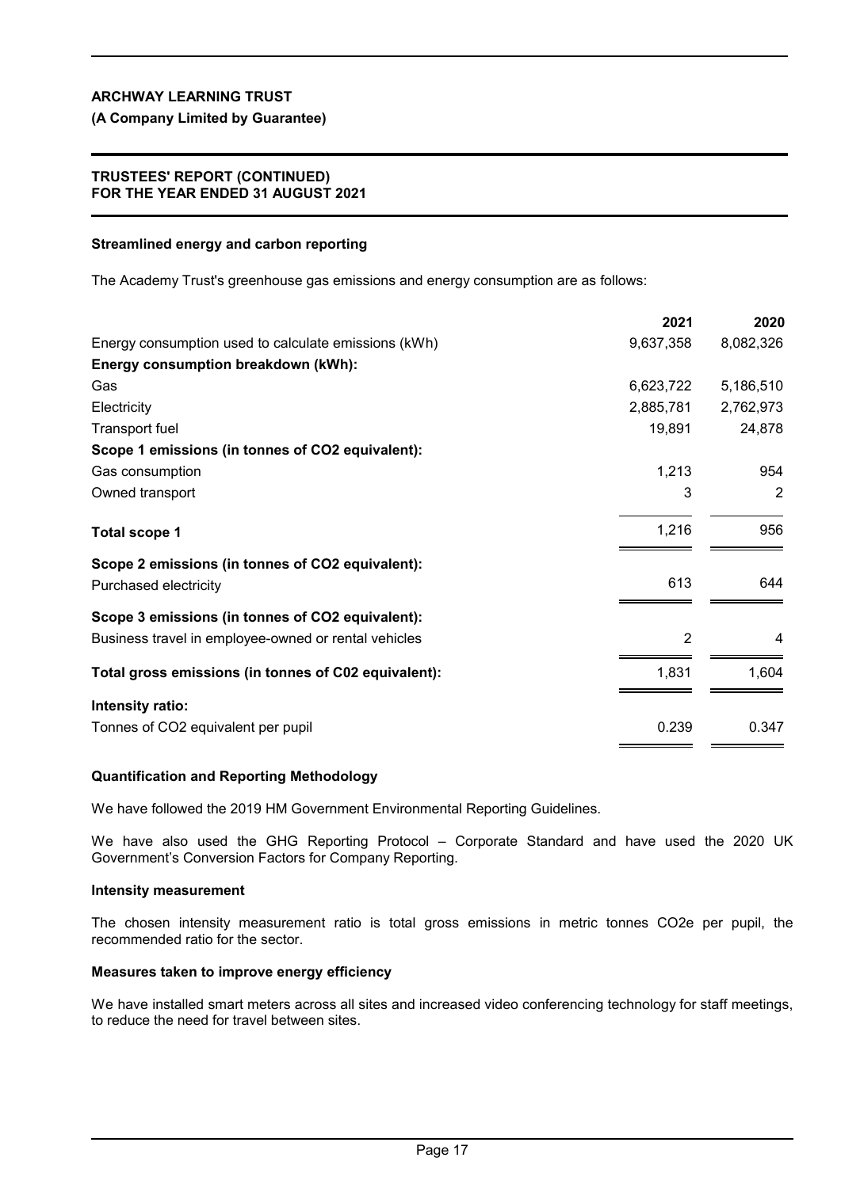## Streamlined energy and carbon reporting

The Academy Trust's greenhouse gas emissions and energy consumption are as follows:

| | 2021 | 2020 |
|---|---|---|
| Energy consumption used to calculate emissions (kWh) | 9,637,358 | 8,082,326 |
| **Energy consumption breakdown (kWh):** | | |
| Gas | 6,623,722 | 5,186,510 |
| Electricity | 2,885,781 | 2,762,973 |
| Transport fuel | 19,891 | 24,878 |
| **Scope 1 emissions (in tonnes of CO2 equivalent):** | | |
| Gas consumption | 1,213 | 954 |
| Owned transport | 3 | 2 |
| **Total scope 1** | 1,216 | 956 |
| **Scope 2 emissions (in tonnes of CO2 equivalent):** | | |
| Purchased electricity | 613 | 644 |
| **Scope 3 emissions (in tonnes of CO2 equivalent):** | | |
| Business travel in employee-owned or rental vehicles | 2 | 4 |
| **Total gross emissions (in tonnes of C02 equivalent):** | 1,831 | 1,604 |
| **Intensity ratio:** | | |
| Tonnes of CO2 equivalent per pupil | 0.239 | 0.347 |

### Quantification and Reporting Methodology

We have followed the 2019 HM Government Environmental Reporting Guidelines.

We have also used the GHG Reporting Protocol – Corporate Standard and have used the 2020 UK Government's Conversion Factors for Company Reporting.

### Intensity measurement

The chosen intensity measurement ratio is total gross emissions in metric tonnes CO2e per pupil, the recommended ratio for the sector.

### Measures taken to improve energy efficiency

We have installed smart meters across all sites and increased video conferencing technology for staff meetings, to reduce the need for travel between sites.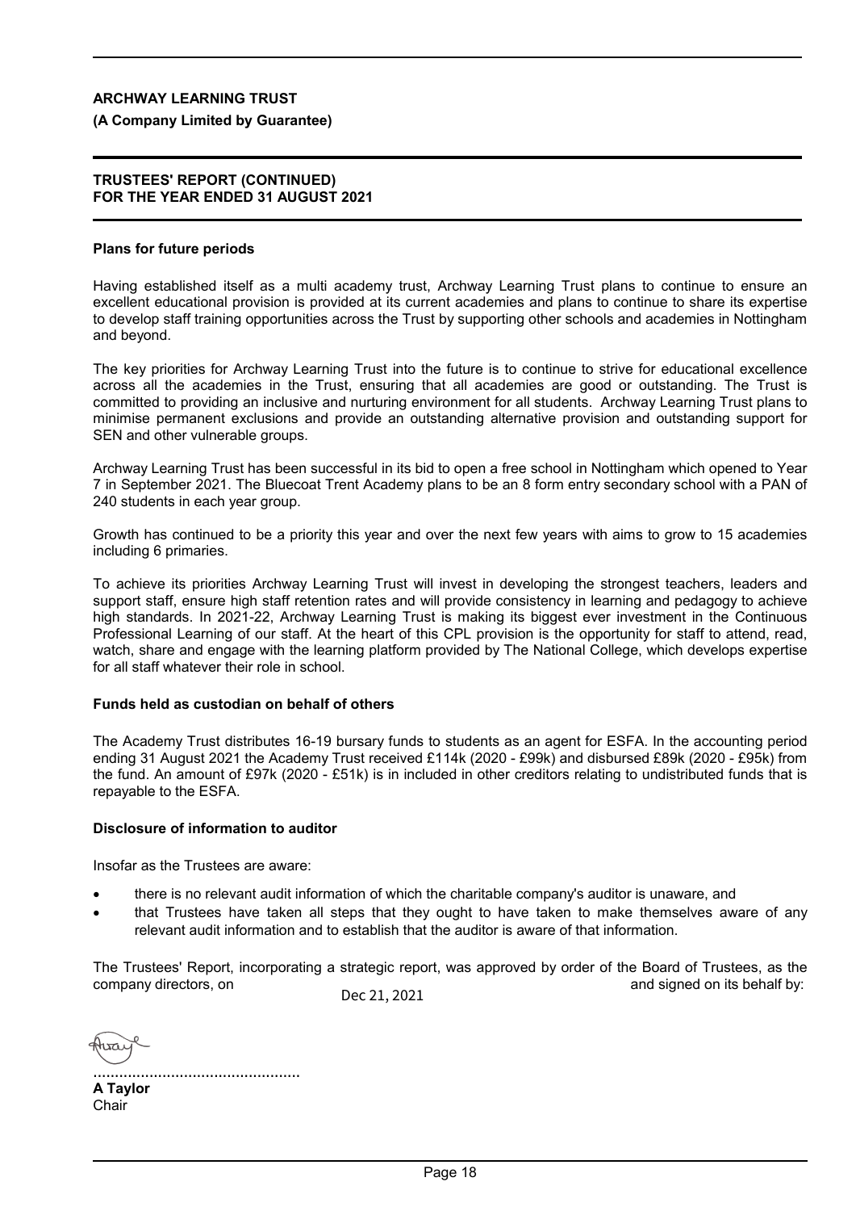**ARCHWAY LEARNING TRUST**

**(A Company Limited by Guarantee)**

**TRUSTEES' REPORT (CONTINUED)**
**FOR THE YEAR ENDED 31 AUGUST 2021**

**Plans for future periods**

Having established itself as a multi academy trust, Archway Learning Trust plans to continue to ensure an excellent educational provision is provided at its current academies and plans to continue to share its expertise to develop staff training opportunities across the Trust by supporting other schools and academies in Nottingham and beyond.

The key priorities for Archway Learning Trust into the future is to continue to strive for educational excellence across all the academies in the Trust, ensuring that all academies are good or outstanding. The Trust is committed to providing an inclusive and nurturing environment for all students. Archway Learning Trust plans to minimise permanent exclusions and provide an outstanding alternative provision and outstanding support for SEN and other vulnerable groups.

Archway Learning Trust has been successful in its bid to open a free school in Nottingham which opened to Year 7 in September 2021. The Bluecoat Trent Academy plans to be an 8 form entry secondary school with a PAN of 240 students in each year group.

Growth has continued to be a priority this year and over the next few years with aims to grow to 15 academies including 6 primaries.

To achieve its priorities Archway Learning Trust will invest in developing the strongest teachers, leaders and support staff, ensure high staff retention rates and will provide consistency in learning and pedagogy to achieve high standards. In 2021-22, Archway Learning Trust is making its biggest ever investment in the Continuous Professional Learning of our staff. At the heart of this CPL provision is the opportunity for staff to attend, read, watch, share and engage with the learning platform provided by The National College, which develops expertise for all staff whatever their role in school.

**Funds held as custodian on behalf of others**

The Academy Trust distributes 16-19 bursary funds to students as an agent for ESFA. In the accounting period ending 31 August 2021 the Academy Trust received £114k (2020 - £99k) and disbursed £89k (2020 - £95k) from the fund. An amount of £97k (2020 - £51k) is in included in other creditors relating to undistributed funds that is repayable to the ESFA.

**Disclosure of information to auditor**

Insofar as the Trustees are aware:

- there is no relevant audit information of which the charitable company's auditor is unaware, and
- that Trustees have taken all steps that they ought to have taken to make themselves aware of any relevant audit information and to establish that the auditor is aware of that information.

The Trustees' Report, incorporating a strategic report, was approved by order of the Board of Trustees, as the company directors, on Dec 21, 2021 and signed on its behalf by:

................................................
**A Taylor**
Chair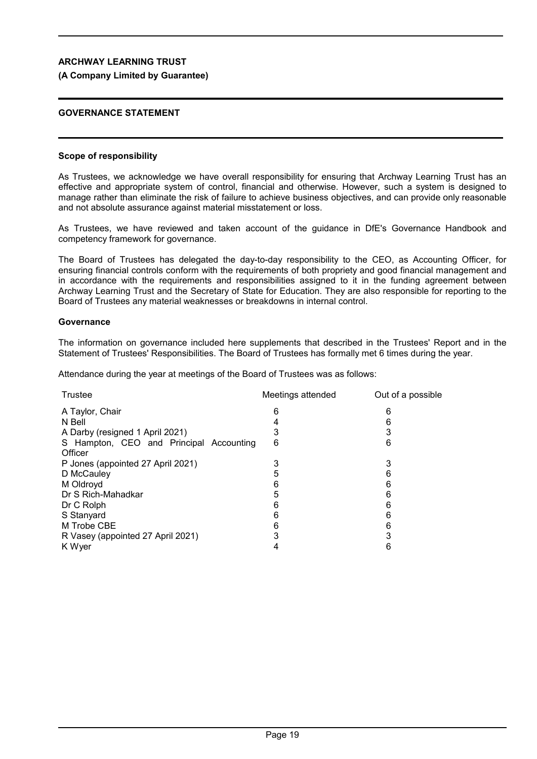**ARCHWAY LEARNING TRUST**

**(A Company Limited by Guarantee)**

## GOVERNANCE STATEMENT

### Scope of responsibility

As Trustees, we acknowledge we have overall responsibility for ensuring that Archway Learning Trust has an effective and appropriate system of control, financial and otherwise. However, such a system is designed to manage rather than eliminate the risk of failure to achieve business objectives, and can provide only reasonable and not absolute assurance against material misstatement or loss.

As Trustees, we have reviewed and taken account of the guidance in DfE's Governance Handbook and competency framework for governance.

The Board of Trustees has delegated the day-to-day responsibility to the CEO, as Accounting Officer, for ensuring financial controls conform with the requirements of both propriety and good financial management and in accordance with the requirements and responsibilities assigned to it in the funding agreement between Archway Learning Trust and the Secretary of State for Education. They are also responsible for reporting to the Board of Trustees any material weaknesses or breakdowns in internal control.

### Governance

The information on governance included here supplements that described in the Trustees' Report and in the Statement of Trustees' Responsibilities. The Board of Trustees has formally met 6 times during the year.

Attendance during the year at meetings of the Board of Trustees was as follows:

| Trustee | Meetings attended | Out of a possible |
|---|---|---|
| A Taylor, Chair | 6 | 6 |
| N Bell | 4 | 6 |
| A Darby (resigned 1 April 2021) | 3 | 3 |
| S Hampton, CEO and Principal Accounting Officer | 6 | 6 |
| P Jones (appointed 27 April 2021) | 3 | 3 |
| D McCauley | 5 | 6 |
| M Oldroyd | 6 | 6 |
| Dr S Rich-Mahadkar | 5 | 6 |
| Dr C Rolph | 6 | 6 |
| S Stanyard | 6 | 6 |
| M Trobe CBE | 6 | 6 |
| R Vasey (appointed 27 April 2021) | 3 | 3 |
| K Wyer | 4 | 6 |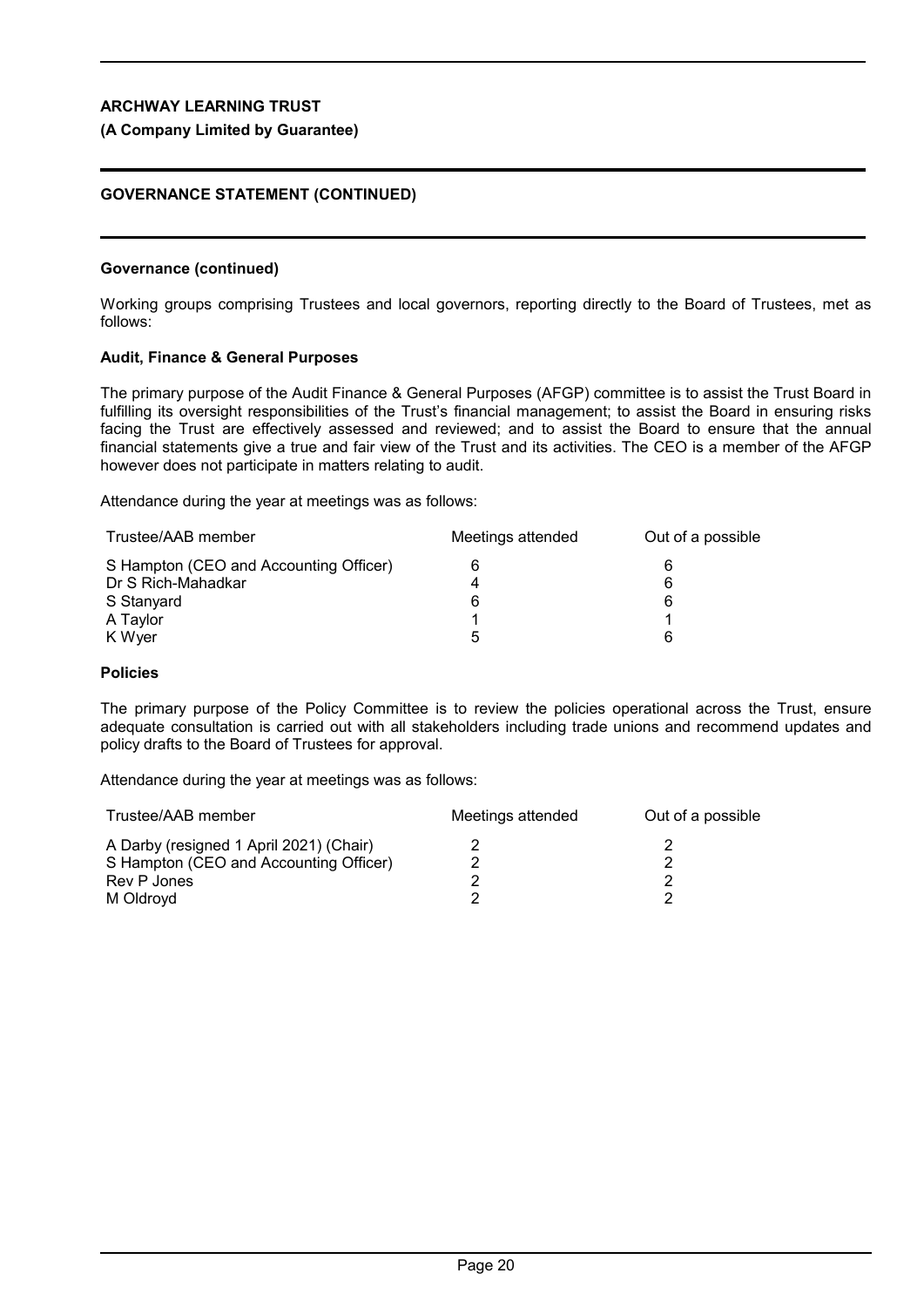**ARCHWAY LEARNING TRUST**

**(A Company Limited by Guarantee)**

**GOVERNANCE STATEMENT (CONTINUED)**

**Governance (continued)**

Working groups comprising Trustees and local governors, reporting directly to the Board of Trustees, met as follows:

**Audit, Finance & General Purposes**

The primary purpose of the Audit Finance & General Purposes (AFGP) committee is to assist the Trust Board in fulfilling its oversight responsibilities of the Trust's financial management; to assist the Board in ensuring risks facing the Trust are effectively assessed and reviewed; and to assist the Board to ensure that the annual financial statements give a true and fair view of the Trust and its activities. The CEO is a member of the AFGP however does not participate in matters relating to audit.

Attendance during the year at meetings was as follows:

| Trustee/AAB member | Meetings attended | Out of a possible |
|---|---|---|
| S Hampton (CEO and Accounting Officer) | 6 | 6 |
| Dr S Rich-Mahadkar | 4 | 6 |
| S Stanyard | 6 | 6 |
| A Taylor | 1 | 1 |
| K Wyer | 5 | 6 |

**Policies**

The primary purpose of the Policy Committee is to review the policies operational across the Trust, ensure adequate consultation is carried out with all stakeholders including trade unions and recommend updates and policy drafts to the Board of Trustees for approval.

Attendance during the year at meetings was as follows:

| Trustee/AAB member | Meetings attended | Out of a possible |
|---|---|---|
| A Darby (resigned 1 April 2021) (Chair) | 2 | 2 |
| S Hampton (CEO and Accounting Officer) | 2 | 2 |
| Rev P Jones | 2 | 2 |
| M Oldroyd | 2 | 2 |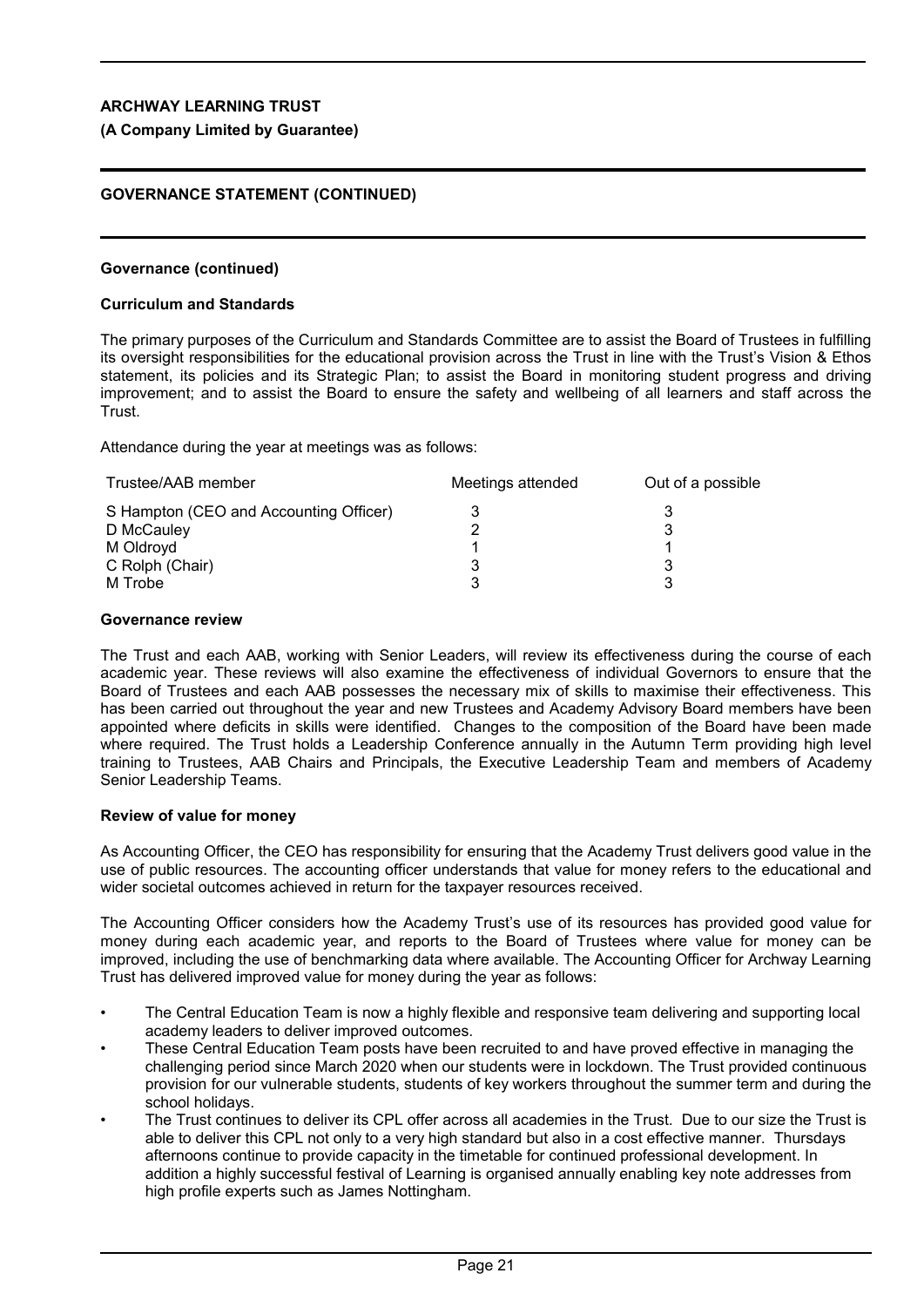**Governance (continued)**

**Curriculum and Standards**

The primary purposes of the Curriculum and Standards Committee are to assist the Board of Trustees in fulfilling its oversight responsibilities for the educational provision across the Trust in line with the Trust's Vision & Ethos statement, its policies and its Strategic Plan; to assist the Board in monitoring student progress and driving improvement; and to assist the Board to ensure the safety and wellbeing of all learners and staff across the Trust.

Attendance during the year at meetings was as follows:

| Trustee/AAB member | Meetings attended | Out of a possible |
|---|---|---|
| S Hampton (CEO and Accounting Officer) | 3 | 3 |
| D McCauley | 2 | 3 |
| M Oldroyd | 1 | 1 |
| C Rolph (Chair) | 3 | 3 |
| M Trobe | 3 | 3 |

**Governance review**

The Trust and each AAB, working with Senior Leaders, will review its effectiveness during the course of each academic year. These reviews will also examine the effectiveness of individual Governors to ensure that the Board of Trustees and each AAB possesses the necessary mix of skills to maximise their effectiveness. This has been carried out throughout the year and new Trustees and Academy Advisory Board members have been appointed where deficits in skills were identified. Changes to the composition of the Board have been made where required. The Trust holds a Leadership Conference annually in the Autumn Term providing high level training to Trustees, AAB Chairs and Principals, the Executive Leadership Team and members of Academy Senior Leadership Teams.

**Review of value for money**

As Accounting Officer, the CEO has responsibility for ensuring that the Academy Trust delivers good value in the use of public resources. The accounting officer understands that value for money refers to the educational and wider societal outcomes achieved in return for the taxpayer resources received.

The Accounting Officer considers how the Academy Trust's use of its resources has provided good value for money during each academic year, and reports to the Board of Trustees where value for money can be improved, including the use of benchmarking data where available. The Accounting Officer for Archway Learning Trust has delivered improved value for money during the year as follows:

- The Central Education Team is now a highly flexible and responsive team delivering and supporting local academy leaders to deliver improved outcomes.
- These Central Education Team posts have been recruited to and have proved effective in managing the challenging period since March 2020 when our students were in lockdown. The Trust provided continuous provision for our vulnerable students, students of key workers throughout the summer term and during the school holidays.
- The Trust continues to deliver its CPL offer across all academies in the Trust. Due to our size the Trust is able to deliver this CPL not only to a very high standard but also in a cost effective manner. Thursdays afternoons continue to provide capacity in the timetable for continued professional development. In addition a highly successful festival of Learning is organised annually enabling key note addresses from high profile experts such as James Nottingham.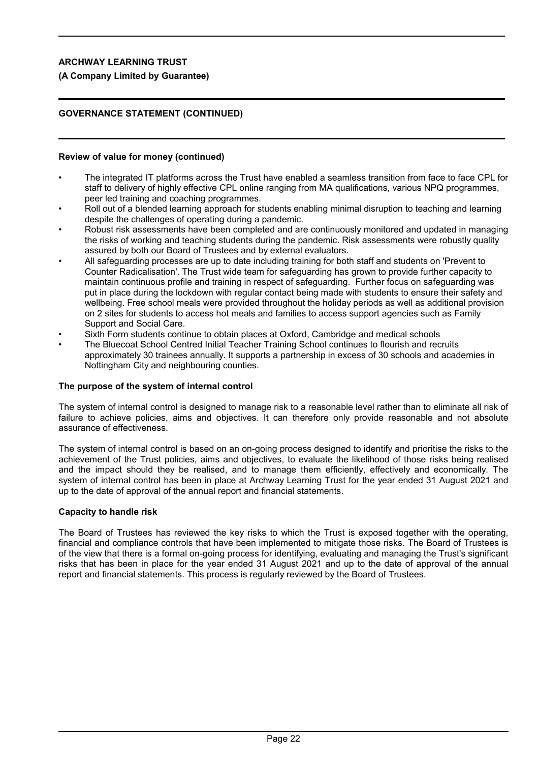## GOVERNANCE STATEMENT (CONTINUED)

**Review of value for money (continued)**

- The integrated IT platforms across the Trust have enabled a seamless transition from face to face CPL for staff to delivery of highly effective CPL online ranging from MA qualifications, various NPQ programmes, peer led training and coaching programmes.
- Roll out of a blended learning approach for students enabling minimal disruption to teaching and learning despite the challenges of operating during a pandemic.
- Robust risk assessments have been completed and are continuously monitored and updated in managing the risks of working and teaching students during the pandemic. Risk assessments were robustly quality assured by both our Board of Trustees and by external evaluators.
- All safeguarding processes are up to date including training for both staff and students on 'Prevent to Counter Radicalisation'. The Trust wide team for safeguarding has grown to provide further capacity to maintain continuous profile and training in respect of safeguarding. Further focus on safeguarding was put in place during the lockdown with regular contact being made with students to ensure their safety and wellbeing. Free school meals were provided throughout the holiday periods as well as additional provision on 2 sites for students to access hot meals and families to access support agencies such as Family Support and Social Care.
- Sixth Form students continue to obtain places at Oxford, Cambridge and medical schools
- The Bluecoat School Centred Initial Teacher Training School continues to flourish and recruits approximately 30 trainees annually. It supports a partnership in excess of 30 schools and academies in Nottingham City and neighbouring counties.

**The purpose of the system of internal control**

The system of internal control is designed to manage risk to a reasonable level rather than to eliminate all risk of failure to achieve policies, aims and objectives. It can therefore only provide reasonable and not absolute assurance of effectiveness.

The system of internal control is based on an on-going process designed to identify and prioritise the risks to the achievement of the Trust policies, aims and objectives, to evaluate the likelihood of those risks being realised and the impact should they be realised, and to manage them efficiently, effectively and economically. The system of internal control has been in place at Archway Learning Trust for the year ended 31 August 2021 and up to the date of approval of the annual report and financial statements.

**Capacity to handle risk**

The Board of Trustees has reviewed the key risks to which the Trust is exposed together with the operating, financial and compliance controls that have been implemented to mitigate those risks. The Board of Trustees is of the view that there is a formal on-going process for identifying, evaluating and managing the Trust's significant risks that has been in place for the year ended 31 August 2021 and up to the date of approval of the annual report and financial statements. This process is regularly reviewed by the Board of Trustees.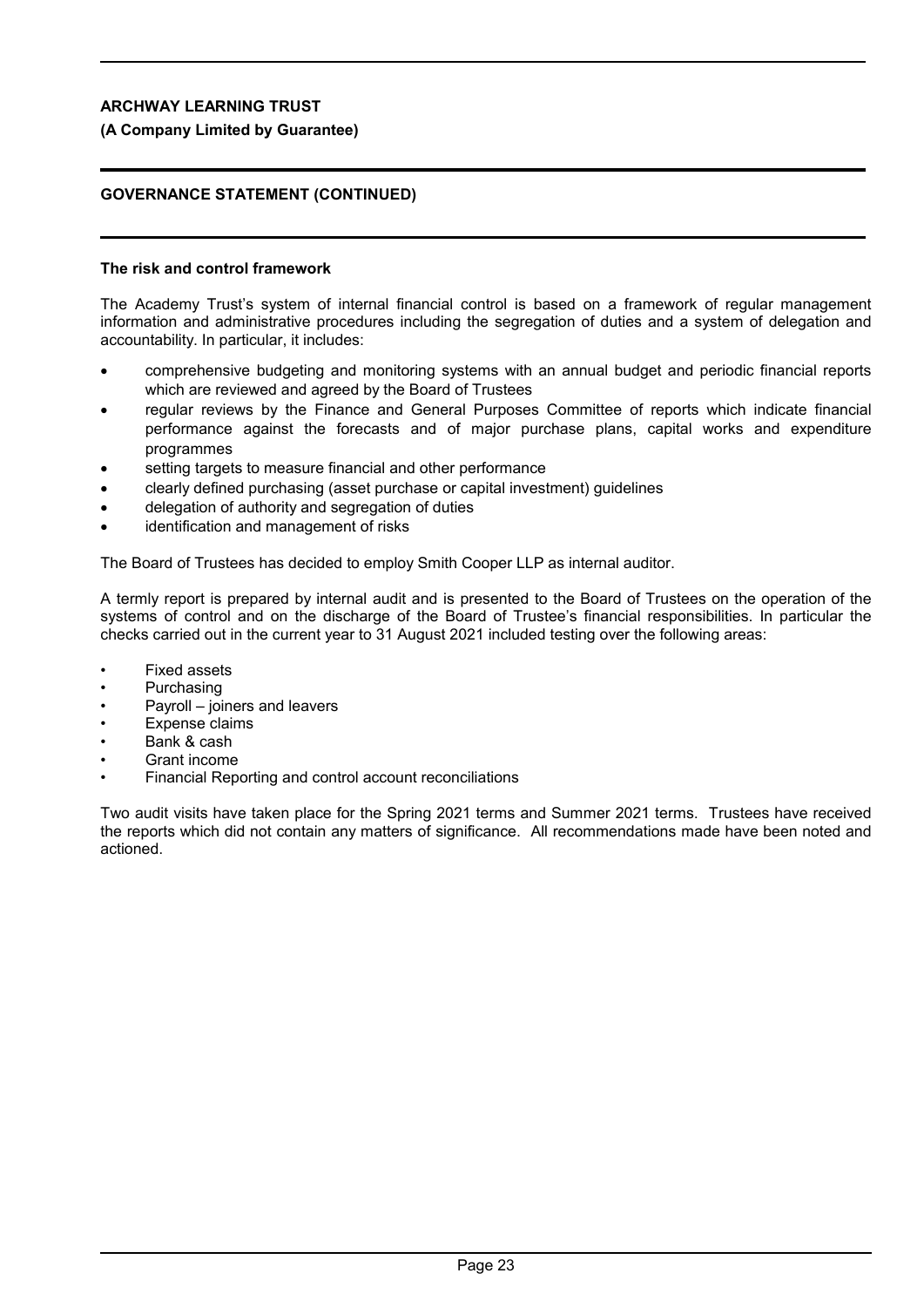## GOVERNANCE STATEMENT (CONTINUED)

### The risk and control framework

The Academy Trust's system of internal financial control is based on a framework of regular management information and administrative procedures including the segregation of duties and a system of delegation and accountability. In particular, it includes:

- comprehensive budgeting and monitoring systems with an annual budget and periodic financial reports which are reviewed and agreed by the Board of Trustees
- regular reviews by the Finance and General Purposes Committee of reports which indicate financial performance against the forecasts and of major purchase plans, capital works and expenditure programmes
- setting targets to measure financial and other performance
- clearly defined purchasing (asset purchase or capital investment) guidelines
- delegation of authority and segregation of duties
- identification and management of risks

The Board of Trustees has decided to employ Smith Cooper LLP as internal auditor.

A termly report is prepared by internal audit and is presented to the Board of Trustees on the operation of the systems of control and on the discharge of the Board of Trustee's financial responsibilities. In particular the checks carried out in the current year to 31 August 2021 included testing over the following areas:

- Fixed assets
- Purchasing
- Payroll – joiners and leavers
- Expense claims
- Bank & cash
- Grant income
- Financial Reporting and control account reconciliations

Two audit visits have taken place for the Spring 2021 terms and Summer 2021 terms. Trustees have received the reports which did not contain any matters of significance. All recommendations made have been noted and actioned.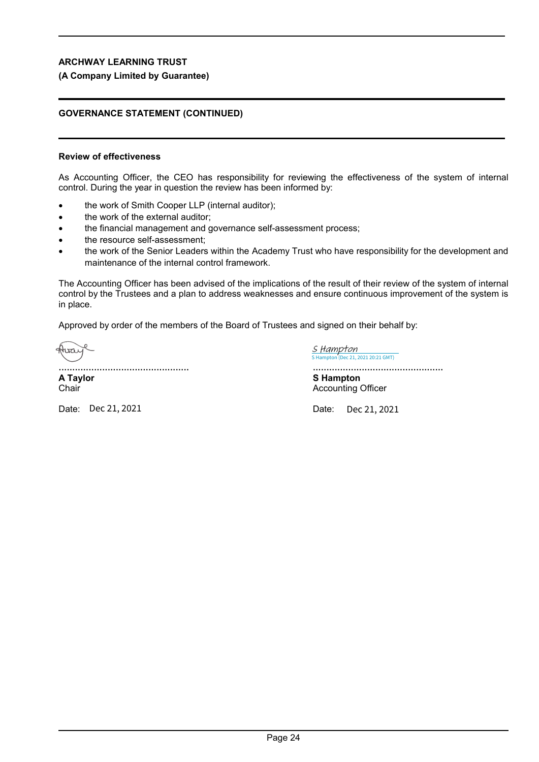**ARCHWAY LEARNING TRUST**

**(A Company Limited by Guarantee)**

**GOVERNANCE STATEMENT (CONTINUED)**

**Review of effectiveness**

As Accounting Officer, the CEO has responsibility for reviewing the effectiveness of the system of internal control. During the year in question the review has been informed by:

- the work of Smith Cooper LLP (internal auditor);
- the work of the external auditor;
- the financial management and governance self-assessment process;
- the resource self-assessment;
- the work of the Senior Leaders within the Academy Trust who have responsibility for the development and maintenance of the internal control framework.

The Accounting Officer has been advised of the implications of the result of their review of the system of internal control by the Trustees and a plan to address weaknesses and ensure continuous improvement of the system is in place.

Approved by order of the members of the Board of Trustees and signed on their behalf by:

| | |
|---|---|
| | S Hampton<br>S Hampton (Dec 21, 2021 20:21 GMT) |
| ................................................ | ................................................ |
| **A Taylor**<br>Chair | **S Hampton**<br>Accounting Officer |
| Date: Dec 21, 2021 | Date: Dec 21, 2021 |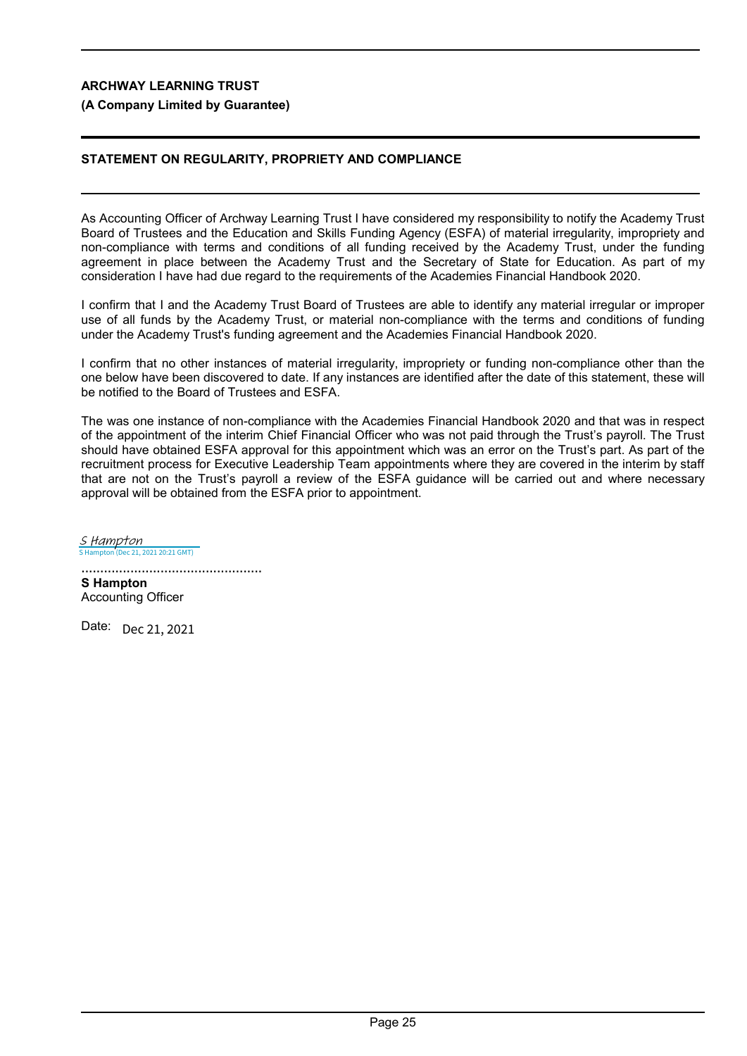**ARCHWAY LEARNING TRUST**

**(A Company Limited by Guarantee)**

## STATEMENT ON REGULARITY, PROPRIETY AND COMPLIANCE

As Accounting Officer of Archway Learning Trust I have considered my responsibility to notify the Academy Trust Board of Trustees and the Education and Skills Funding Agency (ESFA) of material irregularity, impropriety and non-compliance with terms and conditions of all funding received by the Academy Trust, under the funding agreement in place between the Academy Trust and the Secretary of State for Education. As part of my consideration I have had due regard to the requirements of the Academies Financial Handbook 2020.

I confirm that I and the Academy Trust Board of Trustees are able to identify any material irregular or improper use of all funds by the Academy Trust, or material non-compliance with the terms and conditions of funding under the Academy Trust's funding agreement and the Academies Financial Handbook 2020.

I confirm that no other instances of material irregularity, impropriety or funding non-compliance other than the one below have been discovered to date. If any instances are identified after the date of this statement, these will be notified to the Board of Trustees and ESFA.

The was one instance of non-compliance with the Academies Financial Handbook 2020 and that was in respect of the appointment of the interim Chief Financial Officer who was not paid through the Trust's payroll. The Trust should have obtained ESFA approval for this appointment which was an error on the Trust's part. As part of the recruitment process for Executive Leadership Team appointments where they are covered in the interim by staff that are not on the Trust's payroll a review of the ESFA guidance will be carried out and where necessary approval will be obtained from the ESFA prior to appointment.

S Hampton
S Hampton (Dec 21, 2021 20:21 GMT)

................................................
**S Hampton**
Accounting Officer

Date: Dec 21, 2021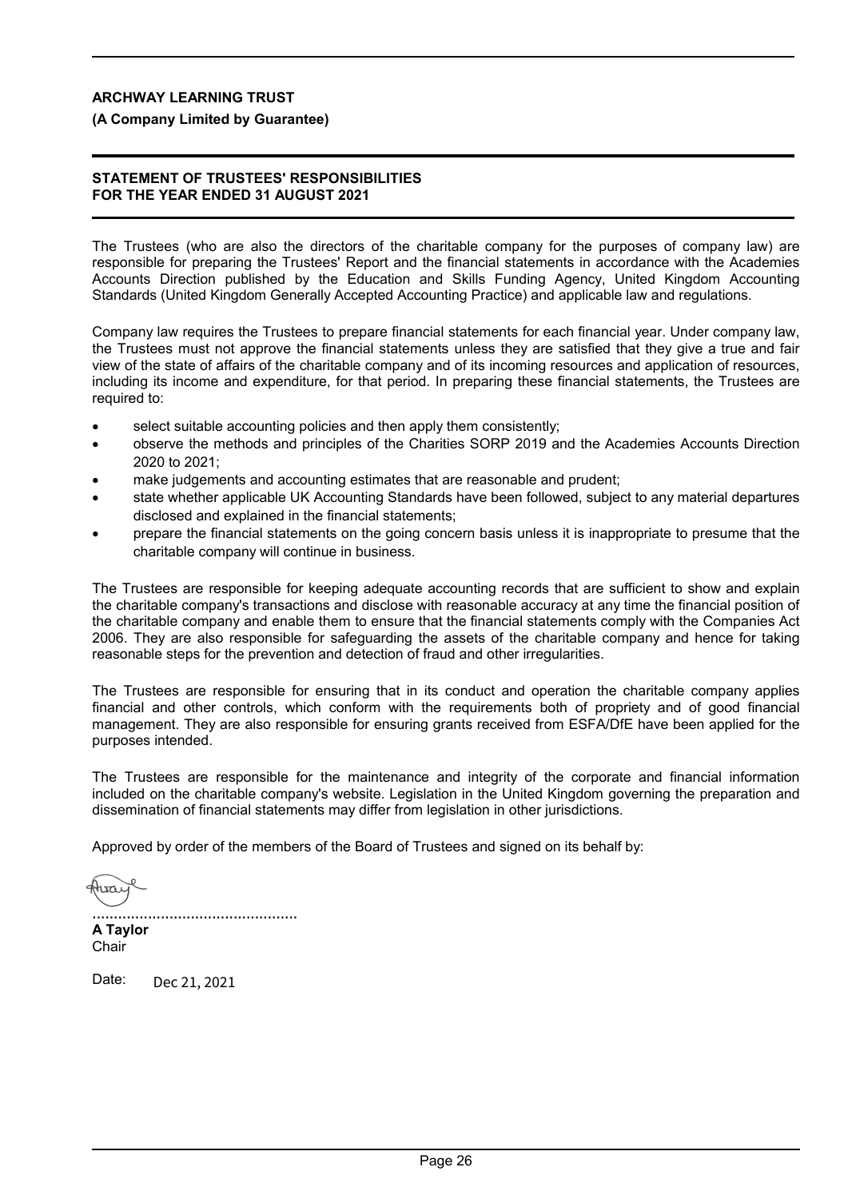**ARCHWAY LEARNING TRUST**

**(A Company Limited by Guarantee)**

## STATEMENT OF TRUSTEES' RESPONSIBILITIES FOR THE YEAR ENDED 31 AUGUST 2021

The Trustees (who are also the directors of the charitable company for the purposes of company law) are responsible for preparing the Trustees' Report and the financial statements in accordance with the Academies Accounts Direction published by the Education and Skills Funding Agency, United Kingdom Accounting Standards (United Kingdom Generally Accepted Accounting Practice) and applicable law and regulations.

Company law requires the Trustees to prepare financial statements for each financial year. Under company law, the Trustees must not approve the financial statements unless they are satisfied that they give a true and fair view of the state of affairs of the charitable company and of its incoming resources and application of resources, including its income and expenditure, for that period. In preparing these financial statements, the Trustees are required to:

- select suitable accounting policies and then apply them consistently;
- observe the methods and principles of the Charities SORP 2019 and the Academies Accounts Direction 2020 to 2021;
- make judgements and accounting estimates that are reasonable and prudent;
- state whether applicable UK Accounting Standards have been followed, subject to any material departures disclosed and explained in the financial statements;
- prepare the financial statements on the going concern basis unless it is inappropriate to presume that the charitable company will continue in business.

The Trustees are responsible for keeping adequate accounting records that are sufficient to show and explain the charitable company's transactions and disclose with reasonable accuracy at any time the financial position of the charitable company and enable them to ensure that the financial statements comply with the Companies Act 2006. They are also responsible for safeguarding the assets of the charitable company and hence for taking reasonable steps for the prevention and detection of fraud and other irregularities.

The Trustees are responsible for ensuring that in its conduct and operation the charitable company applies financial and other controls, which conform with the requirements both of propriety and of good financial management. They are also responsible for ensuring grants received from ESFA/DfE have been applied for the purposes intended.

The Trustees are responsible for the maintenance and integrity of the corporate and financial information included on the charitable company's website. Legislation in the United Kingdom governing the preparation and dissemination of financial statements may differ from legislation in other jurisdictions.

Approved by order of the members of the Board of Trustees and signed on its behalf by:

................................................

**A Taylor**
Chair

Date: Dec 21, 2021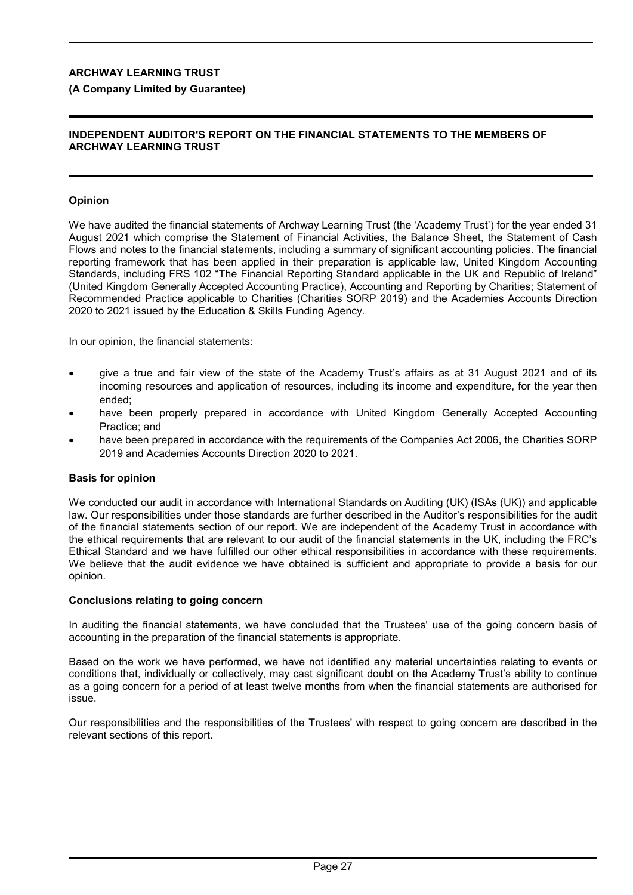**ARCHWAY LEARNING TRUST**

**(A Company Limited by Guarantee)**

**INDEPENDENT AUDITOR'S REPORT ON THE FINANCIAL STATEMENTS TO THE MEMBERS OF ARCHWAY LEARNING TRUST**

**Opinion**

We have audited the financial statements of Archway Learning Trust (the 'Academy Trust') for the year ended 31 August 2021 which comprise the Statement of Financial Activities, the Balance Sheet, the Statement of Cash Flows and notes to the financial statements, including a summary of significant accounting policies. The financial reporting framework that has been applied in their preparation is applicable law, United Kingdom Accounting Standards, including FRS 102 "The Financial Reporting Standard applicable in the UK and Republic of Ireland" (United Kingdom Generally Accepted Accounting Practice), Accounting and Reporting by Charities; Statement of Recommended Practice applicable to Charities (Charities SORP 2019) and the Academies Accounts Direction 2020 to 2021 issued by the Education & Skills Funding Agency.

In our opinion, the financial statements:

- give a true and fair view of the state of the Academy Trust's affairs as at 31 August 2021 and of its incoming resources and application of resources, including its income and expenditure, for the year then ended;
- have been properly prepared in accordance with United Kingdom Generally Accepted Accounting Practice; and
- have been prepared in accordance with the requirements of the Companies Act 2006, the Charities SORP 2019 and Academies Accounts Direction 2020 to 2021.

**Basis for opinion**

We conducted our audit in accordance with International Standards on Auditing (UK) (ISAs (UK)) and applicable law. Our responsibilities under those standards are further described in the Auditor's responsibilities for the audit of the financial statements section of our report. We are independent of the Academy Trust in accordance with the ethical requirements that are relevant to our audit of the financial statements in the UK, including the FRC's Ethical Standard and we have fulfilled our other ethical responsibilities in accordance with these requirements. We believe that the audit evidence we have obtained is sufficient and appropriate to provide a basis for our opinion.

**Conclusions relating to going concern**

In auditing the financial statements, we have concluded that the Trustees' use of the going concern basis of accounting in the preparation of the financial statements is appropriate.

Based on the work we have performed, we have not identified any material uncertainties relating to events or conditions that, individually or collectively, may cast significant doubt on the Academy Trust's ability to continue as a going concern for a period of at least twelve months from when the financial statements are authorised for issue.

Our responsibilities and the responsibilities of the Trustees' with respect to going concern are described in the relevant sections of this report.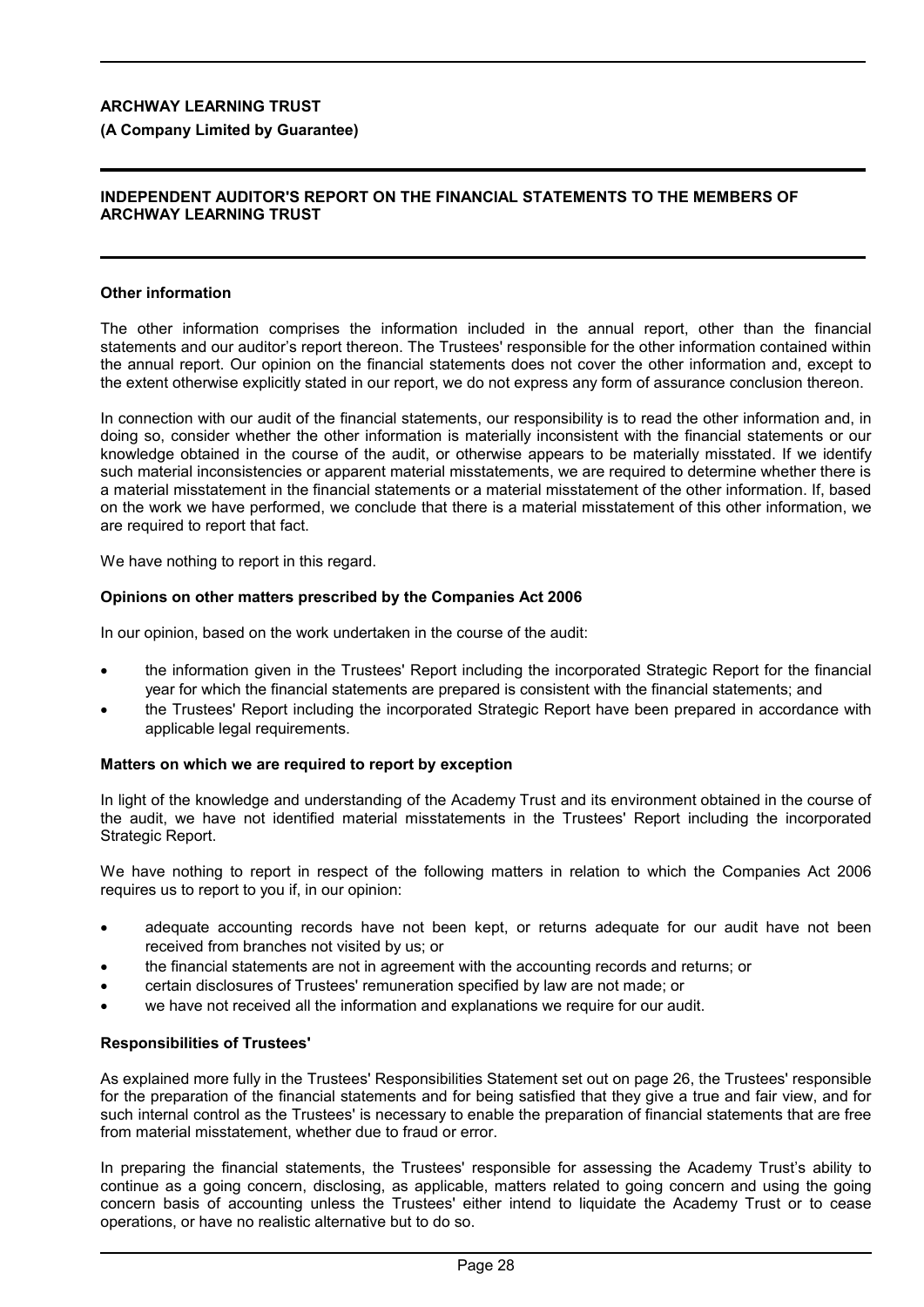**ARCHWAY LEARNING TRUST**

**(A Company Limited by Guarantee)**

**INDEPENDENT AUDITOR'S REPORT ON THE FINANCIAL STATEMENTS TO THE MEMBERS OF ARCHWAY LEARNING TRUST**

### Other information

The other information comprises the information included in the annual report, other than the financial statements and our auditor's report thereon. The Trustees' responsible for the other information contained within the annual report. Our opinion on the financial statements does not cover the other information and, except to the extent otherwise explicitly stated in our report, we do not express any form of assurance conclusion thereon.

In connection with our audit of the financial statements, our responsibility is to read the other information and, in doing so, consider whether the other information is materially inconsistent with the financial statements or our knowledge obtained in the course of the audit, or otherwise appears to be materially misstated. If we identify such material inconsistencies or apparent material misstatements, we are required to determine whether there is a material misstatement in the financial statements or a material misstatement of the other information. If, based on the work we have performed, we conclude that there is a material misstatement of this other information, we are required to report that fact.

We have nothing to report in this regard.

### Opinions on other matters prescribed by the Companies Act 2006

In our opinion, based on the work undertaken in the course of the audit:

- the information given in the Trustees' Report including the incorporated Strategic Report for the financial year for which the financial statements are prepared is consistent with the financial statements; and
- the Trustees' Report including the incorporated Strategic Report have been prepared in accordance with applicable legal requirements.

### Matters on which we are required to report by exception

In light of the knowledge and understanding of the Academy Trust and its environment obtained in the course of the audit, we have not identified material misstatements in the Trustees' Report including the incorporated Strategic Report.

We have nothing to report in respect of the following matters in relation to which the Companies Act 2006 requires us to report to you if, in our opinion:

- adequate accounting records have not been kept, or returns adequate for our audit have not been received from branches not visited by us; or
- the financial statements are not in agreement with the accounting records and returns; or
- certain disclosures of Trustees' remuneration specified by law are not made; or
- we have not received all the information and explanations we require for our audit.

### Responsibilities of Trustees'

As explained more fully in the Trustees' Responsibilities Statement set out on page 26, the Trustees' responsible for the preparation of the financial statements and for being satisfied that they give a true and fair view, and for such internal control as the Trustees' is necessary to enable the preparation of financial statements that are free from material misstatement, whether due to fraud or error.

In preparing the financial statements, the Trustees' responsible for assessing the Academy Trust's ability to continue as a going concern, disclosing, as applicable, matters related to going concern and using the going concern basis of accounting unless the Trustees' either intend to liquidate the Academy Trust or to cease operations, or have no realistic alternative but to do so.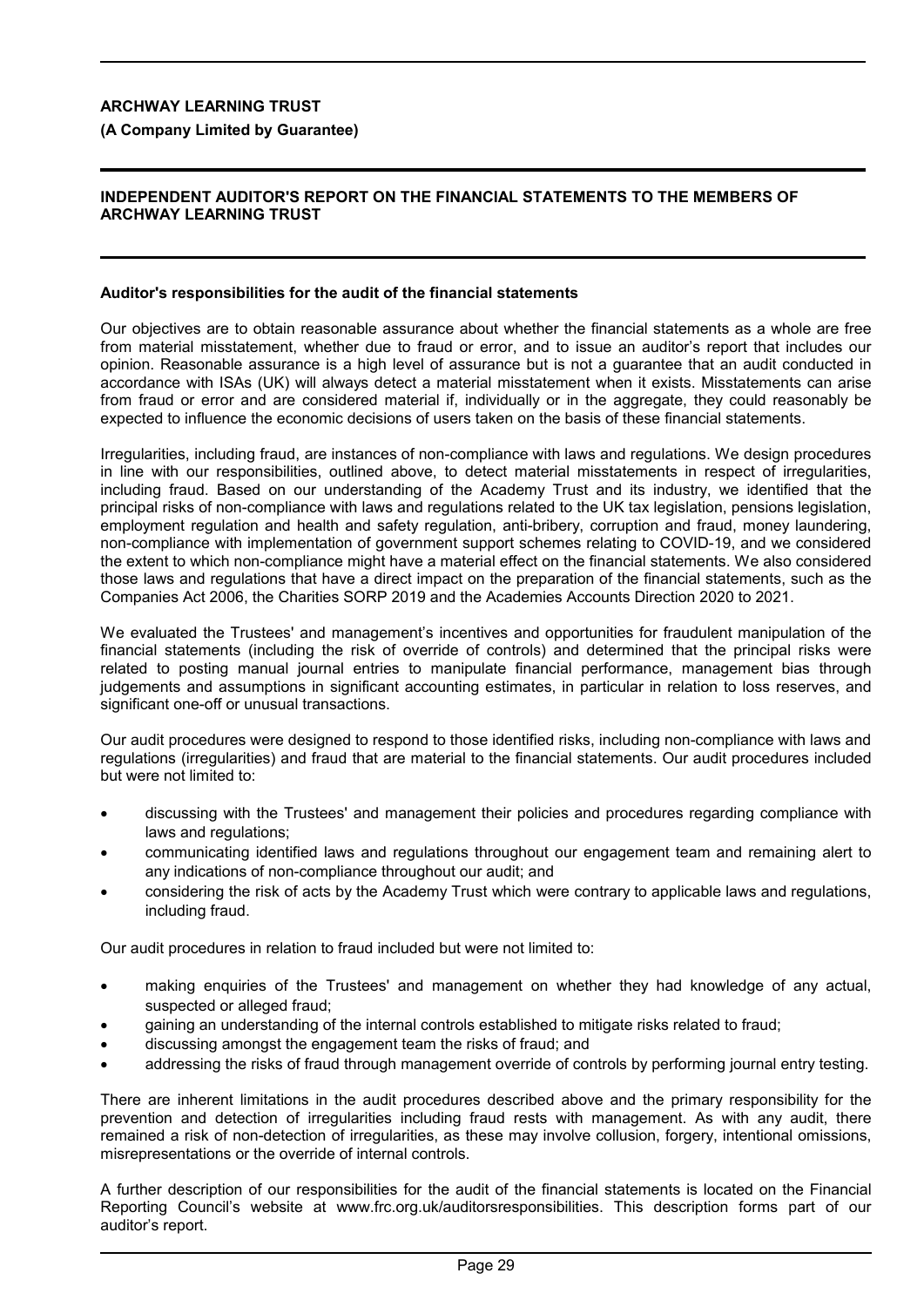# ARCHWAY LEARNING TRUST

**(A Company Limited by Guarantee)**

## INDEPENDENT AUDITOR'S REPORT ON THE FINANCIAL STATEMENTS TO THE MEMBERS OF ARCHWAY LEARNING TRUST

### Auditor's responsibilities for the audit of the financial statements

Our objectives are to obtain reasonable assurance about whether the financial statements as a whole are free from material misstatement, whether due to fraud or error, and to issue an auditor's report that includes our opinion. Reasonable assurance is a high level of assurance but is not a guarantee that an audit conducted in accordance with ISAs (UK) will always detect a material misstatement when it exists. Misstatements can arise from fraud or error and are considered material if, individually or in the aggregate, they could reasonably be expected to influence the economic decisions of users taken on the basis of these financial statements.

Irregularities, including fraud, are instances of non-compliance with laws and regulations. We design procedures in line with our responsibilities, outlined above, to detect material misstatements in respect of irregularities, including fraud. Based on our understanding of the Academy Trust and its industry, we identified that the principal risks of non-compliance with laws and regulations related to the UK tax legislation, pensions legislation, employment regulation and health and safety regulation, anti-bribery, corruption and fraud, money laundering, non-compliance with implementation of government support schemes relating to COVID-19, and we considered the extent to which non-compliance might have a material effect on the financial statements. We also considered those laws and regulations that have a direct impact on the preparation of the financial statements, such as the Companies Act 2006, the Charities SORP 2019 and the Academies Accounts Direction 2020 to 2021.

We evaluated the Trustees' and management's incentives and opportunities for fraudulent manipulation of the financial statements (including the risk of override of controls) and determined that the principal risks were related to posting manual journal entries to manipulate financial performance, management bias through judgements and assumptions in significant accounting estimates, in particular in relation to loss reserves, and significant one-off or unusual transactions.

Our audit procedures were designed to respond to those identified risks, including non-compliance with laws and regulations (irregularities) and fraud that are material to the financial statements. Our audit procedures included but were not limited to:

- discussing with the Trustees' and management their policies and procedures regarding compliance with laws and regulations;
- communicating identified laws and regulations throughout our engagement team and remaining alert to any indications of non-compliance throughout our audit; and
- considering the risk of acts by the Academy Trust which were contrary to applicable laws and regulations, including fraud.

Our audit procedures in relation to fraud included but were not limited to:

- making enquiries of the Trustees' and management on whether they had knowledge of any actual, suspected or alleged fraud;
- gaining an understanding of the internal controls established to mitigate risks related to fraud;
- discussing amongst the engagement team the risks of fraud; and
- addressing the risks of fraud through management override of controls by performing journal entry testing.

There are inherent limitations in the audit procedures described above and the primary responsibility for the prevention and detection of irregularities including fraud rests with management. As with any audit, there remained a risk of non-detection of irregularities, as these may involve collusion, forgery, intentional omissions, misrepresentations or the override of internal controls.

A further description of our responsibilities for the audit of the financial statements is located on the Financial Reporting Council's website at www.frc.org.uk/auditorsresponsibilities. This description forms part of our auditor's report.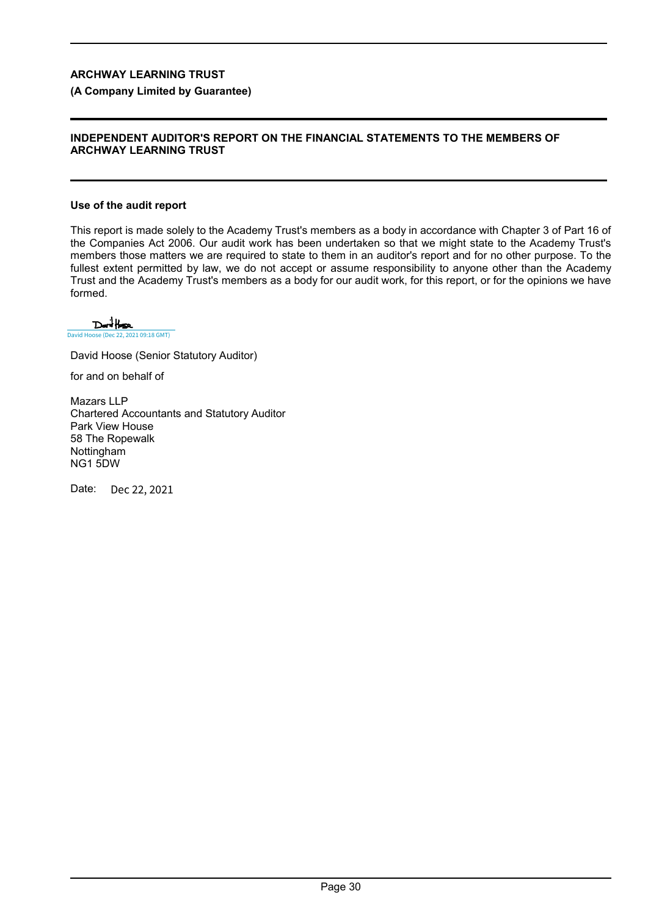**ARCHWAY LEARNING TRUST**

**(A Company Limited by Guarantee)**

**INDEPENDENT AUDITOR'S REPORT ON THE FINANCIAL STATEMENTS TO THE MEMBERS OF ARCHWAY LEARNING TRUST**

**Use of the audit report**

This report is made solely to the Academy Trust's members as a body in accordance with Chapter 3 of Part 16 of the Companies Act 2006. Our audit work has been undertaken so that we might state to the Academy Trust's members those matters we are required to state to them in an auditor's report and for no other purpose. To the fullest extent permitted by law, we do not accept or assume responsibility to anyone other than the Academy Trust and the Academy Trust's members as a body for our audit work, for this report, or for the opinions we have formed.

David Hoose (Dec 22, 2021 09:18 GMT)

David Hoose (Senior Statutory Auditor)

for and on behalf of

Mazars LLP
Chartered Accountants and Statutory Auditor
Park View House
58 The Ropewalk
Nottingham
NG1 5DW

Date: Dec 22, 2021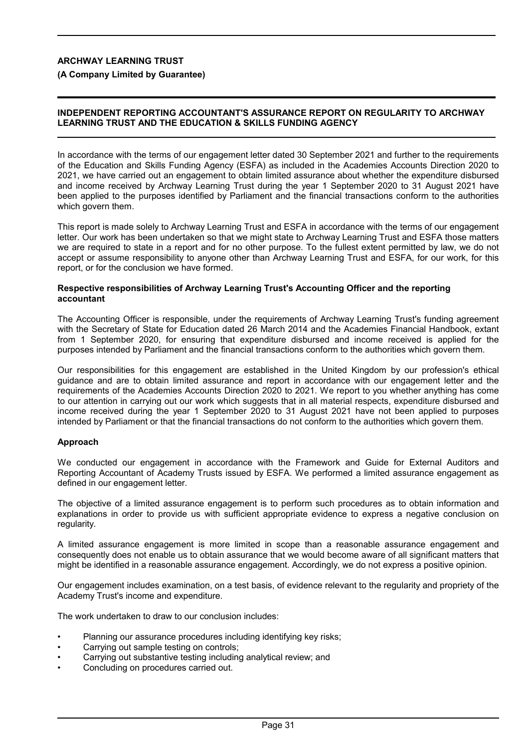**ARCHWAY LEARNING TRUST**

**(A Company Limited by Guarantee)**

## INDEPENDENT REPORTING ACCOUNTANT'S ASSURANCE REPORT ON REGULARITY TO ARCHWAY LEARNING TRUST AND THE EDUCATION & SKILLS FUNDING AGENCY

In accordance with the terms of our engagement letter dated 30 September 2021 and further to the requirements of the Education and Skills Funding Agency (ESFA) as included in the Academies Accounts Direction 2020 to 2021, we have carried out an engagement to obtain limited assurance about whether the expenditure disbursed and income received by Archway Learning Trust during the year 1 September 2020 to 31 August 2021 have been applied to the purposes identified by Parliament and the financial transactions conform to the authorities which govern them.

This report is made solely to Archway Learning Trust and ESFA in accordance with the terms of our engagement letter. Our work has been undertaken so that we might state to Archway Learning Trust and ESFA those matters we are required to state in a report and for no other purpose. To the fullest extent permitted by law, we do not accept or assume responsibility to anyone other than Archway Learning Trust and ESFA, for our work, for this report, or for the conclusion we have formed.

### Respective responsibilities of Archway Learning Trust's Accounting Officer and the reporting accountant

The Accounting Officer is responsible, under the requirements of Archway Learning Trust's funding agreement with the Secretary of State for Education dated 26 March 2014 and the Academies Financial Handbook, extant from 1 September 2020, for ensuring that expenditure disbursed and income received is applied for the purposes intended by Parliament and the financial transactions conform to the authorities which govern them.

Our responsibilities for this engagement are established in the United Kingdom by our profession's ethical guidance and are to obtain limited assurance and report in accordance with our engagement letter and the requirements of the Academies Accounts Direction 2020 to 2021. We report to you whether anything has come to our attention in carrying out our work which suggests that in all material respects, expenditure disbursed and income received during the year 1 September 2020 to 31 August 2021 have not been applied to purposes intended by Parliament or that the financial transactions do not conform to the authorities which govern them.

### Approach

We conducted our engagement in accordance with the Framework and Guide for External Auditors and Reporting Accountant of Academy Trusts issued by ESFA. We performed a limited assurance engagement as defined in our engagement letter.

The objective of a limited assurance engagement is to perform such procedures as to obtain information and explanations in order to provide us with sufficient appropriate evidence to express a negative conclusion on regularity.

A limited assurance engagement is more limited in scope than a reasonable assurance engagement and consequently does not enable us to obtain assurance that we would become aware of all significant matters that might be identified in a reasonable assurance engagement. Accordingly, we do not express a positive opinion.

Our engagement includes examination, on a test basis, of evidence relevant to the regularity and propriety of the Academy Trust's income and expenditure.

The work undertaken to draw to our conclusion includes:

- Planning our assurance procedures including identifying key risks;
- Carrying out sample testing on controls;
- Carrying out substantive testing including analytical review; and
- Concluding on procedures carried out.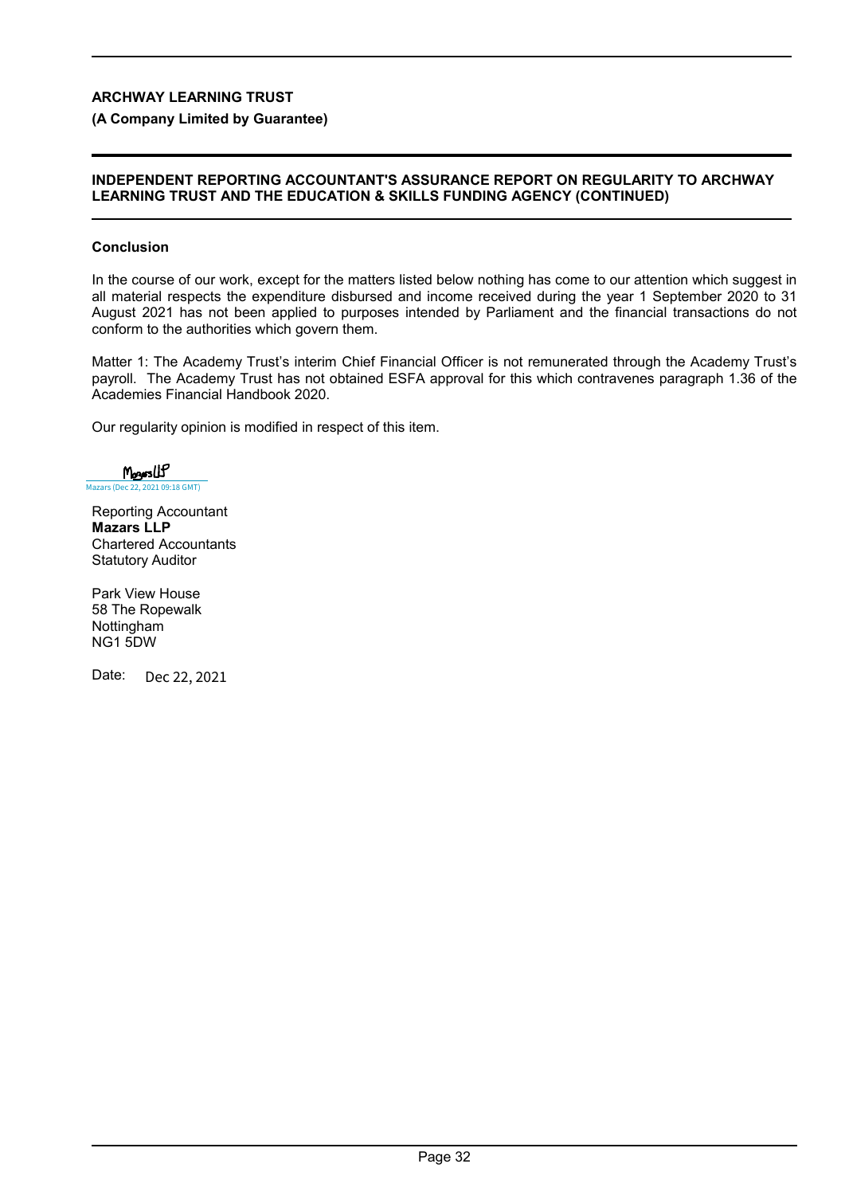**ARCHWAY LEARNING TRUST**

**(A Company Limited by Guarantee)**

**INDEPENDENT REPORTING ACCOUNTANT'S ASSURANCE REPORT ON REGULARITY TO ARCHWAY LEARNING TRUST AND THE EDUCATION & SKILLS FUNDING AGENCY (CONTINUED)**

**Conclusion**

In the course of our work, except for the matters listed below nothing has come to our attention which suggest in all material respects the expenditure disbursed and income received during the year 1 September 2020 to 31 August 2021 has not been applied to purposes intended by Parliament and the financial transactions do not conform to the authorities which govern them.

Matter 1: The Academy Trust's interim Chief Financial Officer is not remunerated through the Academy Trust's payroll. The Academy Trust has not obtained ESFA approval for this which contravenes paragraph 1.36 of the Academies Financial Handbook 2020.

Our regularity opinion is modified in respect of this item.

Mazars LLP
Mazars (Dec 22, 2021 09:18 GMT)

Reporting Accountant
**Mazars LLP**
Chartered Accountants
Statutory Auditor

Park View House
58 The Ropewalk
Nottingham
NG1 5DW

Date: Dec 22, 2021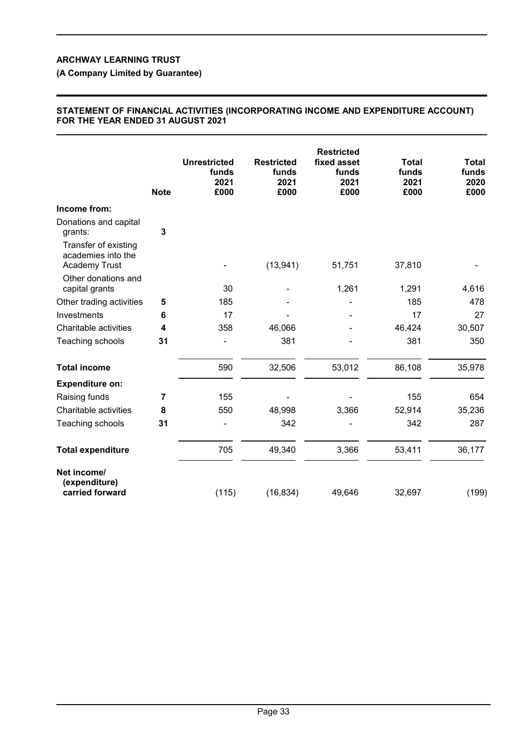**ARCHWAY LEARNING TRUST**

**(A Company Limited by Guarantee)**

**STATEMENT OF FINANCIAL ACTIVITIES (INCORPORATING INCOME AND EXPENDITURE ACCOUNT) FOR THE YEAR ENDED 31 AUGUST 2021**

| | Note | Unrestricted funds 2021 £000 | Restricted funds 2021 £000 | Restricted fixed asset funds 2021 £000 | Total funds 2021 £000 | Total funds 2020 £000 |
|---|---|---|---|---|---|---|
| **Income from:** | | | | | | |
| Donations and capital grants: | **3** | | | | | |
| Transfer of existing academies into the Academy Trust | | - | (13,941) | 51,751 | 37,810 | - |
| Other donations and capital grants | | 30 | - | 1,261 | 1,291 | 4,616 |
| Other trading activities | **5** | 185 | - | - | 185 | 478 |
| Investments | **6** | 17 | - | - | 17 | 27 |
| Charitable activities | **4** | 358 | 46,066 | - | 46,424 | 30,507 |
| Teaching schools | **31** | - | 381 | - | 381 | 350 |
| **Total income** | | 590 | 32,506 | 53,012 | 86,108 | 35,978 |
| **Expenditure on:** | | | | | | |
| Raising funds | **7** | 155 | - | - | 155 | 654 |
| Charitable activities | **8** | 550 | 48,998 | 3,366 | 52,914 | 35,236 |
| Teaching schools | **31** | - | 342 | - | 342 | 287 |
| **Total expenditure** | | 705 | 49,340 | 3,366 | 53,411 | 36,177 |
| **Net income/ (expenditure) carried forward** | | (115) | (16,834) | 49,646 | 32,697 | (199) |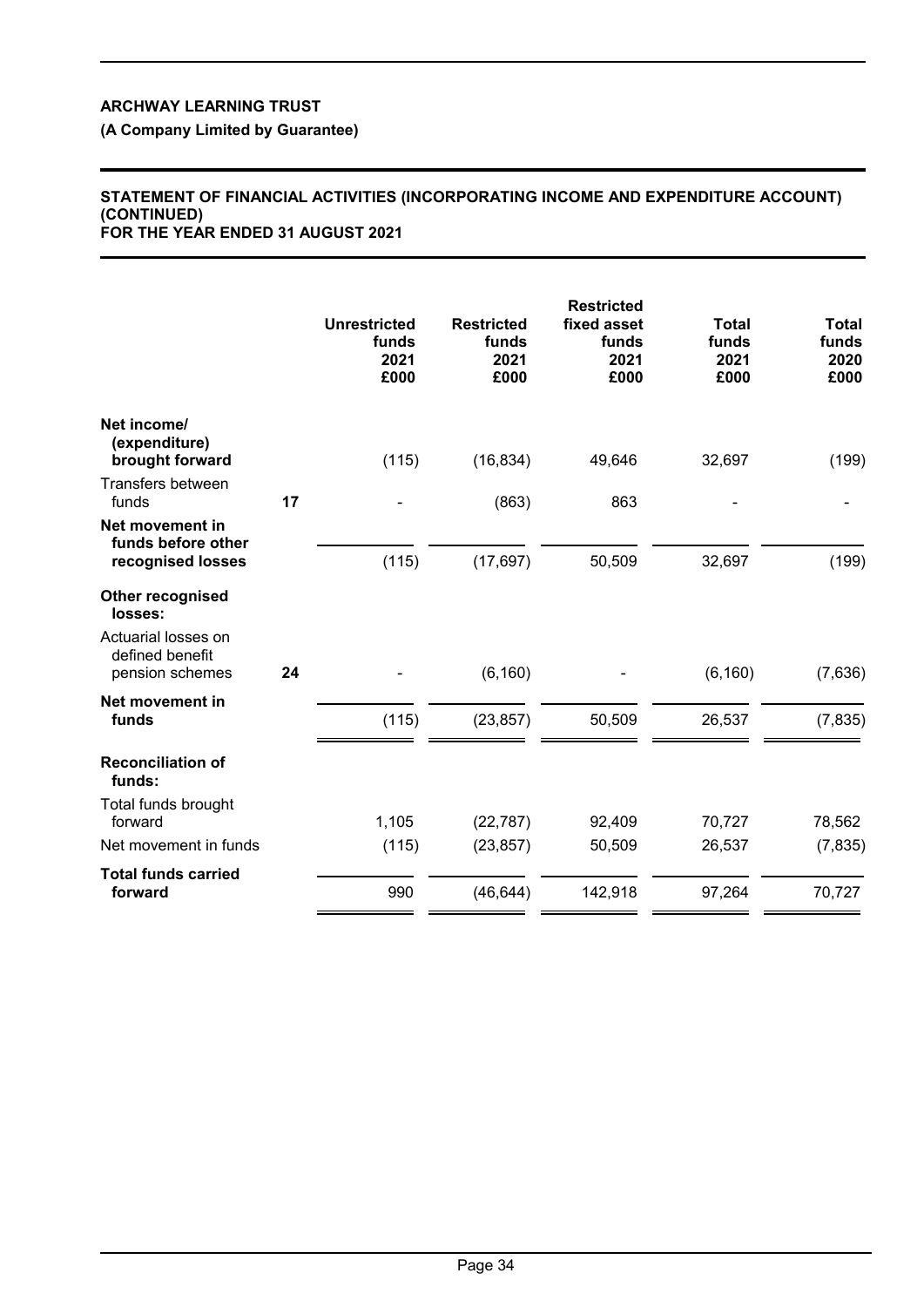**ARCHWAY LEARNING TRUST**

**(A Company Limited by Guarantee)**

**STATEMENT OF FINANCIAL ACTIVITIES (INCORPORATING INCOME AND EXPENDITURE ACCOUNT) (CONTINUED)**
**FOR THE YEAR ENDED 31 AUGUST 2021**

| | Note | Unrestricted funds 2021 £000 | Restricted funds 2021 £000 | Restricted fixed asset funds 2021 £000 | Total funds 2021 £000 | Total funds 2020 £000 |
|---|---|---|---|---|---|---|
| **Net income/ (expenditure) brought forward** | | (115) | (16,834) | 49,646 | 32,697 | (199) |
| Transfers between funds | 17 | - | (863) | 863 | - | - |
| **Net movement in funds before other recognised losses** | | (115) | (17,697) | 50,509 | 32,697 | (199) |
| **Other recognised losses:** | | | | | | |
| Actuarial losses on defined benefit pension schemes | 24 | - | (6,160) | - | (6,160) | (7,636) |
| **Net movement in funds** | | (115) | (23,857) | 50,509 | 26,537 | (7,835) |
| **Reconciliation of funds:** | | | | | | |
| Total funds brought forward | | 1,105 | (22,787) | 92,409 | 70,727 | 78,562 |
| Net movement in funds | | (115) | (23,857) | 50,509 | 26,537 | (7,835) |
| **Total funds carried forward** | | 990 | (46,644) | 142,918 | 97,264 | 70,727 |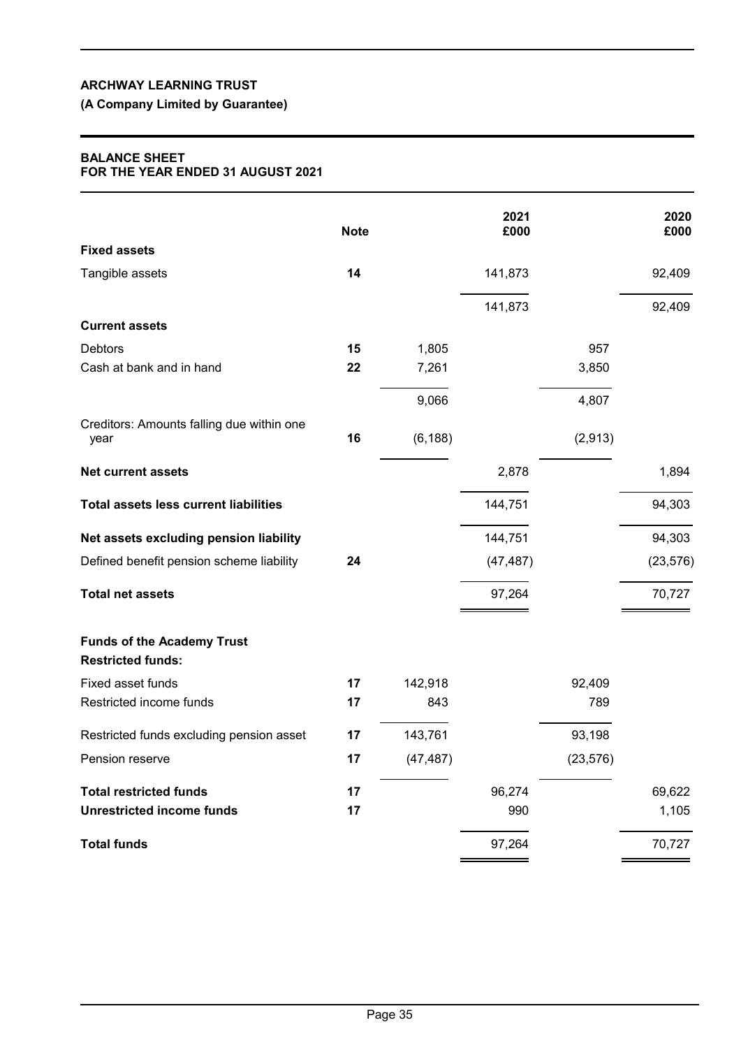# ARCHWAY LEARNING TRUST

**(A Company Limited by Guarantee)**

## BALANCE SHEET
## FOR THE YEAR ENDED 31 AUGUST 2021

| | Note | | 2021<br>£000 | | 2020<br>£000 |
|---|---|---|---|---|---|
| **Fixed assets** | | | | | |
| Tangible assets | **14** | | 141,873 | | 92,409 |
| | | | 141,873 | | 92,409 |
| **Current assets** | | | | | |
| Debtors | **15** | 1,805 | | 957 | |
| Cash at bank and in hand | **22** | 7,261 | | 3,850 | |
| | | 9,066 | | 4,807 | |
| Creditors: Amounts falling due within one year | **16** | (6,188) | | (2,913) | |
| **Net current assets** | | | 2,878 | | 1,894 |
| **Total assets less current liabilities** | | | 144,751 | | 94,303 |
| **Net assets excluding pension liability** | | | 144,751 | | 94,303 |
| Defined benefit pension scheme liability | **24** | | (47,487) | | (23,576) |
| **Total net assets** | | | 97,264 | | 70,727 |
| **Funds of the Academy Trust** | | | | | |
| **Restricted funds:** | | | | | |
| Fixed asset funds | **17** | 142,918 | | 92,409 | |
| Restricted income funds | **17** | 843 | | 789 | |
| Restricted funds excluding pension asset | **17** | 143,761 | | 93,198 | |
| Pension reserve | **17** | (47,487) | | (23,576) | |
| **Total restricted funds** | **17** | | 96,274 | | 69,622 |
| **Unrestricted income funds** | **17** | | 990 | | 1,105 |
| **Total funds** | | | 97,264 | | 70,727 |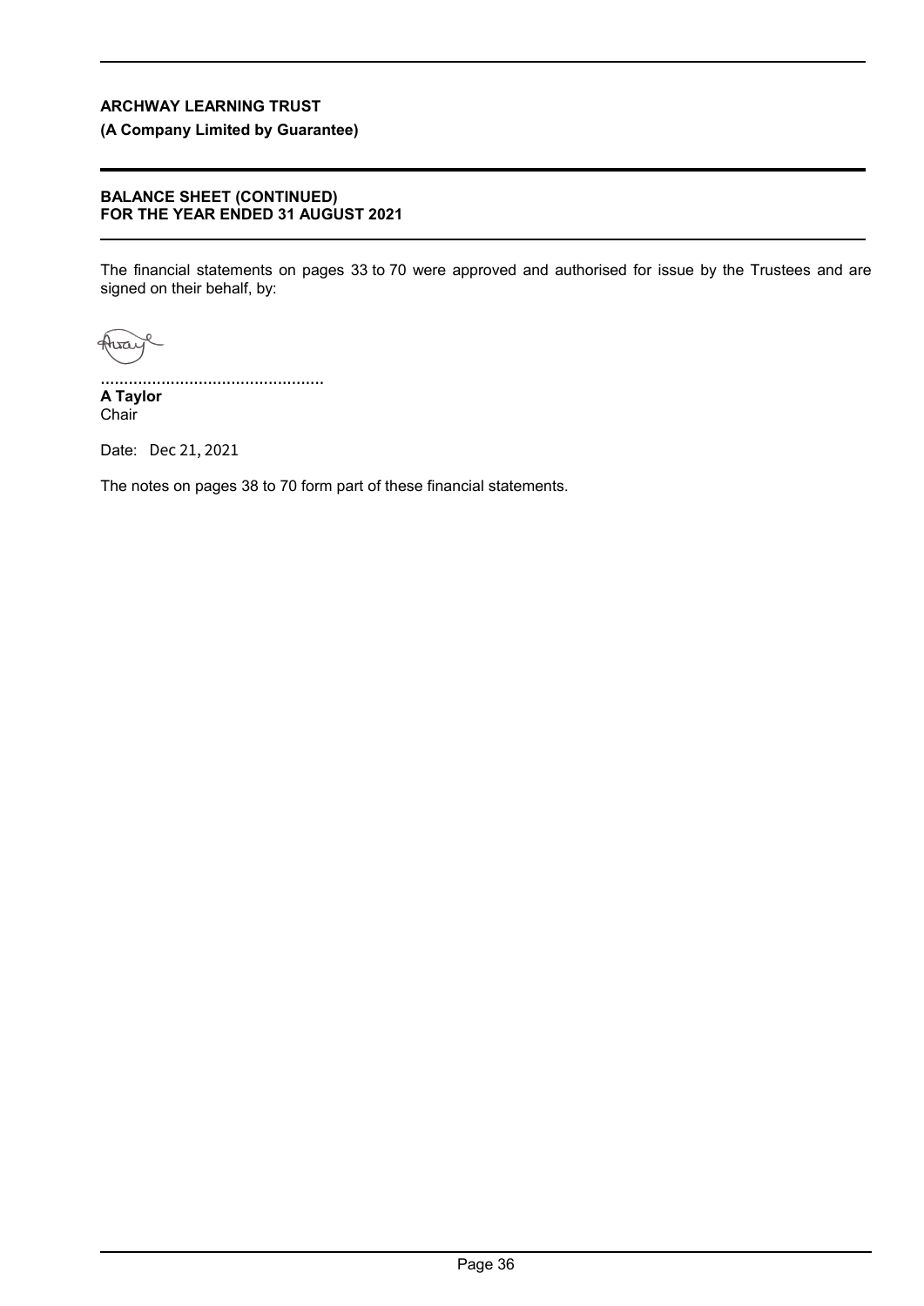**ARCHWAY LEARNING TRUST**

**(A Company Limited by Guarantee)**

**BALANCE SHEET (CONTINUED)**
**FOR THE YEAR ENDED 31 AUGUST 2021**

The financial statements on pages 33 to 70 were approved and authorised for issue by the Trustees and are signed on their behalf, by:

................................................

**A Taylor**
Chair

Date: Dec 21, 2021

The notes on pages 38 to 70 form part of these financial statements.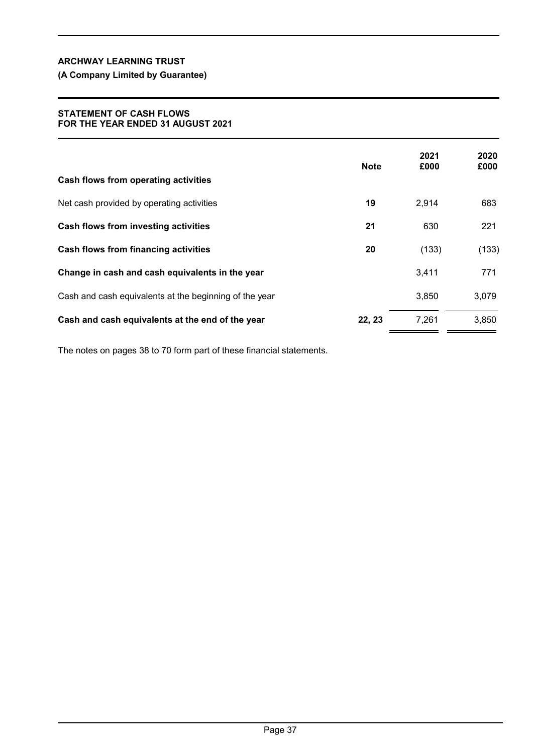**ARCHWAY LEARNING TRUST**

**(A Company Limited by Guarantee)**

## STATEMENT OF CASH FLOWS
## FOR THE YEAR ENDED 31 AUGUST 2021

| | Note | 2021 £000 | 2020 £000 |
|---|---|---|---|
| **Cash flows from operating activities** | | | |
| Net cash provided by operating activities | **19** | 2,914 | 683 |
| **Cash flows from investing activities** | **21** | 630 | 221 |
| **Cash flows from financing activities** | **20** | (133) | (133) |
| **Change in cash and cash equivalents in the year** | | 3,411 | 771 |
| Cash and cash equivalents at the beginning of the year | | 3,850 | 3,079 |
| **Cash and cash equivalents at the end of the year** | **22, 23** | 7,261 | 3,850 |

The notes on pages 38 to 70 form part of these financial statements.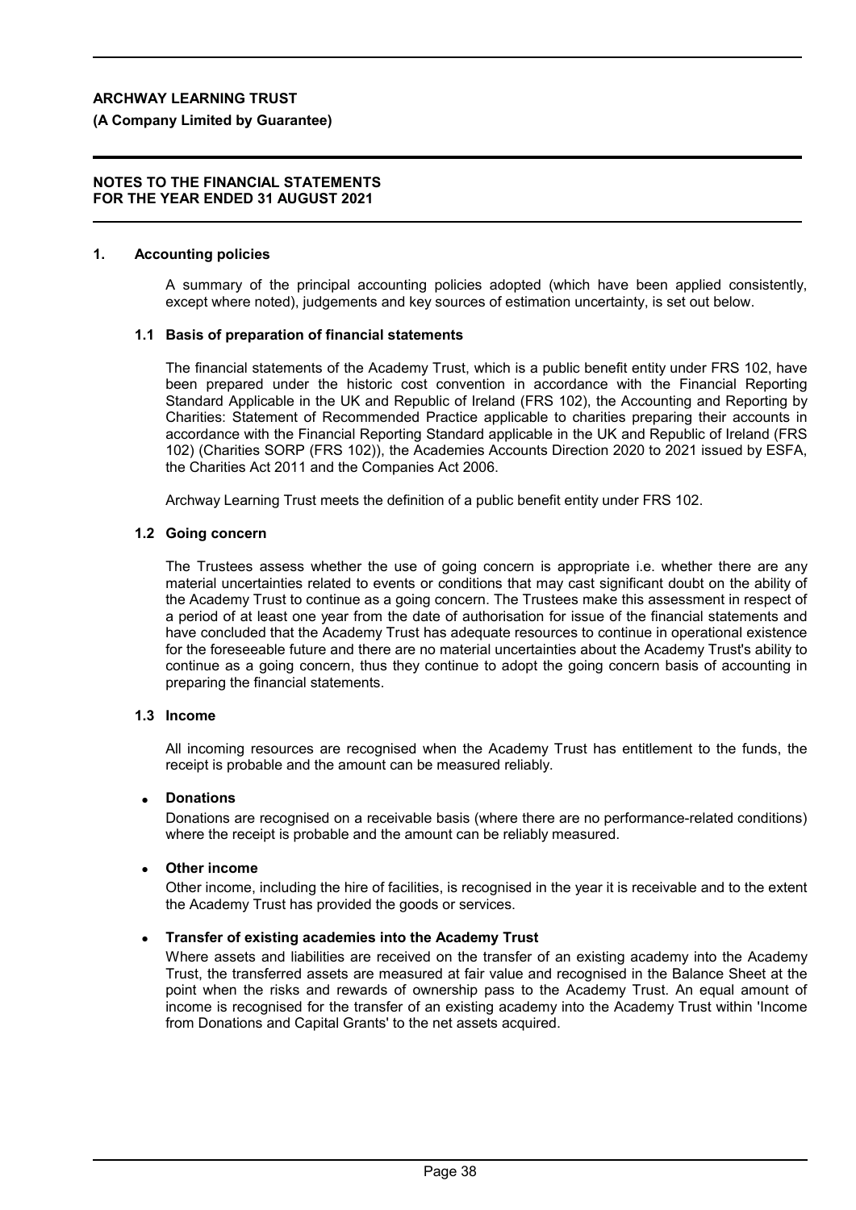## 1. Accounting policies

A summary of the principal accounting policies adopted (which have been applied consistently, except where noted), judgements and key sources of estimation uncertainty, is set out below.

### 1.1 Basis of preparation of financial statements

The financial statements of the Academy Trust, which is a public benefit entity under FRS 102, have been prepared under the historic cost convention in accordance with the Financial Reporting Standard Applicable in the UK and Republic of Ireland (FRS 102), the Accounting and Reporting by Charities: Statement of Recommended Practice applicable to charities preparing their accounts in accordance with the Financial Reporting Standard applicable in the UK and Republic of Ireland (FRS 102) (Charities SORP (FRS 102)), the Academies Accounts Direction 2020 to 2021 issued by ESFA, the Charities Act 2011 and the Companies Act 2006.

Archway Learning Trust meets the definition of a public benefit entity under FRS 102.

### 1.2 Going concern

The Trustees assess whether the use of going concern is appropriate i.e. whether there are any material uncertainties related to events or conditions that may cast significant doubt on the ability of the Academy Trust to continue as a going concern. The Trustees make this assessment in respect of a period of at least one year from the date of authorisation for issue of the financial statements and have concluded that the Academy Trust has adequate resources to continue in operational existence for the foreseeable future and there are no material uncertainties about the Academy Trust's ability to continue as a going concern, thus they continue to adopt the going concern basis of accounting in preparing the financial statements.

### 1.3 Income

All incoming resources are recognised when the Academy Trust has entitlement to the funds, the receipt is probable and the amount can be measured reliably.

- **Donations**

  Donations are recognised on a receivable basis (where there are no performance-related conditions) where the receipt is probable and the amount can be reliably measured.

- **Other income**

  Other income, including the hire of facilities, is recognised in the year it is receivable and to the extent the Academy Trust has provided the goods or services.

- **Transfer of existing academies into the Academy Trust**

  Where assets and liabilities are received on the transfer of an existing academy into the Academy Trust, the transferred assets are measured at fair value and recognised in the Balance Sheet at the point when the risks and rewards of ownership pass to the Academy Trust. An equal amount of income is recognised for the transfer of an existing academy into the Academy Trust within 'Income from Donations and Capital Grants' to the net assets acquired.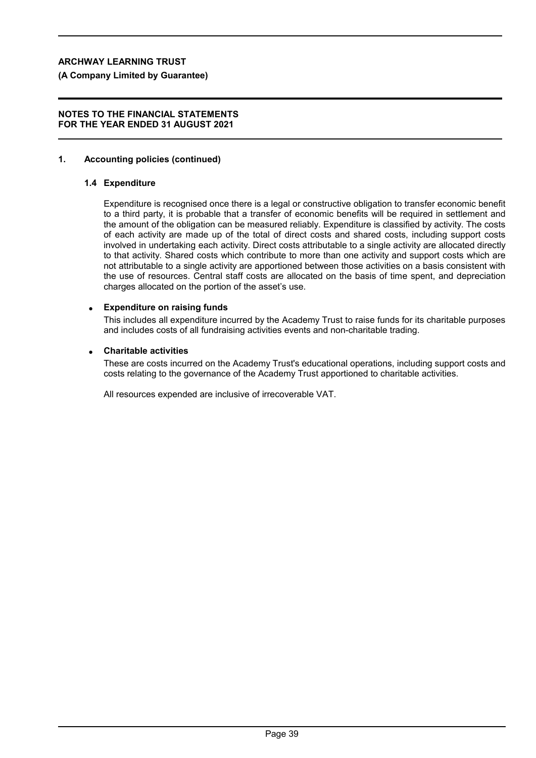## 1. Accounting policies (continued)

### 1.4 Expenditure

Expenditure is recognised once there is a legal or constructive obligation to transfer economic benefit to a third party, it is probable that a transfer of economic benefits will be required in settlement and the amount of the obligation can be measured reliably. Expenditure is classified by activity. The costs of each activity are made up of the total of direct costs and shared costs, including support costs involved in undertaking each activity. Direct costs attributable to a single activity are allocated directly to that activity. Shared costs which contribute to more than one activity and support costs which are not attributable to a single activity are apportioned between those activities on a basis consistent with the use of resources. Central staff costs are allocated on the basis of time spent, and depreciation charges allocated on the portion of the asset's use.

- **Expenditure on raising funds**

  This includes all expenditure incurred by the Academy Trust to raise funds for its charitable purposes and includes costs of all fundraising activities events and non-charitable trading.

- **Charitable activities**

  These are costs incurred on the Academy Trust's educational operations, including support costs and costs relating to the governance of the Academy Trust apportioned to charitable activities.

All resources expended are inclusive of irrecoverable VAT.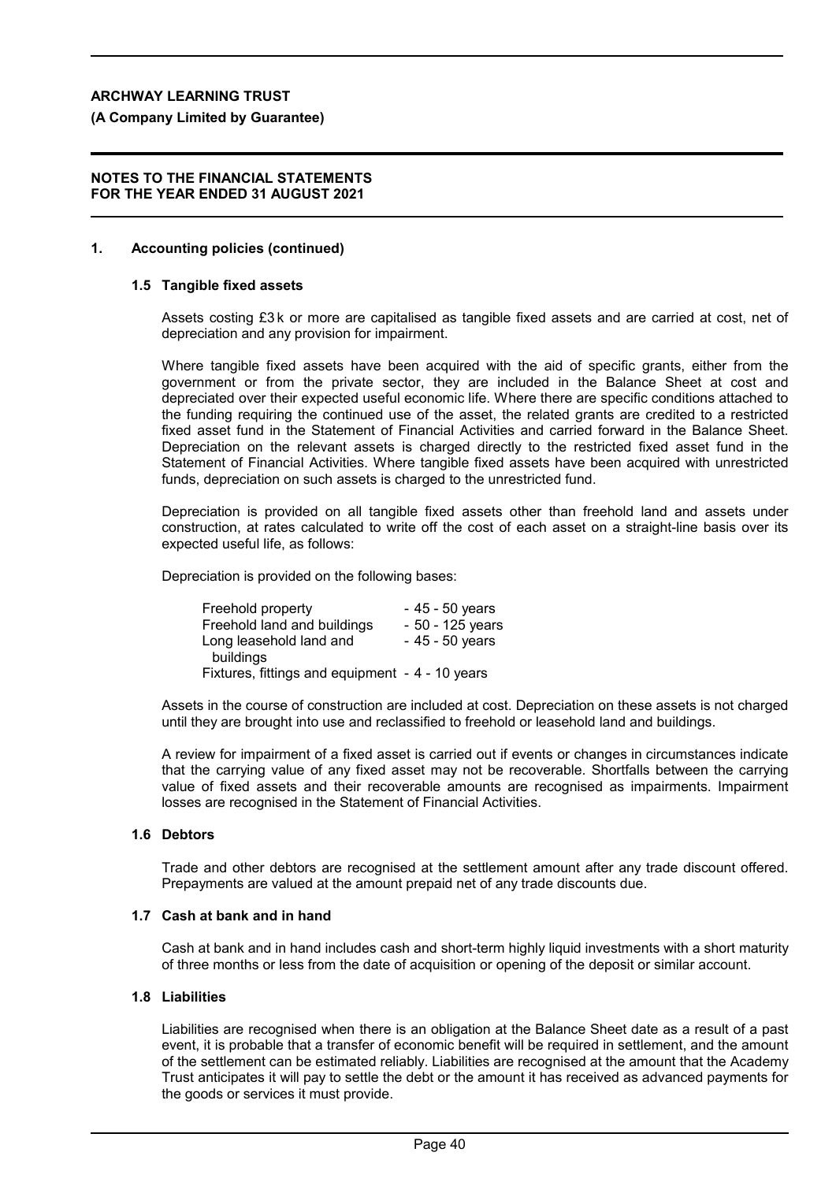**ARCHWAY LEARNING TRUST**

**(A Company Limited by Guarantee)**

**NOTES TO THE FINANCIAL STATEMENTS**
**FOR THE YEAR ENDED 31 AUGUST 2021**

## 1. Accounting policies (continued)

### 1.5 Tangible fixed assets

Assets costing £3 k or more are capitalised as tangible fixed assets and are carried at cost, net of depreciation and any provision for impairment.

Where tangible fixed assets have been acquired with the aid of specific grants, either from the government or from the private sector, they are included in the Balance Sheet at cost and depreciated over their expected useful economic life. Where there are specific conditions attached to the funding requiring the continued use of the asset, the related grants are credited to a restricted fixed asset fund in the Statement of Financial Activities and carried forward in the Balance Sheet. Depreciation on the relevant assets is charged directly to the restricted fixed asset fund in the Statement of Financial Activities. Where tangible fixed assets have been acquired with unrestricted funds, depreciation on such assets is charged to the unrestricted fund.

Depreciation is provided on all tangible fixed assets other than freehold land and assets under construction, at rates calculated to write off the cost of each asset on a straight-line basis over its expected useful life, as follows:

Depreciation is provided on the following bases:

| | |
|---|---|
| Freehold property | - 45 - 50 years |
| Freehold land and buildings | - 50 - 125 years |
| Long leasehold land and buildings | - 45 - 50 years |
| Fixtures, fittings and equipment | - 4 - 10 years |

Assets in the course of construction are included at cost. Depreciation on these assets is not charged until they are brought into use and reclassified to freehold or leasehold land and buildings.

A review for impairment of a fixed asset is carried out if events or changes in circumstances indicate that the carrying value of any fixed asset may not be recoverable. Shortfalls between the carrying value of fixed assets and their recoverable amounts are recognised as impairments. Impairment losses are recognised in the Statement of Financial Activities.

### 1.6 Debtors

Trade and other debtors are recognised at the settlement amount after any trade discount offered. Prepayments are valued at the amount prepaid net of any trade discounts due.

### 1.7 Cash at bank and in hand

Cash at bank and in hand includes cash and short-term highly liquid investments with a short maturity of three months or less from the date of acquisition or opening of the deposit or similar account.

### 1.8 Liabilities

Liabilities are recognised when there is an obligation at the Balance Sheet date as a result of a past event, it is probable that a transfer of economic benefit will be required in settlement, and the amount of the settlement can be estimated reliably. Liabilities are recognised at the amount that the Academy Trust anticipates it will pay to settle the debt or the amount it has received as advanced payments for the goods or services it must provide.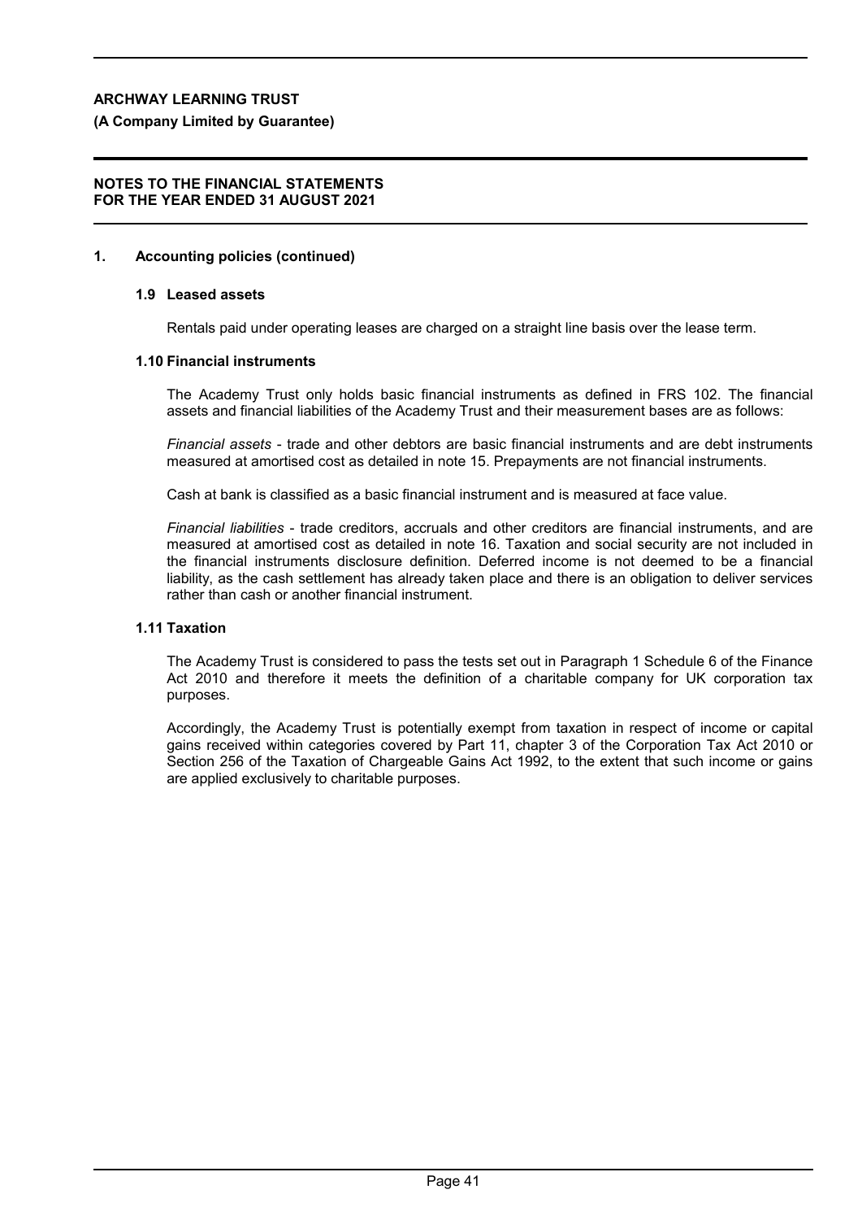## 1. Accounting policies (continued)

### 1.9 Leased assets

Rentals paid under operating leases are charged on a straight line basis over the lease term.

### 1.10 Financial instruments

The Academy Trust only holds basic financial instruments as defined in FRS 102. The financial assets and financial liabilities of the Academy Trust and their measurement bases are as follows:

*Financial assets* - trade and other debtors are basic financial instruments and are debt instruments measured at amortised cost as detailed in note 15. Prepayments are not financial instruments.

Cash at bank is classified as a basic financial instrument and is measured at face value.

*Financial liabilities* - trade creditors, accruals and other creditors are financial instruments, and are measured at amortised cost as detailed in note 16. Taxation and social security are not included in the financial instruments disclosure definition. Deferred income is not deemed to be a financial liability, as the cash settlement has already taken place and there is an obligation to deliver services rather than cash or another financial instrument.

### 1.11 Taxation

The Academy Trust is considered to pass the tests set out in Paragraph 1 Schedule 6 of the Finance Act 2010 and therefore it meets the definition of a charitable company for UK corporation tax purposes.

Accordingly, the Academy Trust is potentially exempt from taxation in respect of income or capital gains received within categories covered by Part 11, chapter 3 of the Corporation Tax Act 2010 or Section 256 of the Taxation of Chargeable Gains Act 1992, to the extent that such income or gains are applied exclusively to charitable purposes.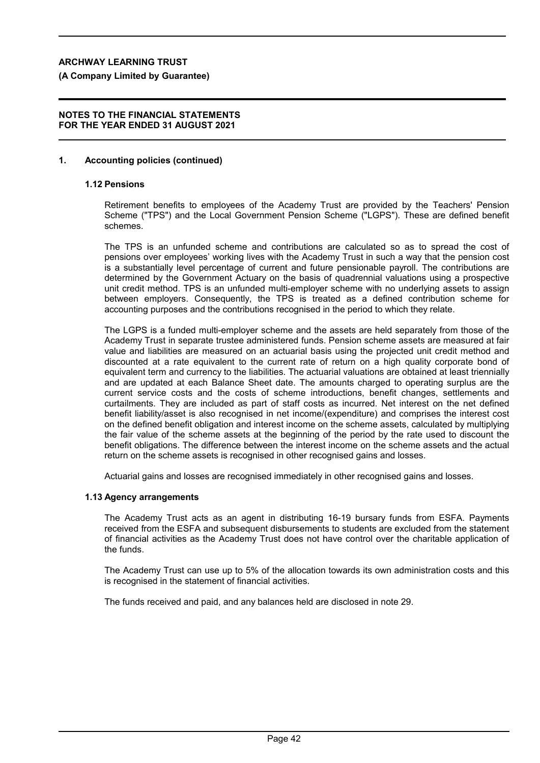## 1. Accounting policies (continued)

### 1.12 Pensions

Retirement benefits to employees of the Academy Trust are provided by the Teachers' Pension Scheme ("TPS") and the Local Government Pension Scheme ("LGPS"). These are defined benefit schemes.

The TPS is an unfunded scheme and contributions are calculated so as to spread the cost of pensions over employees' working lives with the Academy Trust in such a way that the pension cost is a substantially level percentage of current and future pensionable payroll. The contributions are determined by the Government Actuary on the basis of quadrennial valuations using a prospective unit credit method. TPS is an unfunded multi-employer scheme with no underlying assets to assign between employers. Consequently, the TPS is treated as a defined contribution scheme for accounting purposes and the contributions recognised in the period to which they relate.

The LGPS is a funded multi-employer scheme and the assets are held separately from those of the Academy Trust in separate trustee administered funds. Pension scheme assets are measured at fair value and liabilities are measured on an actuarial basis using the projected unit credit method and discounted at a rate equivalent to the current rate of return on a high quality corporate bond of equivalent term and currency to the liabilities. The actuarial valuations are obtained at least triennially and are updated at each Balance Sheet date. The amounts charged to operating surplus are the current service costs and the costs of scheme introductions, benefit changes, settlements and curtailments. They are included as part of staff costs as incurred. Net interest on the net defined benefit liability/asset is also recognised in net income/(expenditure) and comprises the interest cost on the defined benefit obligation and interest income on the scheme assets, calculated by multiplying the fair value of the scheme assets at the beginning of the period by the rate used to discount the benefit obligations. The difference between the interest income on the scheme assets and the actual return on the scheme assets is recognised in other recognised gains and losses.

Actuarial gains and losses are recognised immediately in other recognised gains and losses.

### 1.13 Agency arrangements

The Academy Trust acts as an agent in distributing 16-19 bursary funds from ESFA. Payments received from the ESFA and subsequent disbursements to students are excluded from the statement of financial activities as the Academy Trust does not have control over the charitable application of the funds.

The Academy Trust can use up to 5% of the allocation towards its own administration costs and this is recognised in the statement of financial activities.

The funds received and paid, and any balances held are disclosed in note 29.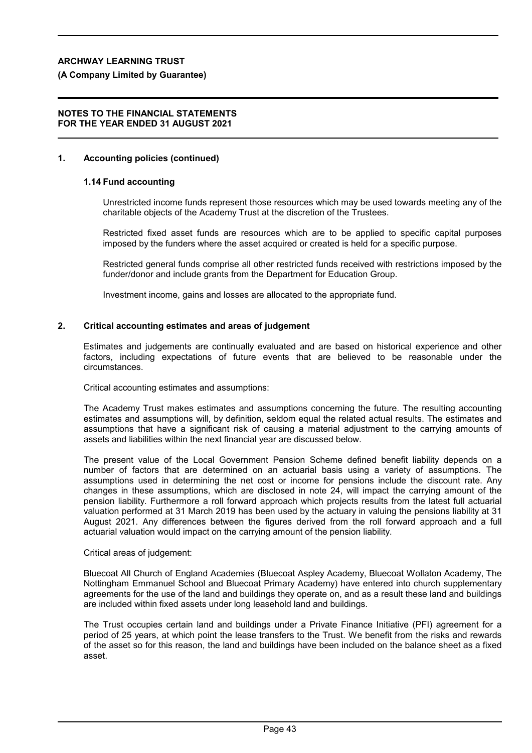## 1. Accounting policies (continued)

### 1.14 Fund accounting

Unrestricted income funds represent those resources which may be used towards meeting any of the charitable objects of the Academy Trust at the discretion of the Trustees.

Restricted fixed asset funds are resources which are to be applied to specific capital purposes imposed by the funders where the asset acquired or created is held for a specific purpose.

Restricted general funds comprise all other restricted funds received with restrictions imposed by the funder/donor and include grants from the Department for Education Group.

Investment income, gains and losses are allocated to the appropriate fund.

## 2. Critical accounting estimates and areas of judgement

Estimates and judgements are continually evaluated and are based on historical experience and other factors, including expectations of future events that are believed to be reasonable under the circumstances.

Critical accounting estimates and assumptions:

The Academy Trust makes estimates and assumptions concerning the future. The resulting accounting estimates and assumptions will, by definition, seldom equal the related actual results. The estimates and assumptions that have a significant risk of causing a material adjustment to the carrying amounts of assets and liabilities within the next financial year are discussed below.

The present value of the Local Government Pension Scheme defined benefit liability depends on a number of factors that are determined on an actuarial basis using a variety of assumptions. The assumptions used in determining the net cost or income for pensions include the discount rate. Any changes in these assumptions, which are disclosed in note 24, will impact the carrying amount of the pension liability. Furthermore a roll forward approach which projects results from the latest full actuarial valuation performed at 31 March 2019 has been used by the actuary in valuing the pensions liability at 31 August 2021. Any differences between the figures derived from the roll forward approach and a full actuarial valuation would impact on the carrying amount of the pension liability.

Critical areas of judgement:

Bluecoat All Church of England Academies (Bluecoat Aspley Academy, Bluecoat Wollaton Academy, The Nottingham Emmanuel School and Bluecoat Primary Academy) have entered into church supplementary agreements for the use of the land and buildings they operate on, and as a result these land and buildings are included within fixed assets under long leasehold land and buildings.

The Trust occupies certain land and buildings under a Private Finance Initiative (PFI) agreement for a period of 25 years, at which point the lease transfers to the Trust. We benefit from the risks and rewards of the asset so for this reason, the land and buildings have been included on the balance sheet as a fixed asset.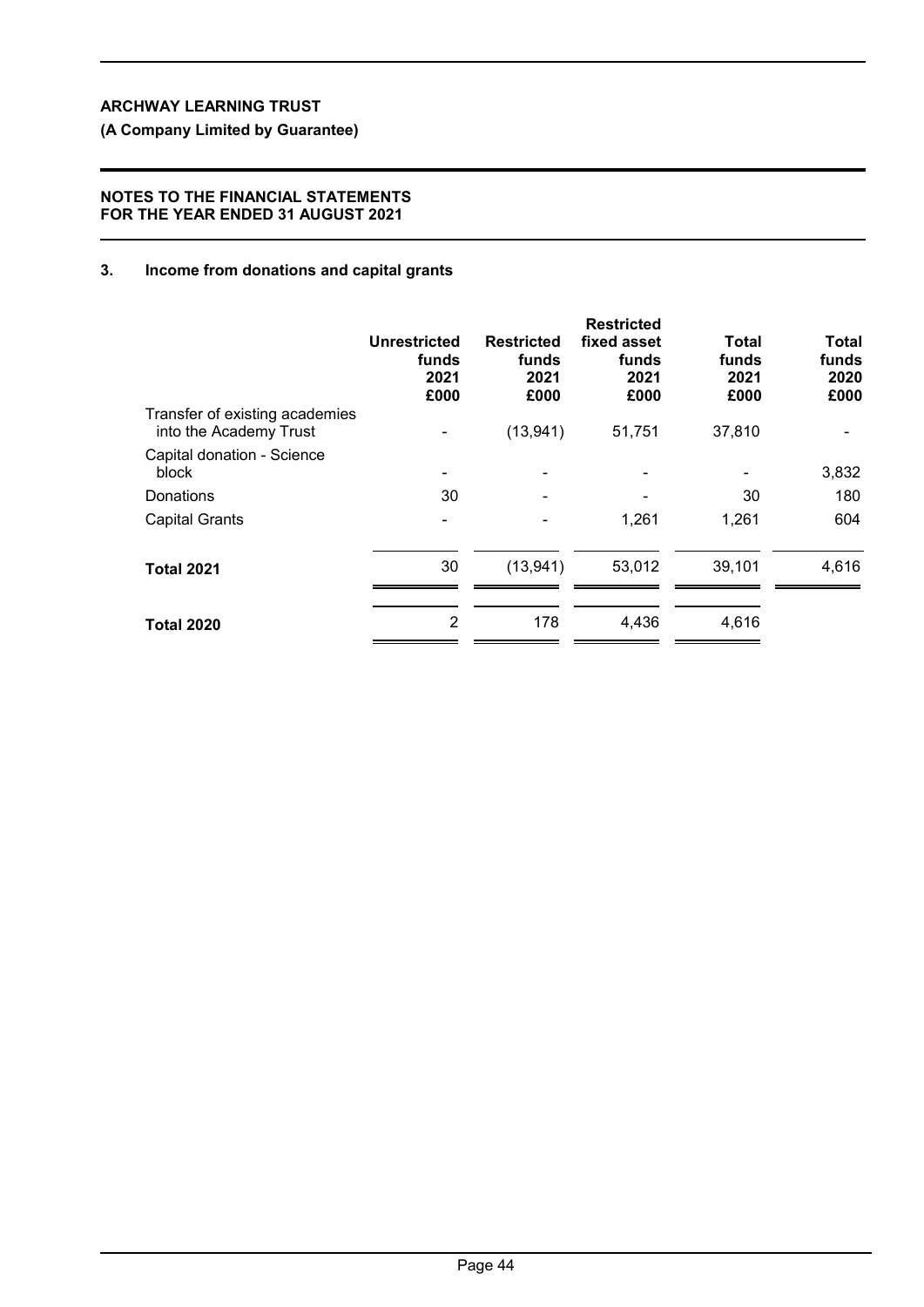**ARCHWAY LEARNING TRUST**

**(A Company Limited by Guarantee)**

**NOTES TO THE FINANCIAL STATEMENTS**
**FOR THE YEAR ENDED 31 AUGUST 2021**

## 3. Income from donations and capital grants

| | Unrestricted funds 2021 £000 | Restricted funds 2021 £000 | Restricted fixed asset funds 2021 £000 | Total funds 2021 £000 | Total funds 2020 £000 |
|---|---|---|---|---|---|
| Transfer of existing academies into the Academy Trust | - | (13,941) | 51,751 | 37,810 | - |
| Capital donation - Science block | - | - | - | - | 3,832 |
| Donations | 30 | - | - | 30 | 180 |
| Capital Grants | - | - | 1,261 | 1,261 | 604 |
| **Total 2021** | 30 | (13,941) | 53,012 | 39,101 | 4,616 |
| **Total 2020** | 2 | 178 | 4,436 | 4,616 | |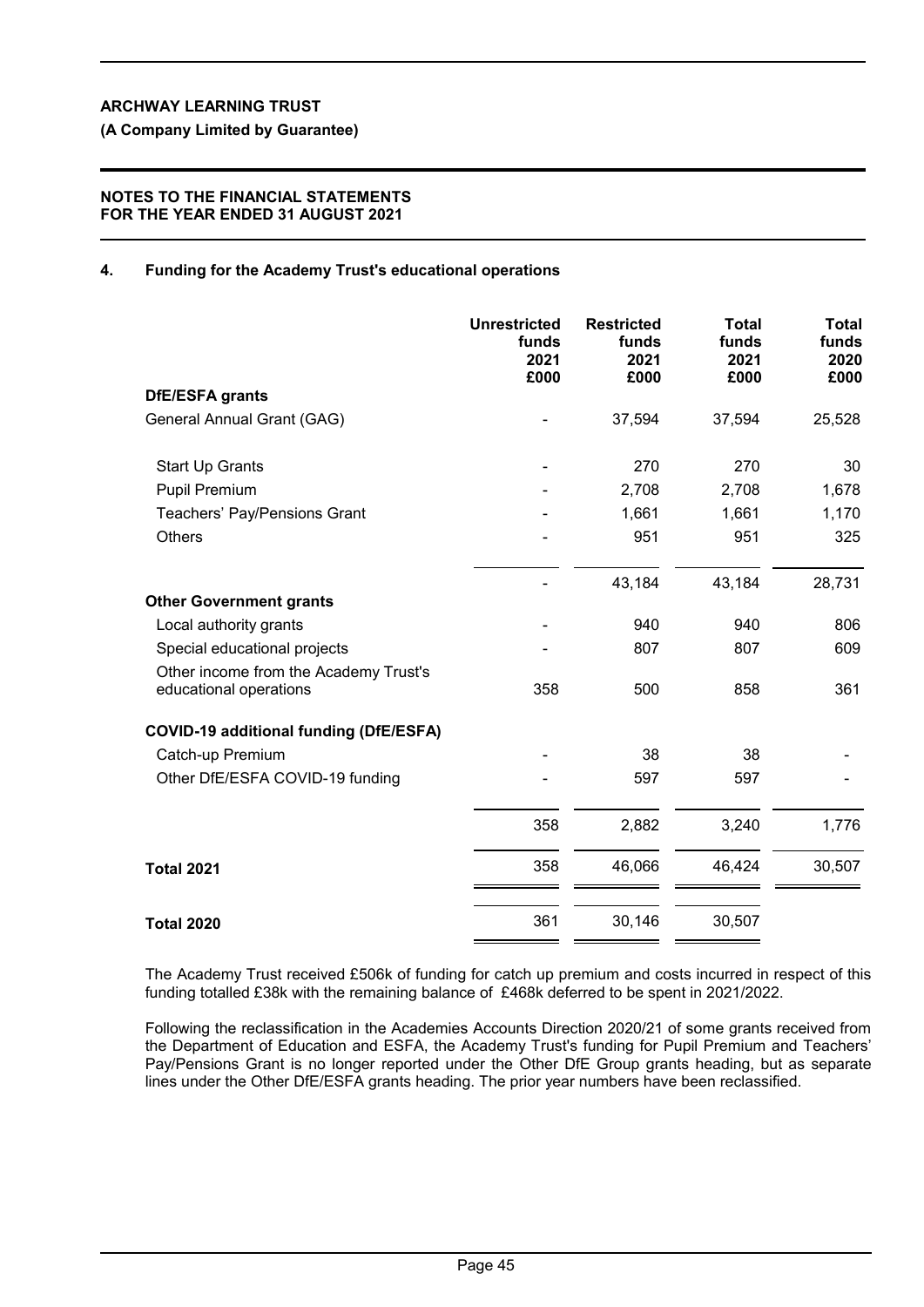**ARCHWAY LEARNING TRUST**

**(A Company Limited by Guarantee)**

**NOTES TO THE FINANCIAL STATEMENTS**
**FOR THE YEAR ENDED 31 AUGUST 2021**

## 4. Funding for the Academy Trust's educational operations

| | Unrestricted funds 2021 £000 | Restricted funds 2021 £000 | Total funds 2021 £000 | Total funds 2020 £000 |
|---|---|---|---|---|
| **DfE/ESFA grants** | | | | |
| General Annual Grant (GAG) | - | 37,594 | 37,594 | 25,528 |
| Start Up Grants | - | 270 | 270 | 30 |
| Pupil Premium | - | 2,708 | 2,708 | 1,678 |
| Teachers' Pay/Pensions Grant | - | 1,661 | 1,661 | 1,170 |
| Others | - | 951 | 951 | 325 |
| | - | 43,184 | 43,184 | 28,731 |
| **Other Government grants** | | | | |
| Local authority grants | - | 940 | 940 | 806 |
| Special educational projects | - | 807 | 807 | 609 |
| Other income from the Academy Trust's educational operations | 358 | 500 | 858 | 361 |
| **COVID-19 additional funding (DfE/ESFA)** | | | | |
| Catch-up Premium | - | 38 | 38 | - |
| Other DfE/ESFA COVID-19 funding | - | 597 | 597 | - |
| | 358 | 2,882 | 3,240 | 1,776 |
| **Total 2021** | 358 | 46,066 | 46,424 | 30,507 |
| **Total 2020** | 361 | 30,146 | 30,507 | |

The Academy Trust received £506k of funding for catch up premium and costs incurred in respect of this funding totalled £38k with the remaining balance of £468k deferred to be spent in 2021/2022.

Following the reclassification in the Academies Accounts Direction 2020/21 of some grants received from the Department of Education and ESFA, the Academy Trust's funding for Pupil Premium and Teachers' Pay/Pensions Grant is no longer reported under the Other DfE Group grants heading, but as separate lines under the Other DfE/ESFA grants heading. The prior year numbers have been reclassified.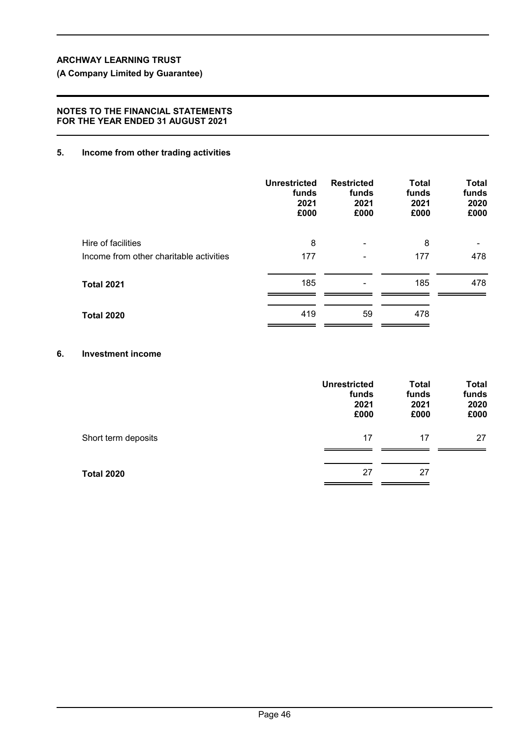**ARCHWAY LEARNING TRUST**

**(A Company Limited by Guarantee)**

**NOTES TO THE FINANCIAL STATEMENTS FOR THE YEAR ENDED 31 AUGUST 2021**

## 5. Income from other trading activities

| | Unrestricted funds 2021 £000 | Restricted funds 2021 £000 | Total funds 2021 £000 | Total funds 2020 £000 |
|---|---|---|---|---|
| Hire of facilities | 8 | - | 8 | - |
| Income from other charitable activities | 177 | - | 177 | 478 |
| **Total 2021** | 185 | - | 185 | 478 |
| **Total 2020** | 419 | 59 | 478 | |

## 6. Investment income

| | Unrestricted funds 2021 £000 | Total funds 2021 £000 | Total funds 2020 £000 |
|---|---|---|---|
| Short term deposits | 17 | 17 | 27 |
| **Total 2020** | 27 | 27 | |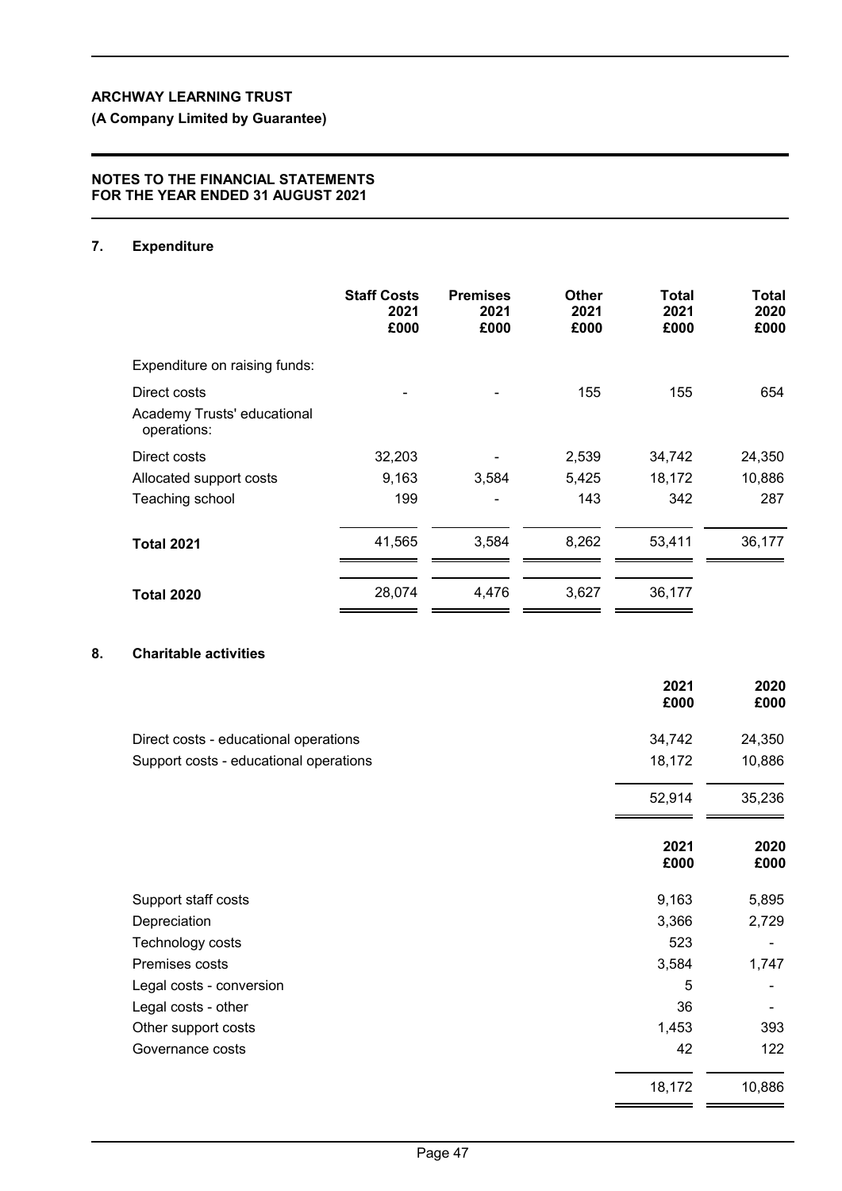# ARCHWAY LEARNING TRUST

**(A Company Limited by Guarantee)**

**NOTES TO THE FINANCIAL STATEMENTS FOR THE YEAR ENDED 31 AUGUST 2021**

## 7. Expenditure

| | Staff Costs 2021 £000 | Premises 2021 £000 | Other 2021 £000 | Total 2021 £000 | Total 2020 £000 |
|---|---|---|---|---|---|
| Expenditure on raising funds: | | | | | |
| Direct costs | - | - | 155 | 155 | 654 |
| Academy Trusts' educational operations: | | | | | |
| Direct costs | 32,203 | - | 2,539 | 34,742 | 24,350 |
| Allocated support costs | 9,163 | 3,584 | 5,425 | 18,172 | 10,886 |
| Teaching school | 199 | - | 143 | 342 | 287 |
| **Total 2021** | 41,565 | 3,584 | 8,262 | 53,411 | 36,177 |
| **Total 2020** | 28,074 | 4,476 | 3,627 | 36,177 | |

## 8. Charitable activities

| | 2021 £000 | 2020 £000 |
|---|---|---|
| Direct costs - educational operations | 34,742 | 24,350 |
| Support costs - educational operations | 18,172 | 10,886 |
| | 52,914 | 35,236 |

| | 2021 £000 | 2020 £000 |
|---|---|---|
| Support staff costs | 9,163 | 5,895 |
| Depreciation | 3,366 | 2,729 |
| Technology costs | 523 | - |
| Premises costs | 3,584 | 1,747 |
| Legal costs - conversion | 5 | - |
| Legal costs - other | 36 | - |
| Other support costs | 1,453 | 393 |
| Governance costs | 42 | 122 |
| | 18,172 | 10,886 |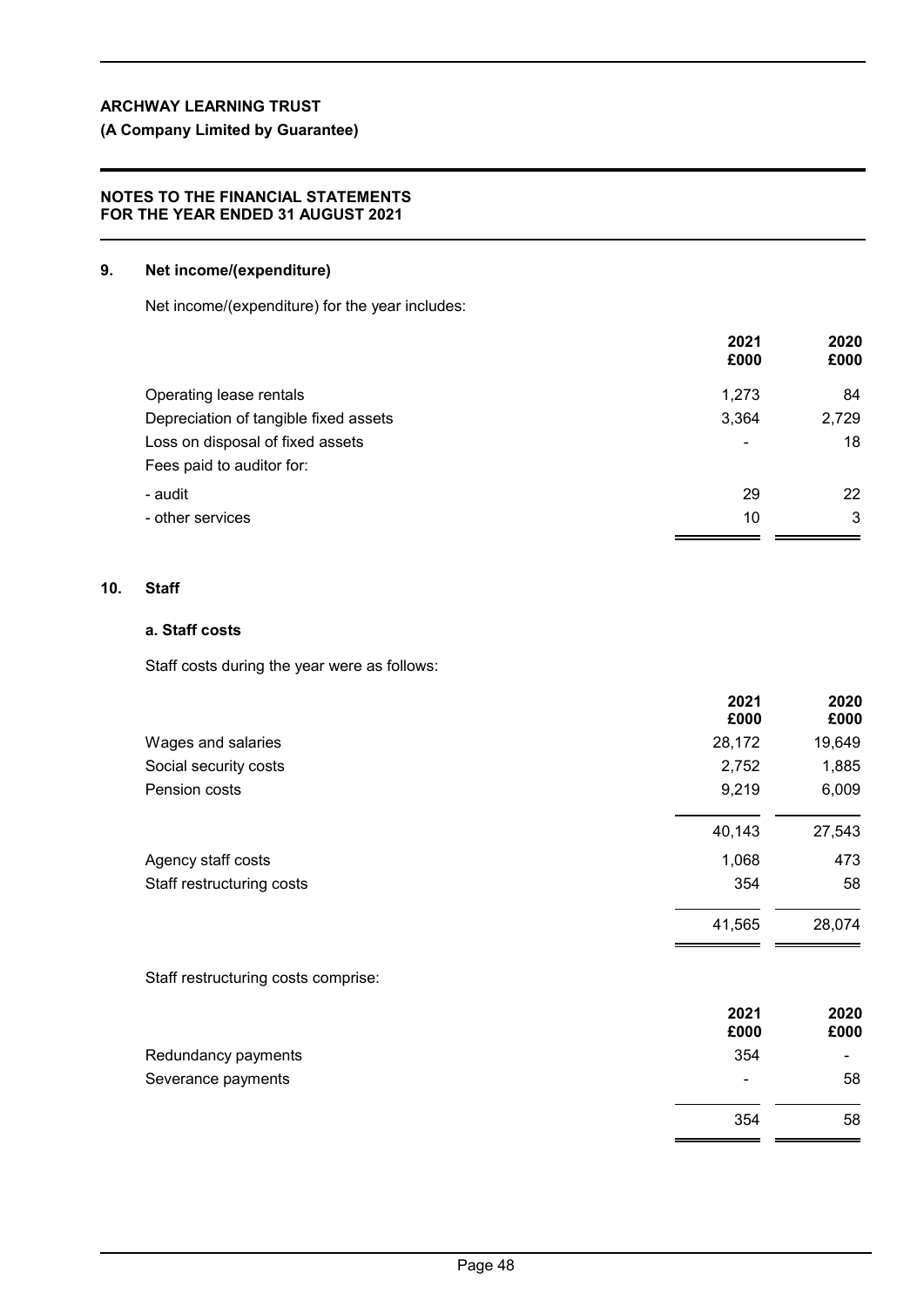**ARCHWAY LEARNING TRUST**

**(A Company Limited by Guarantee)**

**NOTES TO THE FINANCIAL STATEMENTS**
**FOR THE YEAR ENDED 31 AUGUST 2021**

## 9. Net income/(expenditure)

Net income/(expenditure) for the year includes:

| | 2021 £000 | 2020 £000 |
|---|---|---|
| Operating lease rentals | 1,273 | 84 |
| Depreciation of tangible fixed assets | 3,364 | 2,729 |
| Loss on disposal of fixed assets | - | 18 |
| Fees paid to auditor for: | | |
| - audit | 29 | 22 |
| - other services | 10 | 3 |

## 10. Staff

### a. Staff costs

Staff costs during the year were as follows:

| | 2021 £000 | 2020 £000 |
|---|---|---|
| Wages and salaries | 28,172 | 19,649 |
| Social security costs | 2,752 | 1,885 |
| Pension costs | 9,219 | 6,009 |
| | 40,143 | 27,543 |
| Agency staff costs | 1,068 | 473 |
| Staff restructuring costs | 354 | 58 |
| | 41,565 | 28,074 |

Staff restructuring costs comprise:

| | 2021 £000 | 2020 £000 |
|---|---|---|
| Redundancy payments | 354 | - |
| Severance payments | - | 58 |
| | 354 | 58 |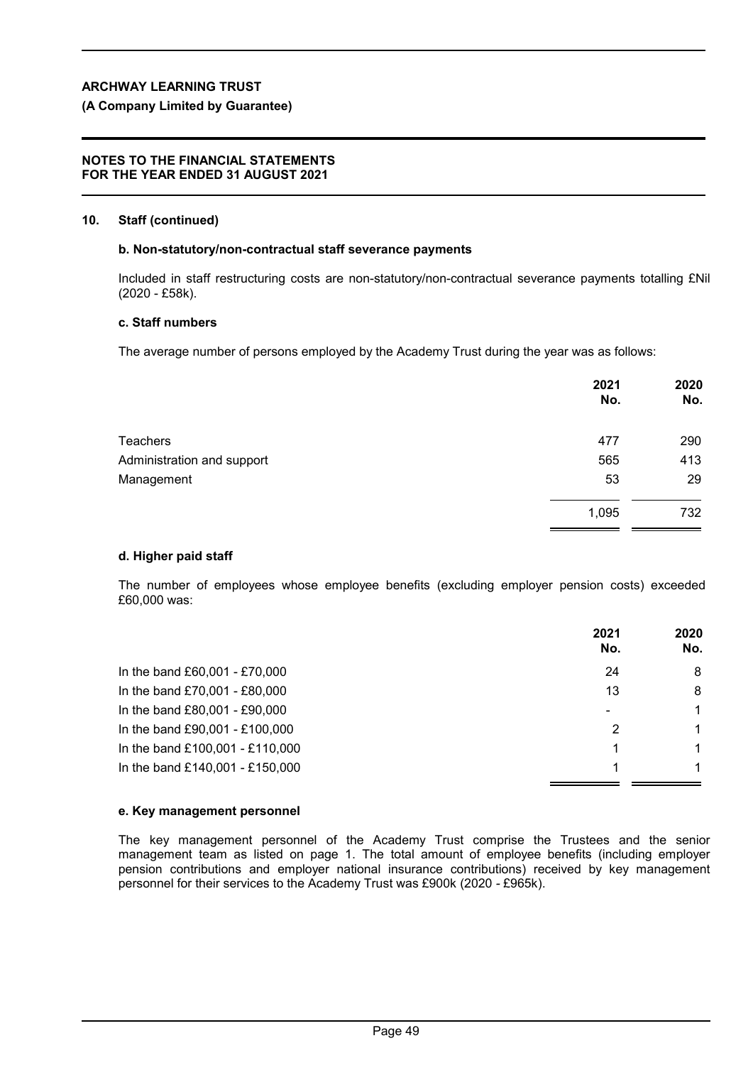## 10. Staff (continued)

### b. Non-statutory/non-contractual staff severance payments

Included in staff restructuring costs are non-statutory/non-contractual severance payments totalling £Nil (2020 - £58k).

### c. Staff numbers

The average number of persons employed by the Academy Trust during the year was as follows:

| | 2021 No. | 2020 No. |
|---|---|---|
| Teachers | 477 | 290 |
| Administration and support | 565 | 413 |
| Management | 53 | 29 |
| | 1,095 | 732 |

### d. Higher paid staff

The number of employees whose employee benefits (excluding employer pension costs) exceeded £60,000 was:

| | 2021 No. | 2020 No. |
|---|---|---|
| In the band £60,001 - £70,000 | 24 | 8 |
| In the band £70,001 - £80,000 | 13 | 8 |
| In the band £80,001 - £90,000 | - | 1 |
| In the band £90,001 - £100,000 | 2 | 1 |
| In the band £100,001 - £110,000 | 1 | 1 |
| In the band £140,001 - £150,000 | 1 | 1 |

### e. Key management personnel

The key management personnel of the Academy Trust comprise the Trustees and the senior management team as listed on page 1. The total amount of employee benefits (including employer pension contributions and employer national insurance contributions) received by key management personnel for their services to the Academy Trust was £900k (2020 - £965k).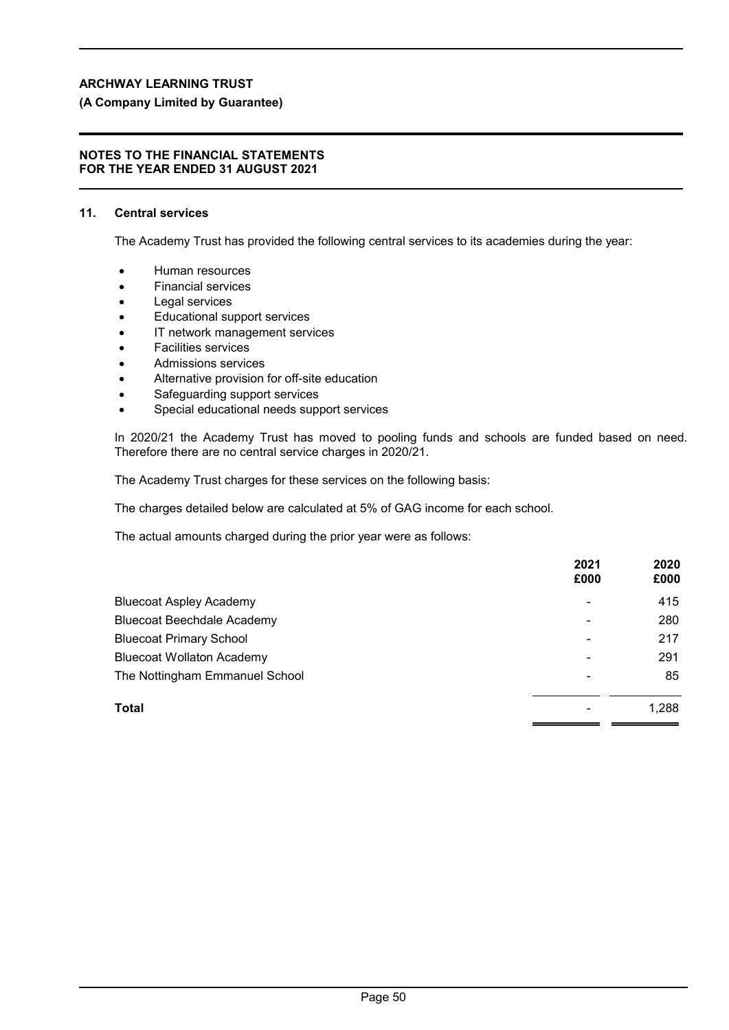## 11. Central services

The Academy Trust has provided the following central services to its academies during the year:

- Human resources
- Financial services
- Legal services
- Educational support services
- IT network management services
- Facilities services
- Admissions services
- Alternative provision for off-site education
- Safeguarding support services
- Special educational needs support services

In 2020/21 the Academy Trust has moved to pooling funds and schools are funded based on need. Therefore there are no central service charges in 2020/21.

The Academy Trust charges for these services on the following basis:

The charges detailed below are calculated at 5% of GAG income for each school.

The actual amounts charged during the prior year were as follows:

| | 2021 £000 | 2020 £000 |
|---|---|---|
| Bluecoat Aspley Academy | - | 415 |
| Bluecoat Beechdale Academy | - | 280 |
| Bluecoat Primary School | - | 217 |
| Bluecoat Wollaton Academy | - | 291 |
| The Nottingham Emmanuel School | - | 85 |
| **Total** | - | 1,288 |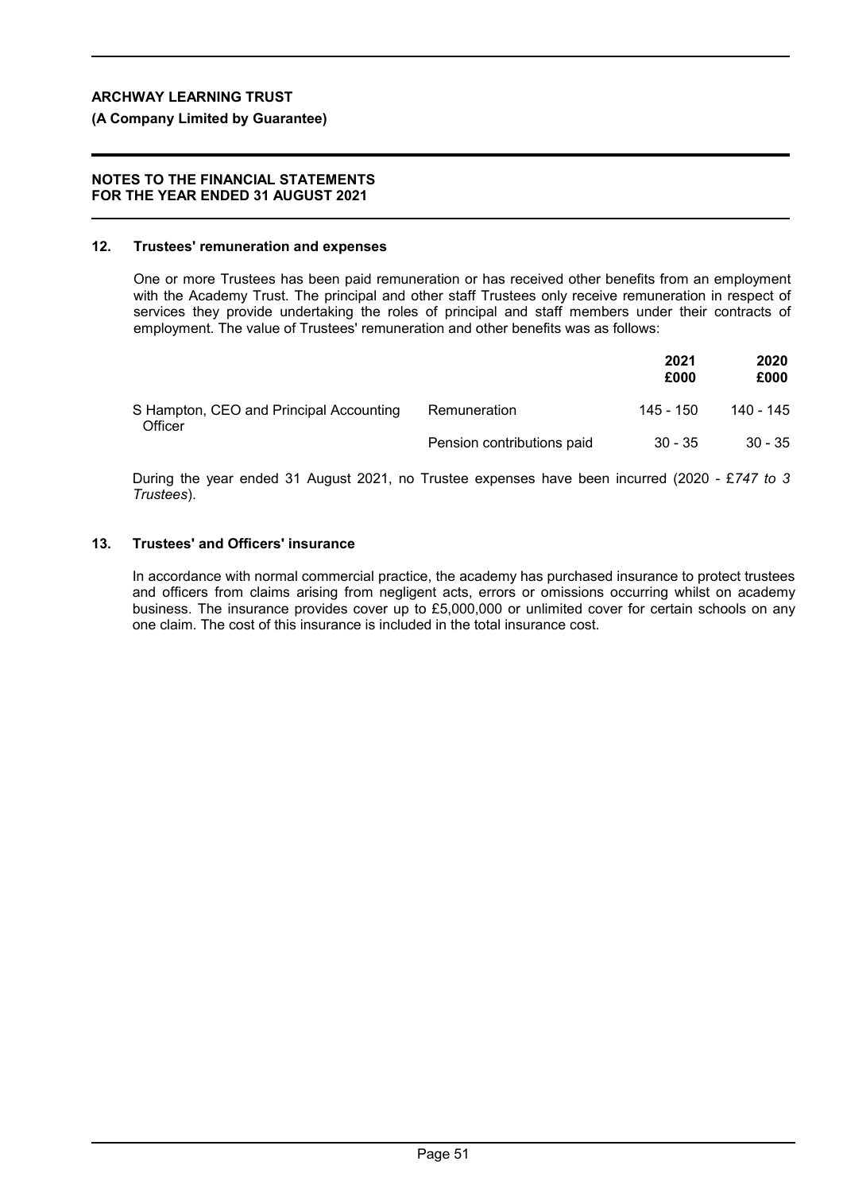## 12. Trustees' remuneration and expenses

One or more Trustees has been paid remuneration or has received other benefits from an employment with the Academy Trust. The principal and other staff Trustees only receive remuneration in respect of services they provide undertaking the roles of principal and staff members under their contracts of employment. The value of Trustees' remuneration and other benefits was as follows:

| | | **2021**<br>**£000** | **2020**<br>**£000** |
|---|---|---|---|
| S Hampton, CEO and Principal Accounting Officer | Remuneration | 145 - 150 | 140 - 145 |
| | Pension contributions paid | 30 - 35 | 30 - 35 |

During the year ended 31 August 2021, no Trustee expenses have been incurred (2020 - £*747 to 3 Trustees*).

## 13. Trustees' and Officers' insurance

In accordance with normal commercial practice, the academy has purchased insurance to protect trustees and officers from claims arising from negligent acts, errors or omissions occurring whilst on academy business. The insurance provides cover up to £5,000,000 or unlimited cover for certain schools on any one claim. The cost of this insurance is included in the total insurance cost.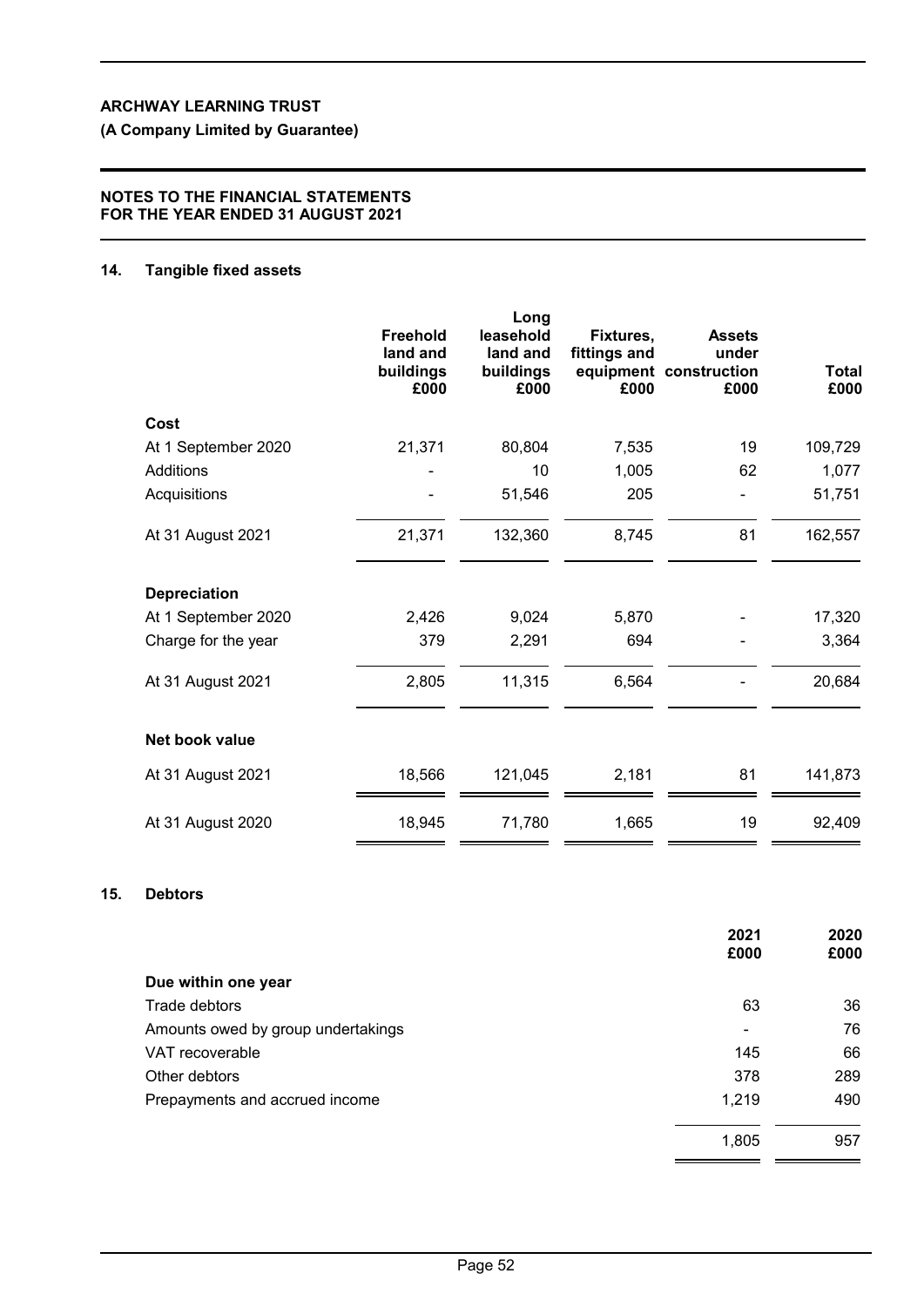**ARCHWAY LEARNING TRUST**

**(A Company Limited by Guarantee)**

**NOTES TO THE FINANCIAL STATEMENTS FOR THE YEAR ENDED 31 AUGUST 2021**

## 14. Tangible fixed assets

| | Freehold land and buildings £000 | Long leasehold land and buildings £000 | Fixtures, fittings and equipment £000 | Assets under construction £000 | Total £000 |
|---|---|---|---|---|---|
| **Cost** | | | | | |
| At 1 September 2020 | 21,371 | 80,804 | 7,535 | 19 | 109,729 |
| Additions | - | 10 | 1,005 | 62 | 1,077 |
| Acquisitions | - | 51,546 | 205 | - | 51,751 |
| At 31 August 2021 | 21,371 | 132,360 | 8,745 | 81 | 162,557 |
| **Depreciation** | | | | | |
| At 1 September 2020 | 2,426 | 9,024 | 5,870 | - | 17,320 |
| Charge for the year | 379 | 2,291 | 694 | - | 3,364 |
| At 31 August 2021 | 2,805 | 11,315 | 6,564 | - | 20,684 |
| **Net book value** | | | | | |
| At 31 August 2021 | 18,566 | 121,045 | 2,181 | 81 | 141,873 |
| At 31 August 2020 | 18,945 | 71,780 | 1,665 | 19 | 92,409 |

## 15. Debtors

| | 2021 £000 | 2020 £000 |
|---|---|---|
| **Due within one year** | | |
| Trade debtors | 63 | 36 |
| Amounts owed by group undertakings | - | 76 |
| VAT recoverable | 145 | 66 |
| Other debtors | 378 | 289 |
| Prepayments and accrued income | 1,219 | 490 |
| | 1,805 | 957 |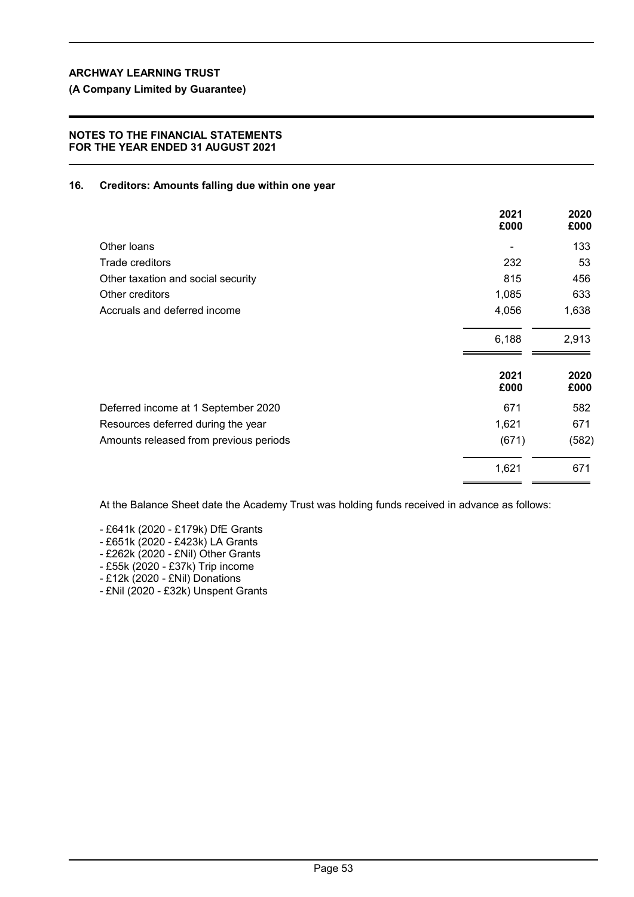## 16. Creditors: Amounts falling due within one year

| | 2021 £000 | 2020 £000 |
|---|---|---|
| Other loans | - | 133 |
| Trade creditors | 232 | 53 |
| Other taxation and social security | 815 | 456 |
| Other creditors | 1,085 | 633 |
| Accruals and deferred income | 4,056 | 1,638 |
| | 6,188 | 2,913 |

| | 2021 £000 | 2020 £000 |
|---|---|---|
| Deferred income at 1 September 2020 | 671 | 582 |
| Resources deferred during the year | 1,621 | 671 |
| Amounts released from previous periods | (671) | (582) |
| | 1,621 | 671 |

At the Balance Sheet date the Academy Trust was holding funds received in advance as follows:

- £641k (2020 - £179k) DfE Grants
- £651k (2020 - £423k) LA Grants
- £262k (2020 - £Nil) Other Grants
- £55k (2020 - £37k) Trip income
- £12k (2020 - £Nil) Donations
- £Nil (2020 - £32k) Unspent Grants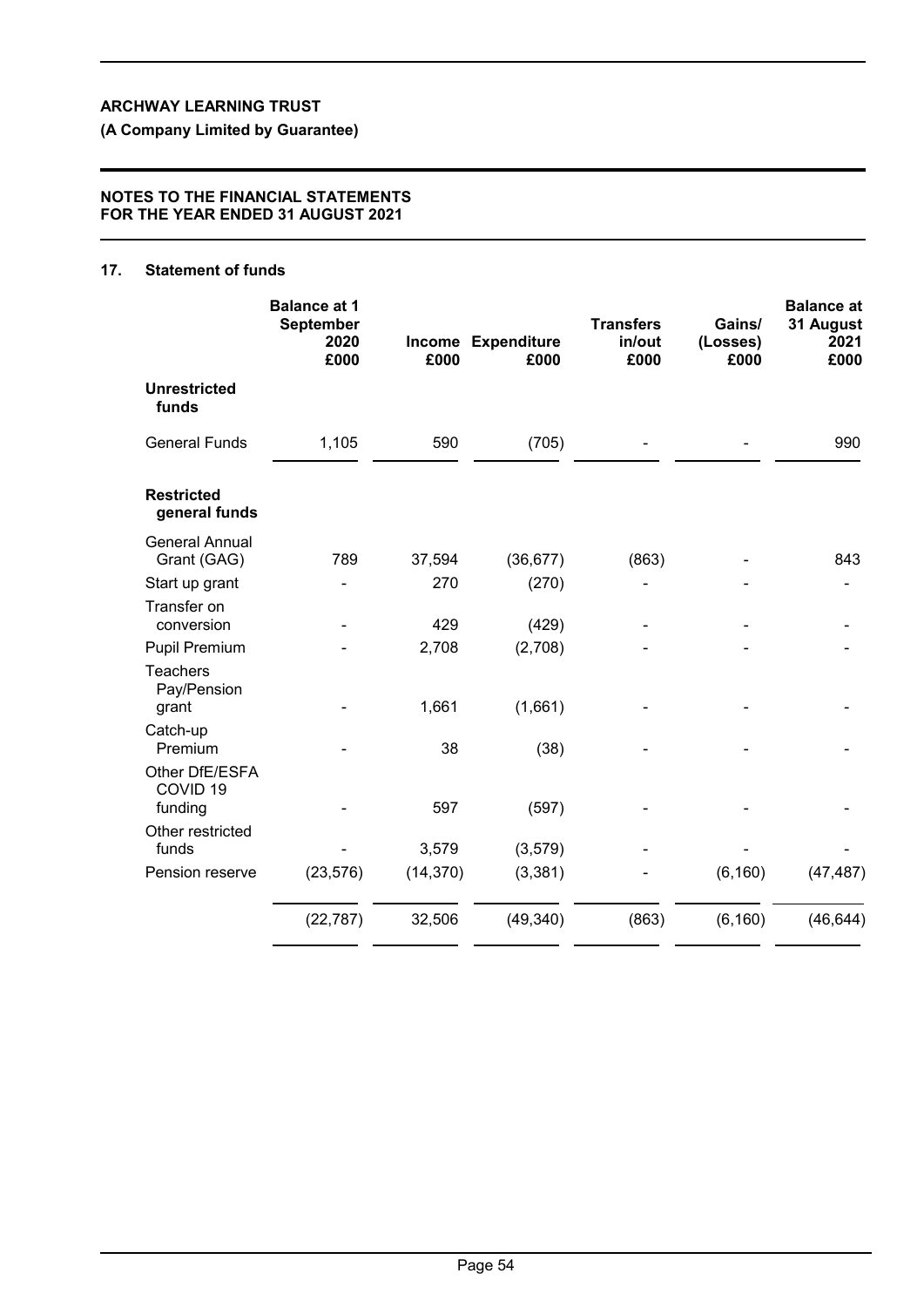**ARCHWAY LEARNING TRUST**

**(A Company Limited by Guarantee)**

**NOTES TO THE FINANCIAL STATEMENTS FOR THE YEAR ENDED 31 AUGUST 2021**

## 17. Statement of funds

| | Balance at 1 September 2020 £000 | Income £000 | Expenditure £000 | Transfers in/out £000 | Gains/ (Losses) £000 | Balance at 31 August 2021 £000 |
|---|---|---|---|---|---|---|
| **Unrestricted funds** | | | | | | |
| General Funds | 1,105 | 590 | (705) | - | - | 990 |
| **Restricted general funds** | | | | | | |
| General Annual Grant (GAG) | 789 | 37,594 | (36,677) | (863) | - | 843 |
| Start up grant | - | 270 | (270) | - | - | - |
| Transfer on conversion | - | 429 | (429) | - | - | - |
| Pupil Premium | - | 2,708 | (2,708) | - | - | - |
| Teachers Pay/Pension grant | - | 1,661 | (1,661) | - | - | - |
| Catch-up Premium | - | 38 | (38) | - | - | - |
| Other DfE/ESFA COVID 19 funding | - | 597 | (597) | - | - | - |
| Other restricted funds | - | 3,579 | (3,579) | - | - | - |
| Pension reserve | (23,576) | (14,370) | (3,381) | - | (6,160) | (47,487) |
| | (22,787) | 32,506 | (49,340) | (863) | (6,160) | (46,644) |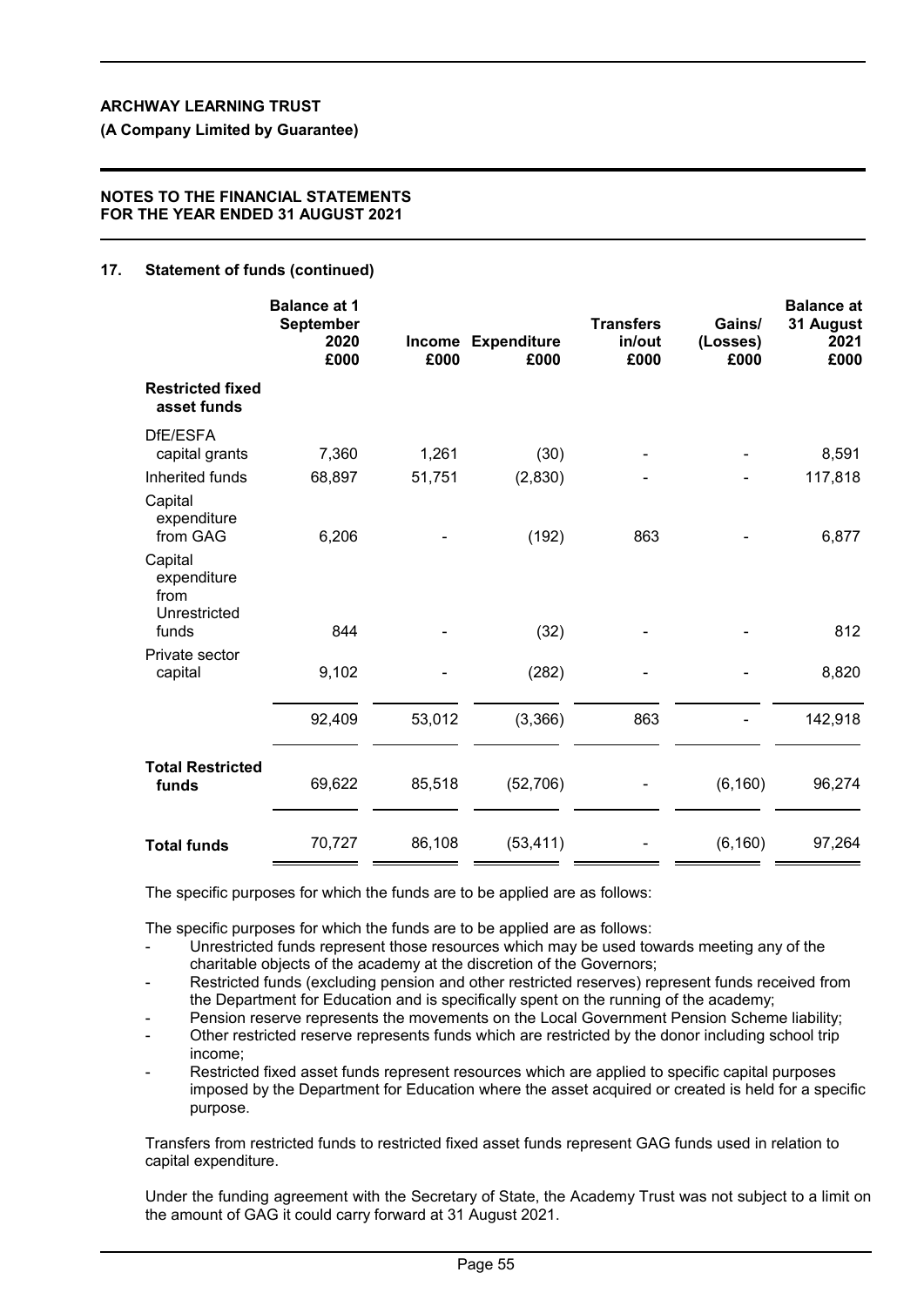## 17. Statement of funds (continued)

| | Balance at 1 September 2020 £000 | Income £000 | Expenditure £000 | Transfers in/out £000 | Gains/ (Losses) £000 | Balance at 31 August 2021 £000 |
|---|---|---|---|---|---|---|
| **Restricted fixed asset funds** | | | | | | |
| DfE/ESFA capital grants | 7,360 | 1,261 | (30) | - | - | 8,591 |
| Inherited funds | 68,897 | 51,751 | (2,830) | - | - | 117,818 |
| Capital expenditure from GAG | 6,206 | - | (192) | 863 | - | 6,877 |
| Capital expenditure from Unrestricted funds | 844 | - | (32) | - | - | 812 |
| Private sector capital | 9,102 | - | (282) | - | - | 8,820 |
| | 92,409 | 53,012 | (3,366) | 863 | - | 142,918 |
| **Total Restricted funds** | 69,622 | 85,518 | (52,706) | - | (6,160) | 96,274 |
| **Total funds** | 70,727 | 86,108 | (53,411) | - | (6,160) | 97,264 |

The specific purposes for which the funds are to be applied are as follows:

The specific purposes for which the funds are to be applied are as follows:

- Unrestricted funds represent those resources which may be used towards meeting any of the charitable objects of the academy at the discretion of the Governors;
- Restricted funds (excluding pension and other restricted reserves) represent funds received from the Department for Education and is specifically spent on the running of the academy;
- Pension reserve represents the movements on the Local Government Pension Scheme liability;
- Other restricted reserve represents funds which are restricted by the donor including school trip income;
- Restricted fixed asset funds represent resources which are applied to specific capital purposes imposed by the Department for Education where the asset acquired or created is held for a specific purpose.

Transfers from restricted funds to restricted fixed asset funds represent GAG funds used in relation to capital expenditure.

Under the funding agreement with the Secretary of State, the Academy Trust was not subject to a limit on the amount of GAG it could carry forward at 31 August 2021.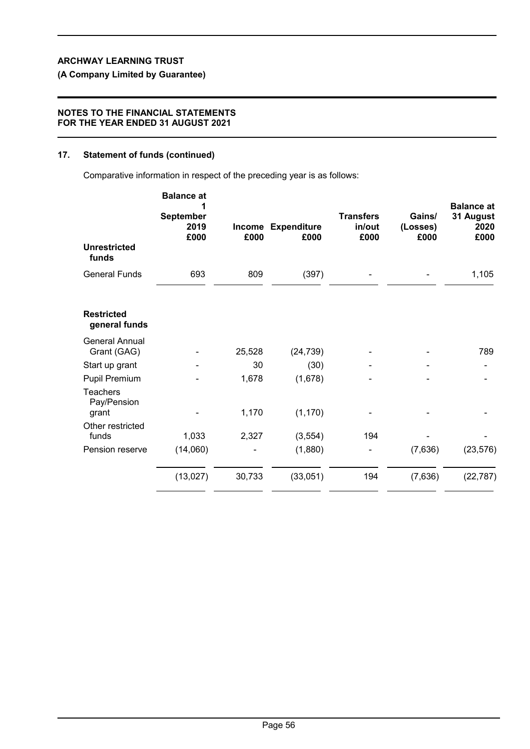## 17. Statement of funds (continued)

Comparative information in respect of the preceding year is as follows:

| | Balance at 1 September 2019 £000 | Income £000 | Expenditure £000 | Transfers in/out £000 | Gains/ (Losses) £000 | Balance at 31 August 2020 £000 |
|---|---|---|---|---|---|---|
| **Unrestricted funds** | | | | | | |
| General Funds | 693 | 809 | (397) | - | - | 1,105 |
| **Restricted general funds** | | | | | | |
| General Annual Grant (GAG) | - | 25,528 | (24,739) | - | - | 789 |
| Start up grant | - | 30 | (30) | - | - | - |
| Pupil Premium | - | 1,678 | (1,678) | - | - | - |
| Teachers Pay/Pension grant | - | 1,170 | (1,170) | - | - | - |
| Other restricted funds | 1,033 | 2,327 | (3,554) | 194 | - | - |
| Pension reserve | (14,060) | - | (1,880) | - | (7,636) | (23,576) |
| | (13,027) | 30,733 | (33,051) | 194 | (7,636) | (22,787) |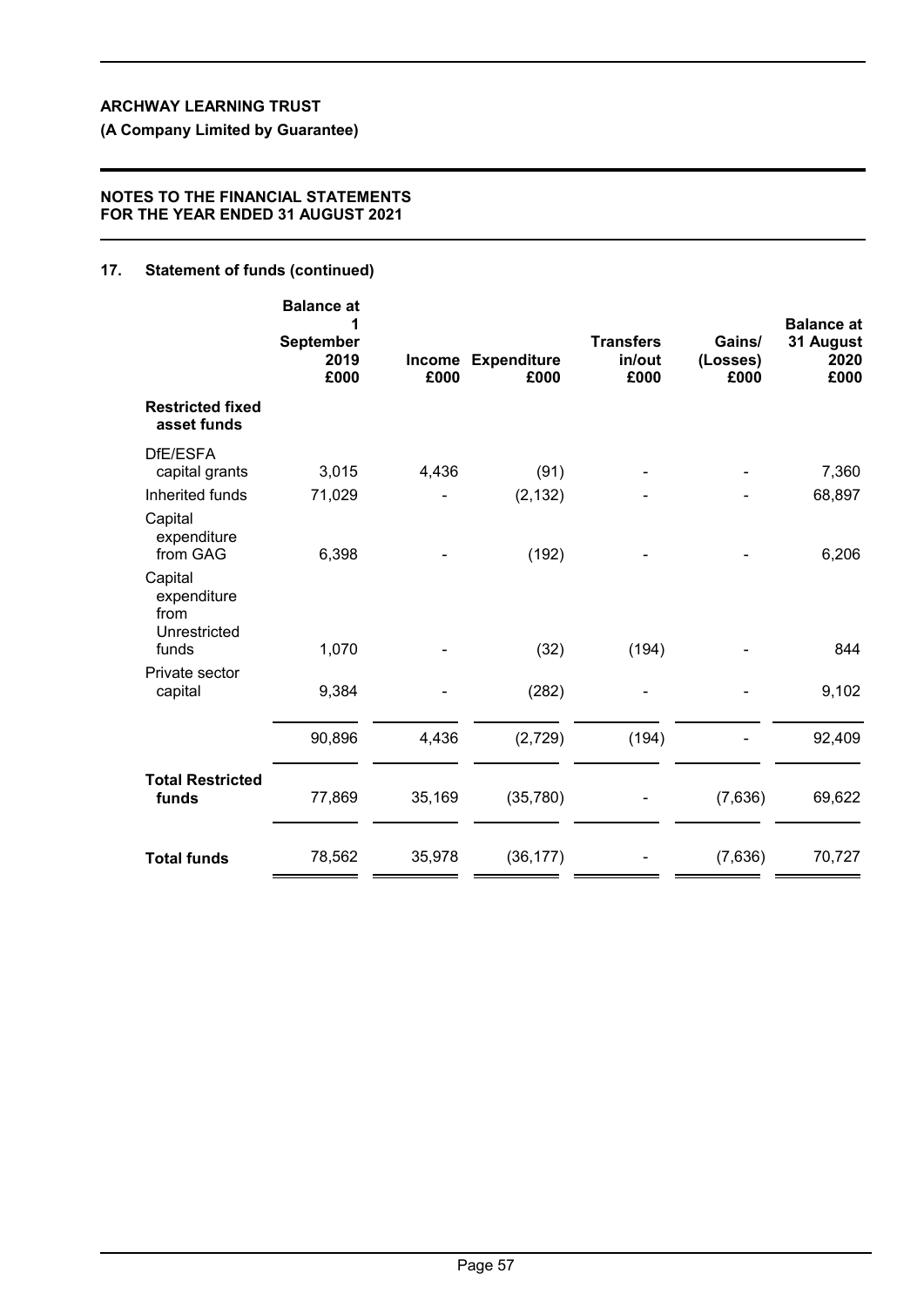## 17. Statement of funds (continued)

| | Balance at 1 September 2019 £000 | Income £000 | Expenditure £000 | Transfers in/out £000 | Gains/ (Losses) £000 | Balance at 31 August 2020 £000 |
|---|---|---|---|---|---|---|
| **Restricted fixed asset funds** | | | | | | |
| DfE/ESFA capital grants | 3,015 | 4,436 | (91) | - | - | 7,360 |
| Inherited funds | 71,029 | - | (2,132) | - | - | 68,897 |
| Capital expenditure from GAG | 6,398 | - | (192) | - | - | 6,206 |
| Capital expenditure from Unrestricted funds | 1,070 | - | (32) | (194) | - | 844 |
| Private sector capital | 9,384 | - | (282) | - | - | 9,102 |
| | 90,896 | 4,436 | (2,729) | (194) | - | 92,409 |
| **Total Restricted funds** | 77,869 | 35,169 | (35,780) | - | (7,636) | 69,622 |
| **Total funds** | 78,562 | 35,978 | (36,177) | - | (7,636) | 70,727 |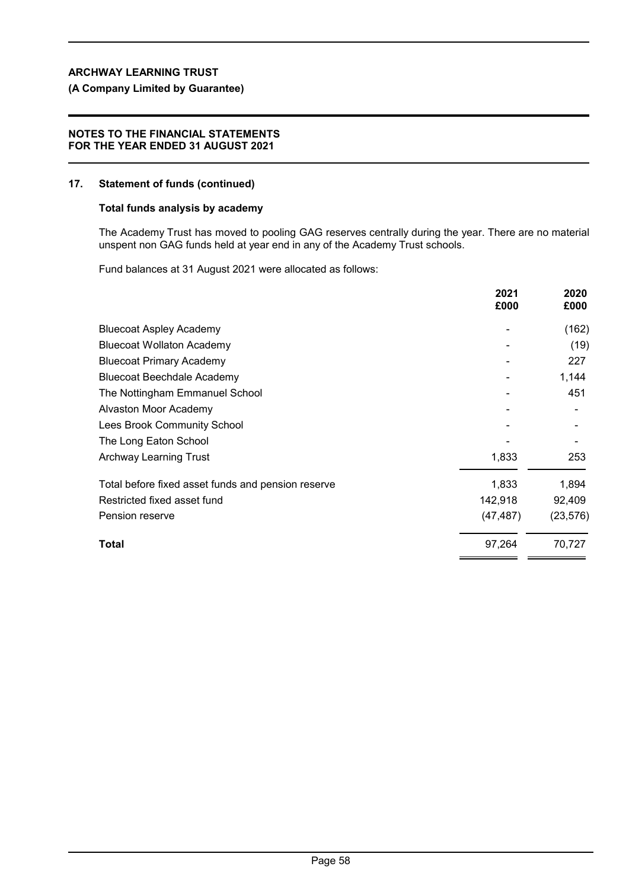## 17. Statement of funds (continued)

### Total funds analysis by academy

The Academy Trust has moved to pooling GAG reserves centrally during the year. There are no material unspent non GAG funds held at year end in any of the Academy Trust schools.

Fund balances at 31 August 2021 were allocated as follows:

| | 2021 £000 | 2020 £000 |
|---|---|---|
| Bluecoat Aspley Academy | - | (162) |
| Bluecoat Wollaton Academy | - | (19) |
| Bluecoat Primary Academy | - | 227 |
| Bluecoat Beechdale Academy | - | 1,144 |
| The Nottingham Emmanuel School | - | 451 |
| Alvaston Moor Academy | - | - |
| Lees Brook Community School | - | - |
| The Long Eaton School | - | - |
| Archway Learning Trust | 1,833 | 253 |
| Total before fixed asset funds and pension reserve | 1,833 | 1,894 |
| Restricted fixed asset fund | 142,918 | 92,409 |
| Pension reserve | (47,487) | (23,576) |
| **Total** | 97,264 | 70,727 |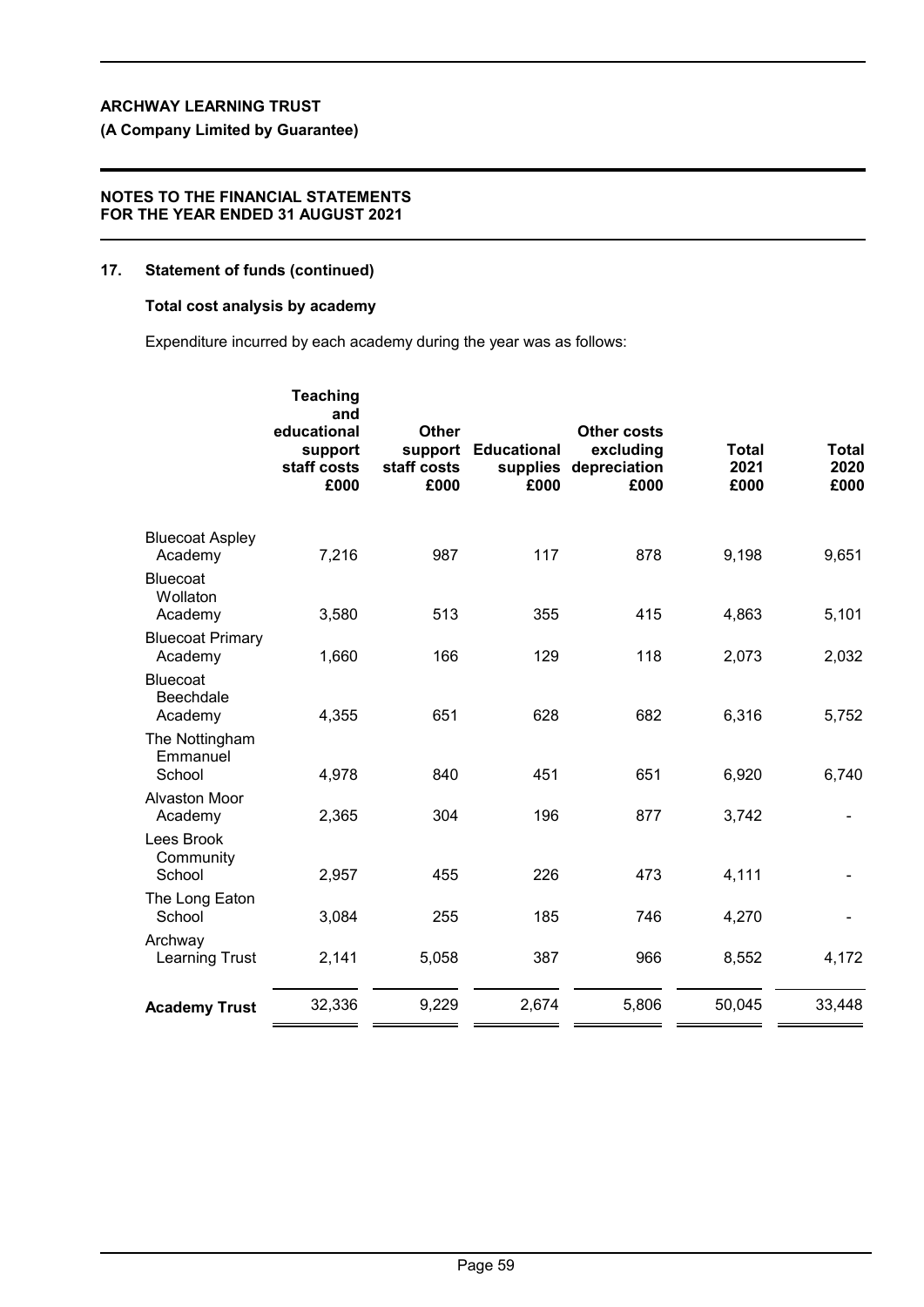**ARCHWAY LEARNING TRUST**

**(A Company Limited by Guarantee)**

**NOTES TO THE FINANCIAL STATEMENTS FOR THE YEAR ENDED 31 AUGUST 2021**

## 17. Statement of funds (continued)

### Total cost analysis by academy

Expenditure incurred by each academy during the year was as follows:

| | Teaching and educational support staff costs £000 | Other support staff costs £000 | Educational supplies £000 | Other costs excluding depreciation £000 | Total 2021 £000 | Total 2020 £000 |
|---|---|---|---|---|---|---|
| Bluecoat Aspley Academy | 7,216 | 987 | 117 | 878 | 9,198 | 9,651 |
| Bluecoat Wollaton Academy | 3,580 | 513 | 355 | 415 | 4,863 | 5,101 |
| Bluecoat Primary Academy | 1,660 | 166 | 129 | 118 | 2,073 | 2,032 |
| Bluecoat Beechdale Academy | 4,355 | 651 | 628 | 682 | 6,316 | 5,752 |
| The Nottingham Emmanuel School | 4,978 | 840 | 451 | 651 | 6,920 | 6,740 |
| Alvaston Moor Academy | 2,365 | 304 | 196 | 877 | 3,742 | - |
| Lees Brook Community School | 2,957 | 455 | 226 | 473 | 4,111 | - |
| The Long Eaton School | 3,084 | 255 | 185 | 746 | 4,270 | - |
| Archway Learning Trust | 2,141 | 5,058 | 387 | 966 | 8,552 | 4,172 |
| **Academy Trust** | 32,336 | 9,229 | 2,674 | 5,806 | 50,045 | 33,448 |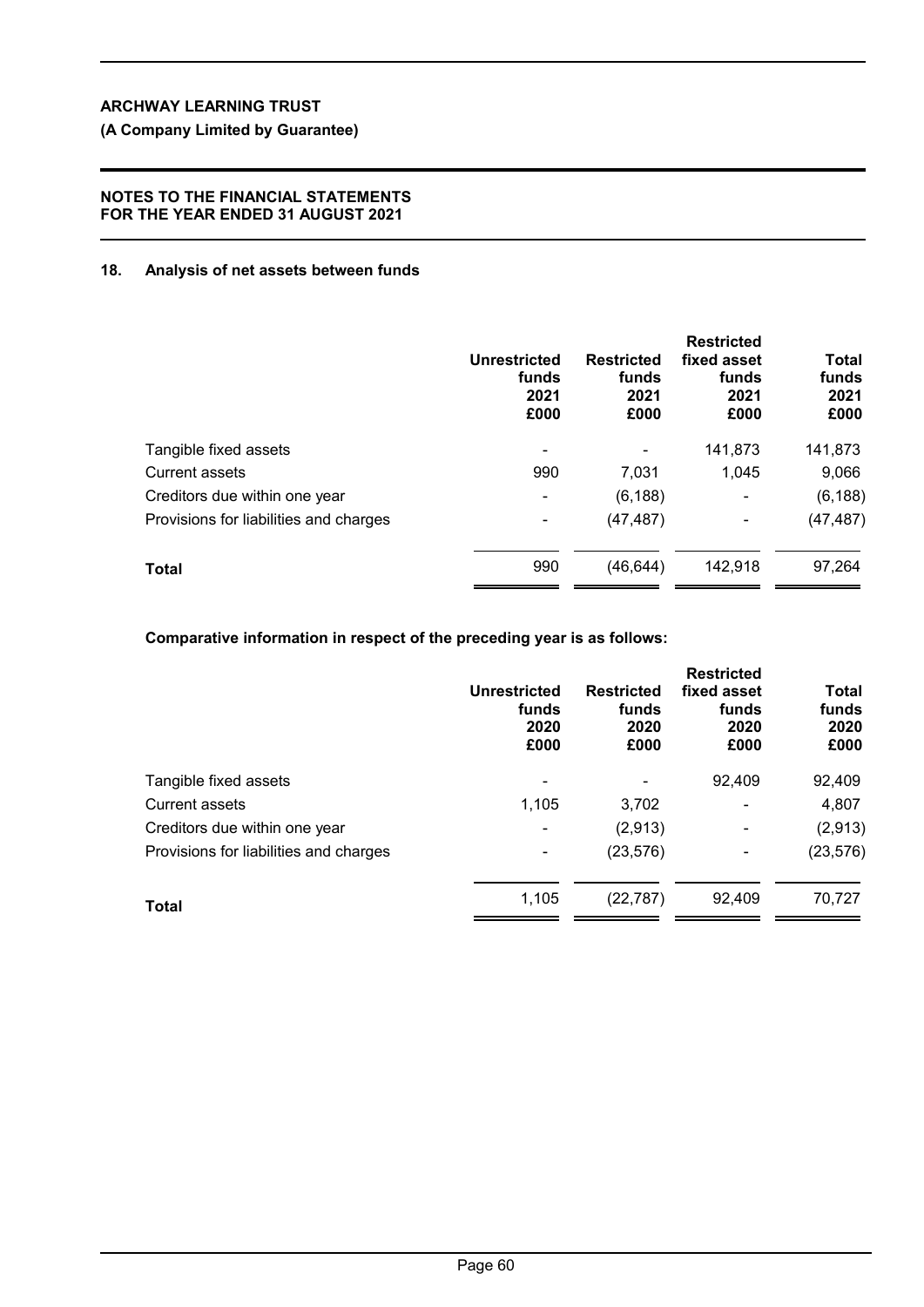**ARCHWAY LEARNING TRUST**

**(A Company Limited by Guarantee)**

**NOTES TO THE FINANCIAL STATEMENTS FOR THE YEAR ENDED 31 AUGUST 2021**

## 18. Analysis of net assets between funds

| | Unrestricted funds 2021 £000 | Restricted funds 2021 £000 | Restricted fixed asset funds 2021 £000 | Total funds 2021 £000 |
|---|---|---|---|---|
| Tangible fixed assets | - | - | 141,873 | 141,873 |
| Current assets | 990 | 7,031 | 1,045 | 9,066 |
| Creditors due within one year | - | (6,188) | - | (6,188) |
| Provisions for liabilities and charges | - | (47,487) | - | (47,487) |
| **Total** | 990 | (46,644) | 142,918 | 97,264 |

**Comparative information in respect of the preceding year is as follows:**

| | Unrestricted funds 2020 £000 | Restricted funds 2020 £000 | Restricted fixed asset funds 2020 £000 | Total funds 2020 £000 |
|---|---|---|---|---|
| Tangible fixed assets | - | - | 92,409 | 92,409 |
| Current assets | 1,105 | 3,702 | - | 4,807 |
| Creditors due within one year | - | (2,913) | - | (2,913) |
| Provisions for liabilities and charges | - | (23,576) | - | (23,576) |
| **Total** | 1,105 | (22,787) | 92,409 | 70,727 |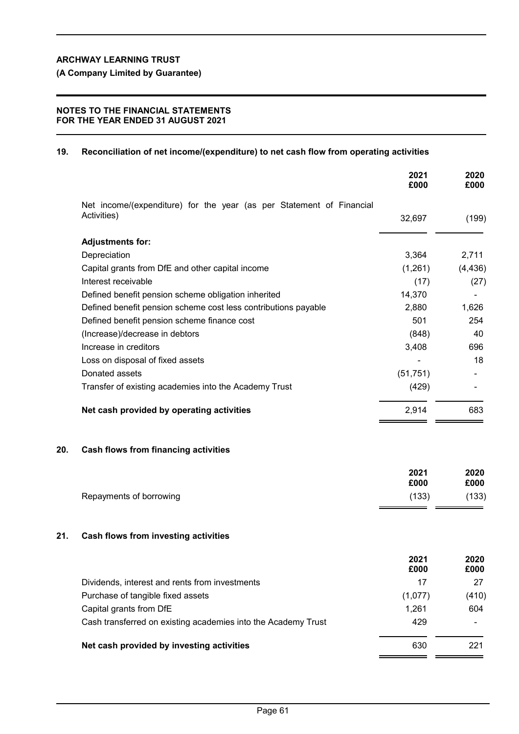**ARCHWAY LEARNING TRUST**

**(A Company Limited by Guarantee)**

**NOTES TO THE FINANCIAL STATEMENTS**
**FOR THE YEAR ENDED 31 AUGUST 2021**

## 19. Reconciliation of net income/(expenditure) to net cash flow from operating activities

| | 2021 £000 | 2020 £000 |
|---|---|---|
| Net income/(expenditure) for the year (as per Statement of Financial Activities) | 32,697 | (199) |
| **Adjustments for:** | | |
| Depreciation | 3,364 | 2,711 |
| Capital grants from DfE and other capital income | (1,261) | (4,436) |
| Interest receivable | (17) | (27) |
| Defined benefit pension scheme obligation inherited | 14,370 | - |
| Defined benefit pension scheme cost less contributions payable | 2,880 | 1,626 |
| Defined benefit pension scheme finance cost | 501 | 254 |
| (Increase)/decrease in debtors | (848) | 40 |
| Increase in creditors | 3,408 | 696 |
| Loss on disposal of fixed assets | - | 18 |
| Donated assets | (51,751) | - |
| Transfer of existing academies into the Academy Trust | (429) | - |
| **Net cash provided by operating activities** | 2,914 | 683 |

## 20. Cash flows from financing activities

| | 2021 £000 | 2020 £000 |
|---|---|---|
| Repayments of borrowing | (133) | (133) |

## 21. Cash flows from investing activities

| | 2021 £000 | 2020 £000 |
|---|---|---|
| Dividends, interest and rents from investments | 17 | 27 |
| Purchase of tangible fixed assets | (1,077) | (410) |
| Capital grants from DfE | 1,261 | 604 |
| Cash transferred on existing academies into the Academy Trust | 429 | - |
| **Net cash provided by investing activities** | 630 | 221 |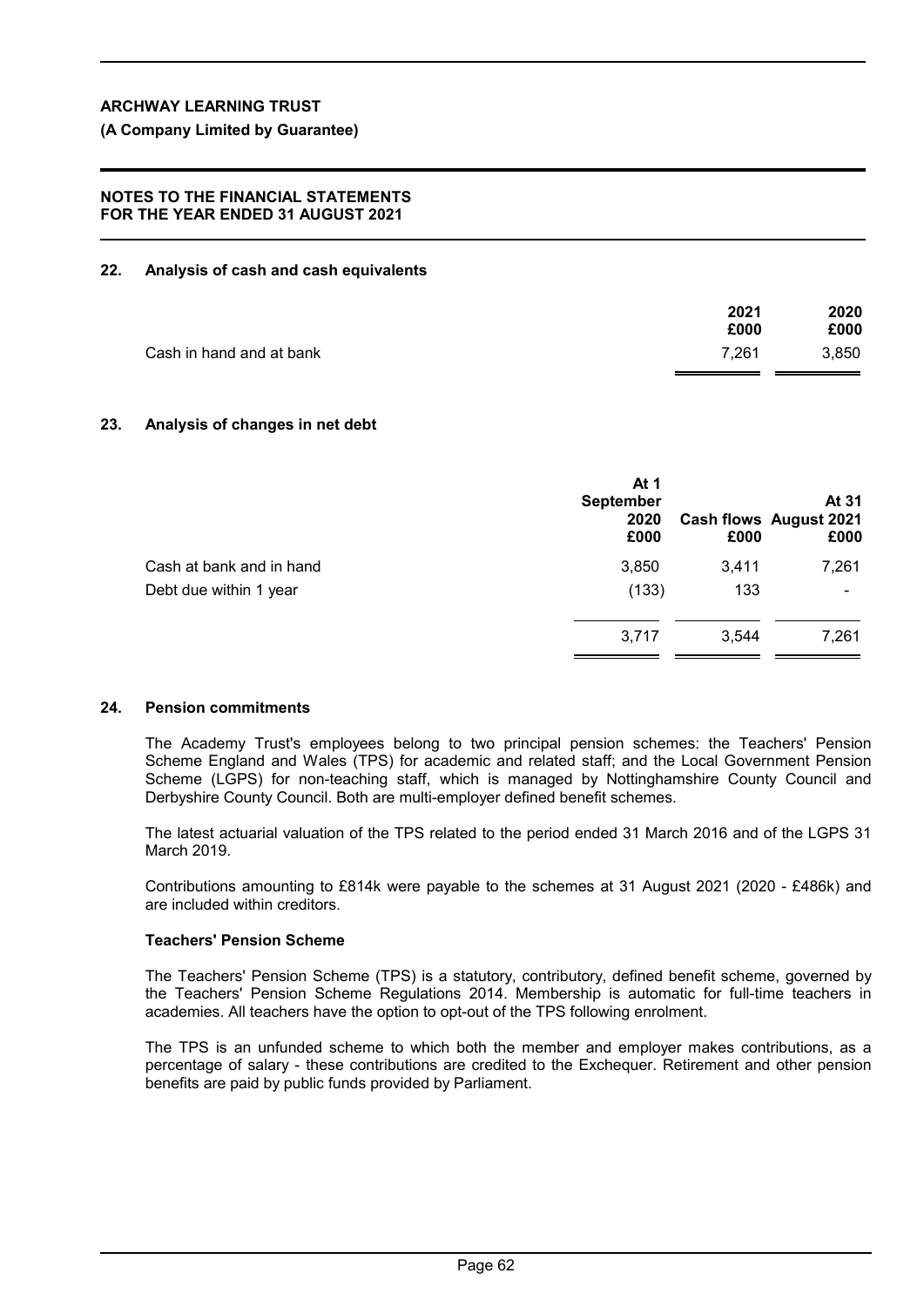**ARCHWAY LEARNING TRUST**

**(A Company Limited by Guarantee)**

**NOTES TO THE FINANCIAL STATEMENTS FOR THE YEAR ENDED 31 AUGUST 2021**

## 22. Analysis of cash and cash equivalents

| | 2021 £000 | 2020 £000 |
|---|---|---|
| Cash in hand and at bank | 7,261 | 3,850 |

## 23. Analysis of changes in net debt

| | At 1 September 2020 £000 | Cash flows £000 | At 31 August 2021 £000 |
|---|---|---|---|
| Cash at bank and in hand | 3,850 | 3,411 | 7,261 |
| Debt due within 1 year | (133) | 133 | - |
| | 3,717 | 3,544 | 7,261 |

## 24. Pension commitments

The Academy Trust's employees belong to two principal pension schemes: the Teachers' Pension Scheme England and Wales (TPS) for academic and related staff; and the Local Government Pension Scheme (LGPS) for non-teaching staff, which is managed by Nottinghamshire County Council and Derbyshire County Council. Both are multi-employer defined benefit schemes.

The latest actuarial valuation of the TPS related to the period ended 31 March 2016 and of the LGPS 31 March 2019.

Contributions amounting to £814k were payable to the schemes at 31 August 2021 (2020 - £486k) and are included within creditors.

### Teachers' Pension Scheme

The Teachers' Pension Scheme (TPS) is a statutory, contributory, defined benefit scheme, governed by the Teachers' Pension Scheme Regulations 2014. Membership is automatic for full-time teachers in academies. All teachers have the option to opt-out of the TPS following enrolment.

The TPS is an unfunded scheme to which both the member and employer makes contributions, as a percentage of salary - these contributions are credited to the Exchequer. Retirement and other pension benefits are paid by public funds provided by Parliament.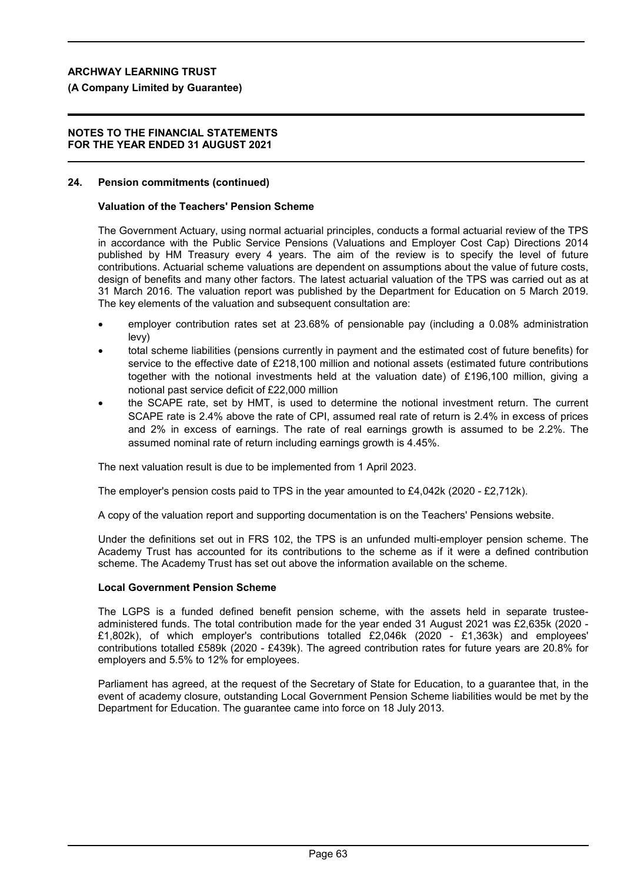## 24. Pension commitments (continued)

### Valuation of the Teachers' Pension Scheme

The Government Actuary, using normal actuarial principles, conducts a formal actuarial review of the TPS in accordance with the Public Service Pensions (Valuations and Employer Cost Cap) Directions 2014 published by HM Treasury every 4 years. The aim of the review is to specify the level of future contributions. Actuarial scheme valuations are dependent on assumptions about the value of future costs, design of benefits and many other factors. The latest actuarial valuation of the TPS was carried out as at 31 March 2016. The valuation report was published by the Department for Education on 5 March 2019. The key elements of the valuation and subsequent consultation are:

- employer contribution rates set at 23.68% of pensionable pay (including a 0.08% administration levy)
- total scheme liabilities (pensions currently in payment and the estimated cost of future benefits) for service to the effective date of £218,100 million and notional assets (estimated future contributions together with the notional investments held at the valuation date) of £196,100 million, giving a notional past service deficit of £22,000 million
- the SCAPE rate, set by HMT, is used to determine the notional investment return. The current SCAPE rate is 2.4% above the rate of CPI, assumed real rate of return is 2.4% in excess of prices and 2% in excess of earnings. The rate of real earnings growth is assumed to be 2.2%. The assumed nominal rate of return including earnings growth is 4.45%.

The next valuation result is due to be implemented from 1 April 2023.

The employer's pension costs paid to TPS in the year amounted to £4,042k (2020 - £2,712k).

A copy of the valuation report and supporting documentation is on the Teachers' Pensions website.

Under the definitions set out in FRS 102, the TPS is an unfunded multi-employer pension scheme. The Academy Trust has accounted for its contributions to the scheme as if it were a defined contribution scheme. The Academy Trust has set out above the information available on the scheme.

### Local Government Pension Scheme

The LGPS is a funded defined benefit pension scheme, with the assets held in separate trustee-administered funds. The total contribution made for the year ended 31 August 2021 was £2,635k (2020 - £1,802k), of which employer's contributions totalled £2,046k (2020 - £1,363k) and employees' contributions totalled £589k (2020 - £439k). The agreed contribution rates for future years are 20.8% for employers and 5.5% to 12% for employees.

Parliament has agreed, at the request of the Secretary of State for Education, to a guarantee that, in the event of academy closure, outstanding Local Government Pension Scheme liabilities would be met by the Department for Education. The guarantee came into force on 18 July 2013.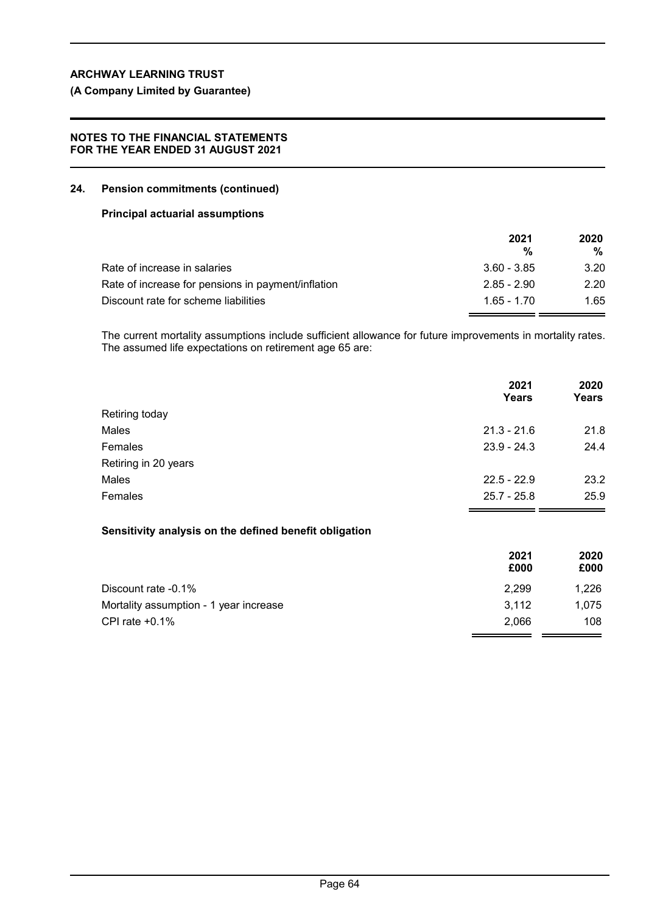## 24. Pension commitments (continued)

### Principal actuarial assumptions

| | 2021 % | 2020 % |
|---|---|---|
| Rate of increase in salaries | 3.60 - 3.85 | 3.20 |
| Rate of increase for pensions in payment/inflation | 2.85 - 2.90 | 2.20 |
| Discount rate for scheme liabilities | 1.65 - 1.70 | 1.65 |

The current mortality assumptions include sufficient allowance for future improvements in mortality rates. The assumed life expectations on retirement age 65 are:

| | 2021 Years | 2020 Years |
|---|---|---|
| Retiring today | | |
| Males | 21.3 - 21.6 | 21.8 |
| Females | 23.9 - 24.3 | 24.4 |
| Retiring in 20 years | | |
| Males | 22.5 - 22.9 | 23.2 |
| Females | 25.7 - 25.8 | 25.9 |

### Sensitivity analysis on the defined benefit obligation

| | 2021 £000 | 2020 £000 |
|---|---|---|
| Discount rate -0.1% | 2,299 | 1,226 |
| Mortality assumption - 1 year increase | 3,112 | 1,075 |
| CPI rate +0.1% | 2,066 | 108 |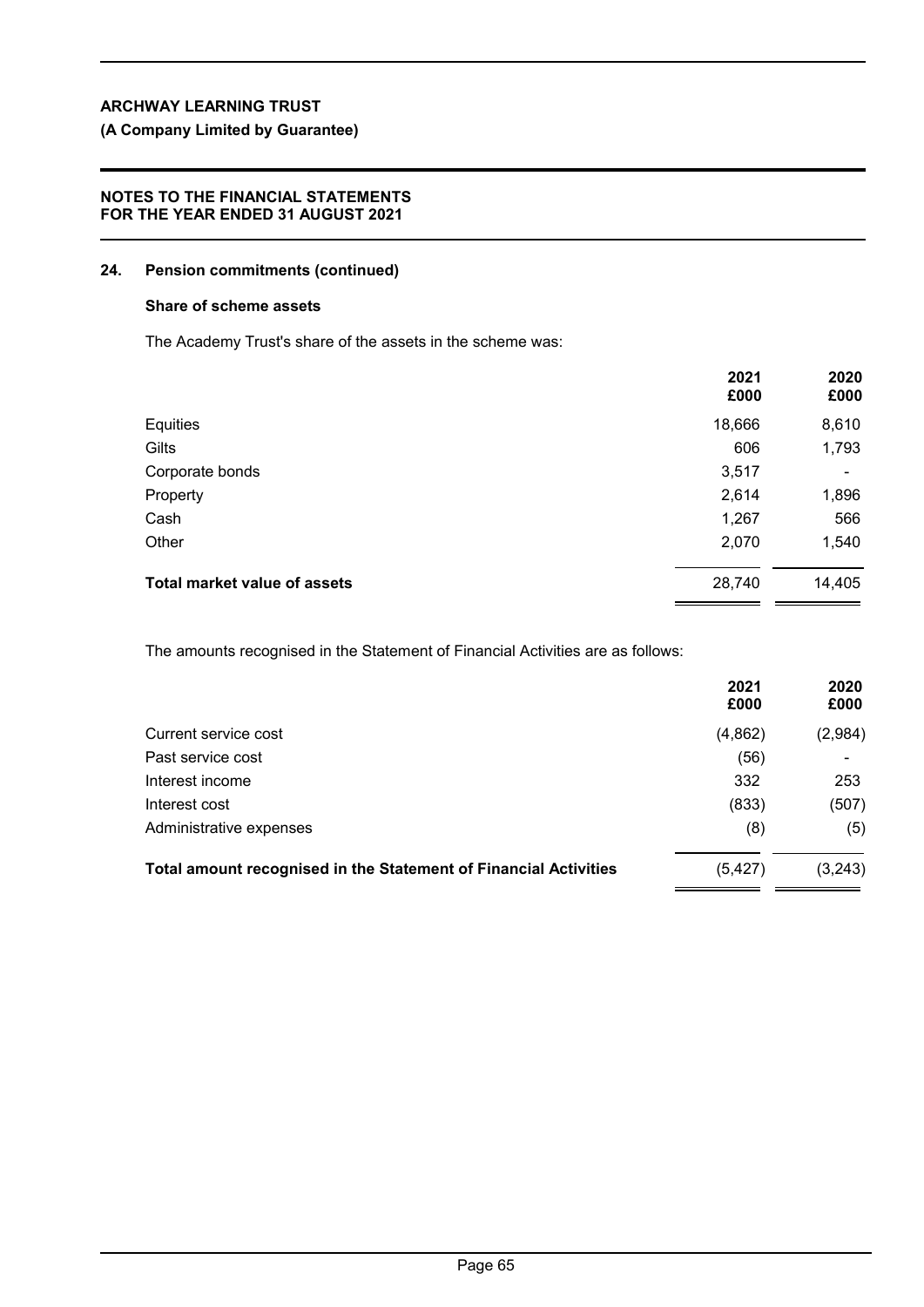## 24. Pension commitments (continued)

### Share of scheme assets

The Academy Trust's share of the assets in the scheme was:

| | 2021 £000 | 2020 £000 |
|---|---|---|
| Equities | 18,666 | 8,610 |
| Gilts | 606 | 1,793 |
| Corporate bonds | 3,517 | - |
| Property | 2,614 | 1,896 |
| Cash | 1,267 | 566 |
| Other | 2,070 | 1,540 |
| **Total market value of assets** | 28,740 | 14,405 |

The amounts recognised in the Statement of Financial Activities are as follows:

| | 2021 £000 | 2020 £000 |
|---|---|---|
| Current service cost | (4,862) | (2,984) |
| Past service cost | (56) | - |
| Interest income | 332 | 253 |
| Interest cost | (833) | (507) |
| Administrative expenses | (8) | (5) |
| **Total amount recognised in the Statement of Financial Activities** | (5,427) | (3,243) |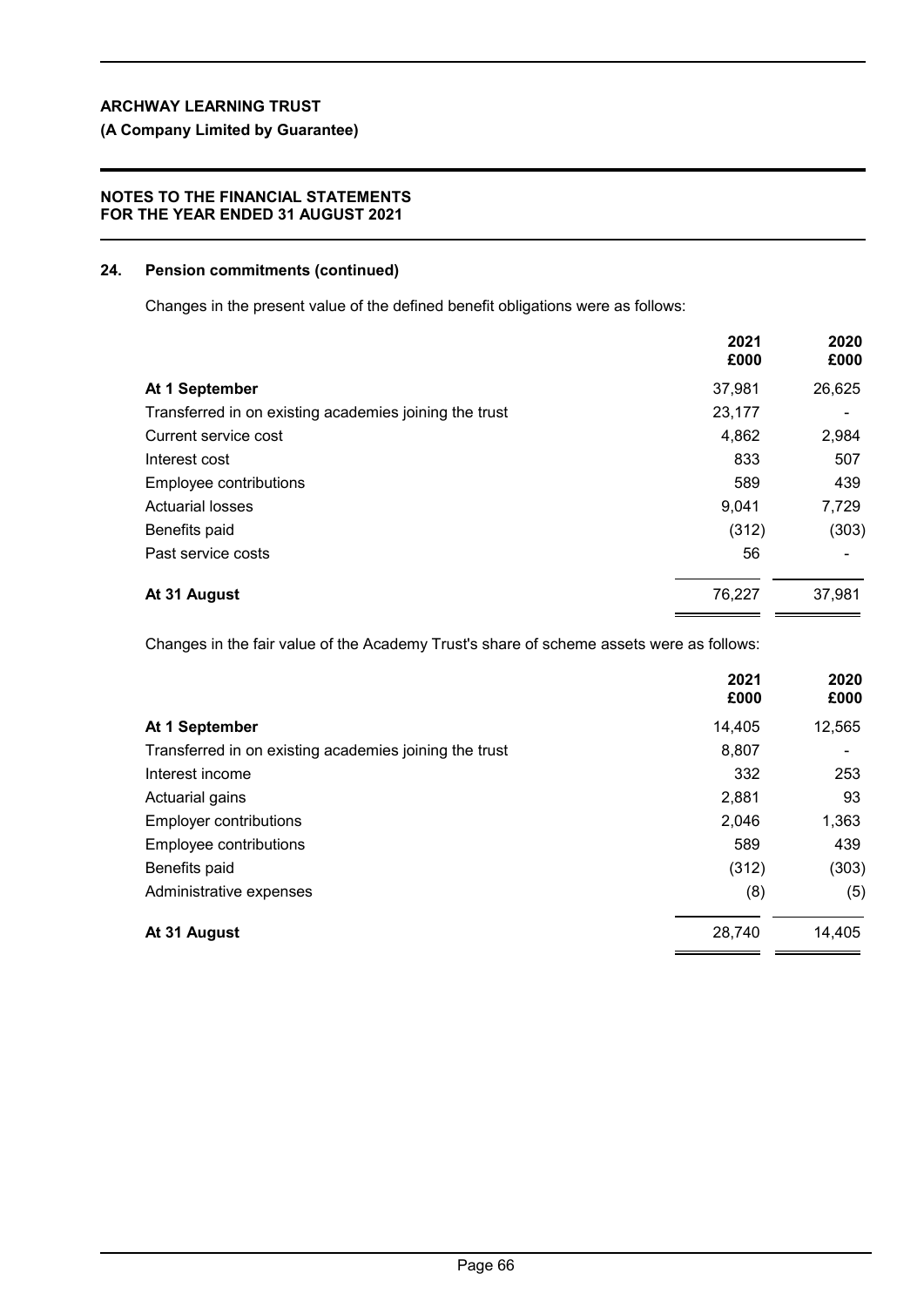## 24. Pension commitments (continued)

Changes in the present value of the defined benefit obligations were as follows:

| | 2021 £000 | 2020 £000 |
|---|---|---|
| **At 1 September** | 37,981 | 26,625 |
| Transferred in on existing academies joining the trust | 23,177 | - |
| Current service cost | 4,862 | 2,984 |
| Interest cost | 833 | 507 |
| Employee contributions | 589 | 439 |
| Actuarial losses | 9,041 | 7,729 |
| Benefits paid | (312) | (303) |
| Past service costs | 56 | - |
| **At 31 August** | 76,227 | 37,981 |

Changes in the fair value of the Academy Trust's share of scheme assets were as follows:

| | 2021 £000 | 2020 £000 |
|---|---|---|
| **At 1 September** | 14,405 | 12,565 |
| Transferred in on existing academies joining the trust | 8,807 | - |
| Interest income | 332 | 253 |
| Actuarial gains | 2,881 | 93 |
| Employer contributions | 2,046 | 1,363 |
| Employee contributions | 589 | 439 |
| Benefits paid | (312) | (303) |
| Administrative expenses | (8) | (5) |
| **At 31 August** | 28,740 | 14,405 |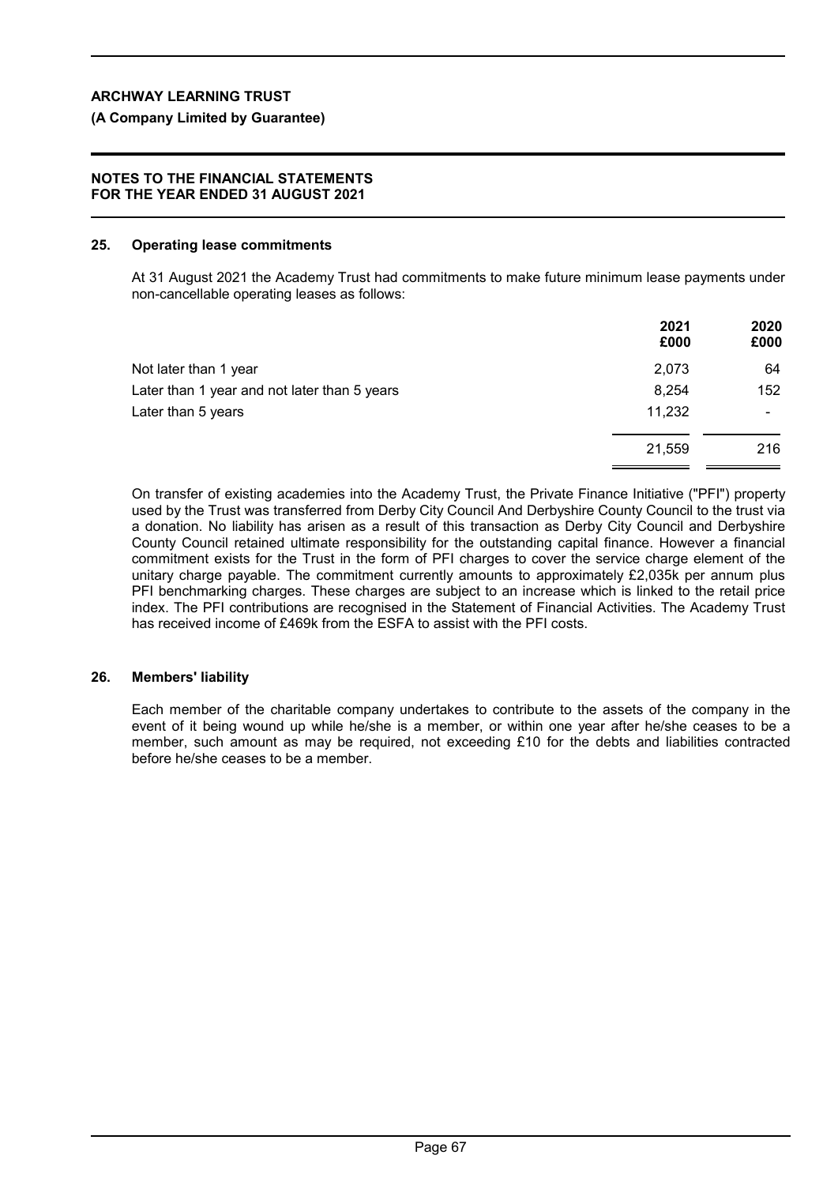## 25. Operating lease commitments

At 31 August 2021 the Academy Trust had commitments to make future minimum lease payments under non-cancellable operating leases as follows:

| | 2021<br>£000 | 2020<br>£000 |
|---|---|---|
| Not later than 1 year | 2,073 | 64 |
| Later than 1 year and not later than 5 years | 8,254 | 152 |
| Later than 5 years | 11,232 | - |
| | 21,559 | 216 |

On transfer of existing academies into the Academy Trust, the Private Finance Initiative ("PFI") property used by the Trust was transferred from Derby City Council And Derbyshire County Council to the trust via a donation. No liability has arisen as a result of this transaction as Derby City Council and Derbyshire County Council retained ultimate responsibility for the outstanding capital finance. However a financial commitment exists for the Trust in the form of PFI charges to cover the service charge element of the unitary charge payable. The commitment currently amounts to approximately £2,035k per annum plus PFI benchmarking charges. These charges are subject to an increase which is linked to the retail price index. The PFI contributions are recognised in the Statement of Financial Activities. The Academy Trust has received income of £469k from the ESFA to assist with the PFI costs.

## 26. Members' liability

Each member of the charitable company undertakes to contribute to the assets of the company in the event of it being wound up while he/she is a member, or within one year after he/she ceases to be a member, such amount as may be required, not exceeding £10 for the debts and liabilities contracted before he/she ceases to be a member.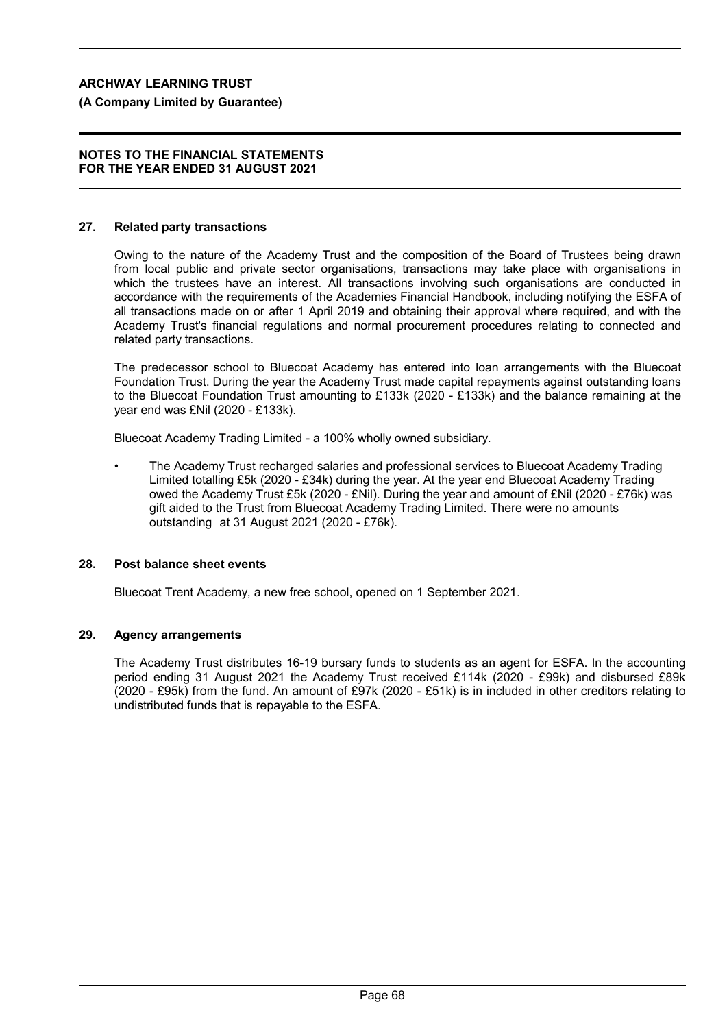**ARCHWAY LEARNING TRUST**

**(A Company Limited by Guarantee)**

**NOTES TO THE FINANCIAL STATEMENTS**
**FOR THE YEAR ENDED 31 AUGUST 2021**

## 27. Related party transactions

Owing to the nature of the Academy Trust and the composition of the Board of Trustees being drawn from local public and private sector organisations, transactions may take place with organisations in which the trustees have an interest. All transactions involving such organisations are conducted in accordance with the requirements of the Academies Financial Handbook, including notifying the ESFA of all transactions made on or after 1 April 2019 and obtaining their approval where required, and with the Academy Trust's financial regulations and normal procurement procedures relating to connected and related party transactions.

The predecessor school to Bluecoat Academy has entered into loan arrangements with the Bluecoat Foundation Trust. During the year the Academy Trust made capital repayments against outstanding loans to the Bluecoat Foundation Trust amounting to £133k (2020 - £133k) and the balance remaining at the year end was £Nil (2020 - £133k).

Bluecoat Academy Trading Limited - a 100% wholly owned subsidiary.

- The Academy Trust recharged salaries and professional services to Bluecoat Academy Trading Limited totalling £5k (2020 - £34k) during the year. At the year end Bluecoat Academy Trading owed the Academy Trust £5k (2020 - £Nil). During the year and amount of £Nil (2020 - £76k) was gift aided to the Trust from Bluecoat Academy Trading Limited. There were no amounts outstanding at 31 August 2021 (2020 - £76k).

## 28. Post balance sheet events

Bluecoat Trent Academy, a new free school, opened on 1 September 2021.

## 29. Agency arrangements

The Academy Trust distributes 16-19 bursary funds to students as an agent for ESFA. In the accounting period ending 31 August 2021 the Academy Trust received £114k (2020 - £99k) and disbursed £89k (2020 - £95k) from the fund. An amount of £97k (2020 - £51k) is in included in other creditors relating to undistributed funds that is repayable to the ESFA.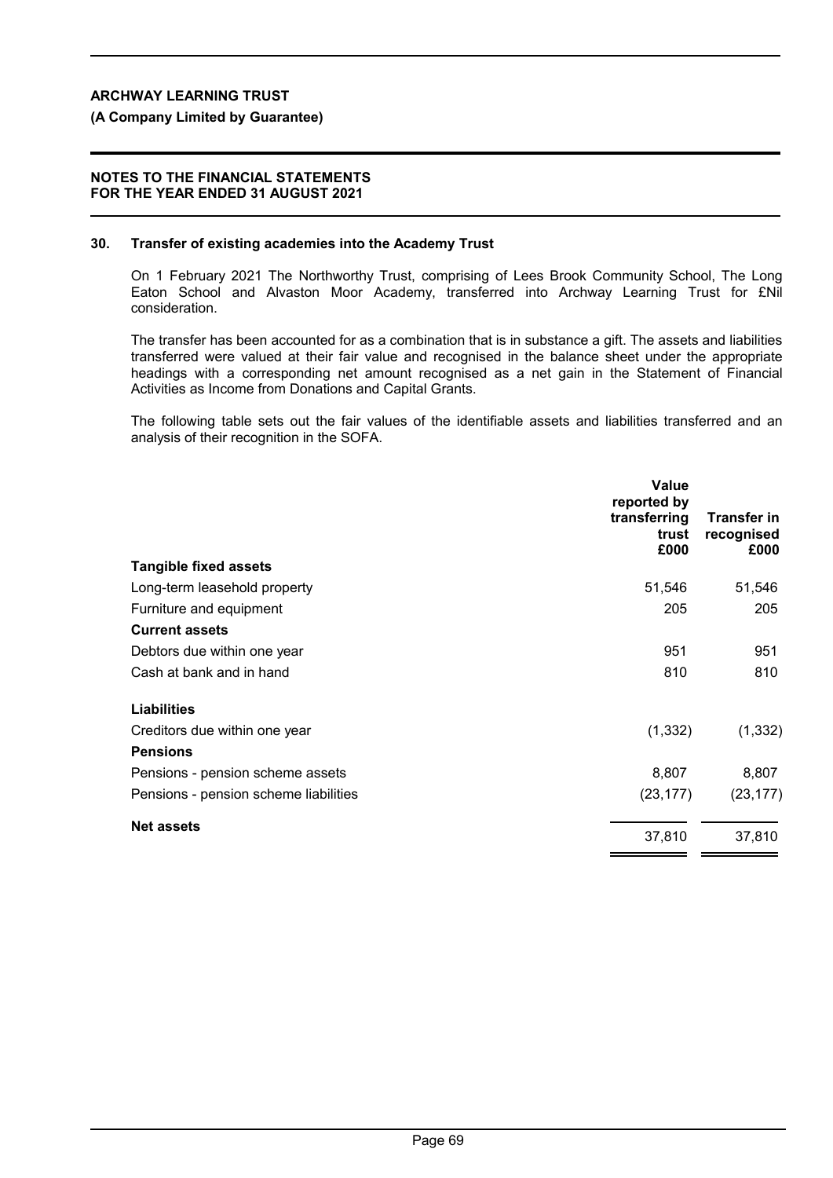## 30. Transfer of existing academies into the Academy Trust

On 1 February 2021 The Northworthy Trust, comprising of Lees Brook Community School, The Long Eaton School and Alvaston Moor Academy, transferred into Archway Learning Trust for £Nil consideration.

The transfer has been accounted for as a combination that is in substance a gift. The assets and liabilities transferred were valued at their fair value and recognised in the balance sheet under the appropriate headings with a corresponding net amount recognised as a net gain in the Statement of Financial Activities as Income from Donations and Capital Grants.

The following table sets out the fair values of the identifiable assets and liabilities transferred and an analysis of their recognition in the SOFA.

| | Value reported by transferring trust £000 | Transfer in recognised £000 |
|---|---|---|
| **Tangible fixed assets** | | |
| Long-term leasehold property | 51,546 | 51,546 |
| Furniture and equipment | 205 | 205 |
| **Current assets** | | |
| Debtors due within one year | 951 | 951 |
| Cash at bank and in hand | 810 | 810 |
| **Liabilities** | | |
| Creditors due within one year | (1,332) | (1,332) |
| **Pensions** | | |
| Pensions - pension scheme assets | 8,807 | 8,807 |
| Pensions - pension scheme liabilities | (23,177) | (23,177) |
| **Net assets** | 37,810 | 37,810 |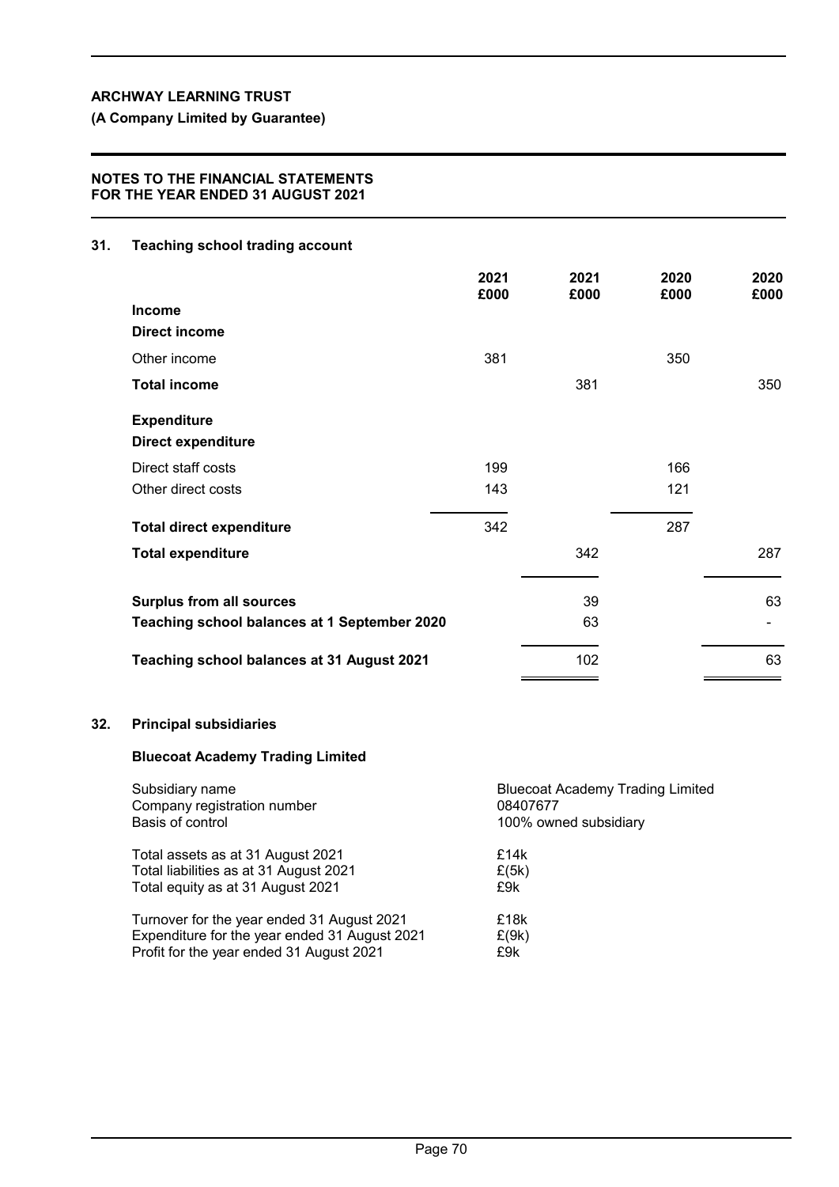**ARCHWAY LEARNING TRUST**

**(A Company Limited by Guarantee)**

**NOTES TO THE FINANCIAL STATEMENTS FOR THE YEAR ENDED 31 AUGUST 2021**

## 31. Teaching school trading account

| | 2021 £000 | 2021 £000 | 2020 £000 | 2020 £000 |
|---|---|---|---|---|
| **Income** | | | | |
| **Direct income** | | | | |
| Other income | 381 | | 350 | |
| **Total income** | | 381 | | 350 |
| **Expenditure** | | | | |
| **Direct expenditure** | | | | |
| Direct staff costs | 199 | | 166 | |
| Other direct costs | 143 | | 121 | |
| **Total direct expenditure** | 342 | | 287 | |
| **Total expenditure** | | 342 | | 287 |
| **Surplus from all sources** | | 39 | | 63 |
| **Teaching school balances at 1 September 2020** | | 63 | | - |
| **Teaching school balances at 31 August 2021** | | 102 | | 63 |

## 32. Principal subsidiaries

### Bluecoat Academy Trading Limited

| | |
|---|---|
| Subsidiary name | Bluecoat Academy Trading Limited |
| Company registration number | 08407677 |
| Basis of control | 100% owned subsidiary |
| Total assets as at 31 August 2021 | £14k |
| Total liabilities as at 31 August 2021 | £(5k) |
| Total equity as at 31 August 2021 | £9k |
| Turnover for the year ended 31 August 2021 | £18k |
| Expenditure for the year ended 31 August 2021 | £(9k) |
| Profit for the year ended 31 August 2021 | £9k |